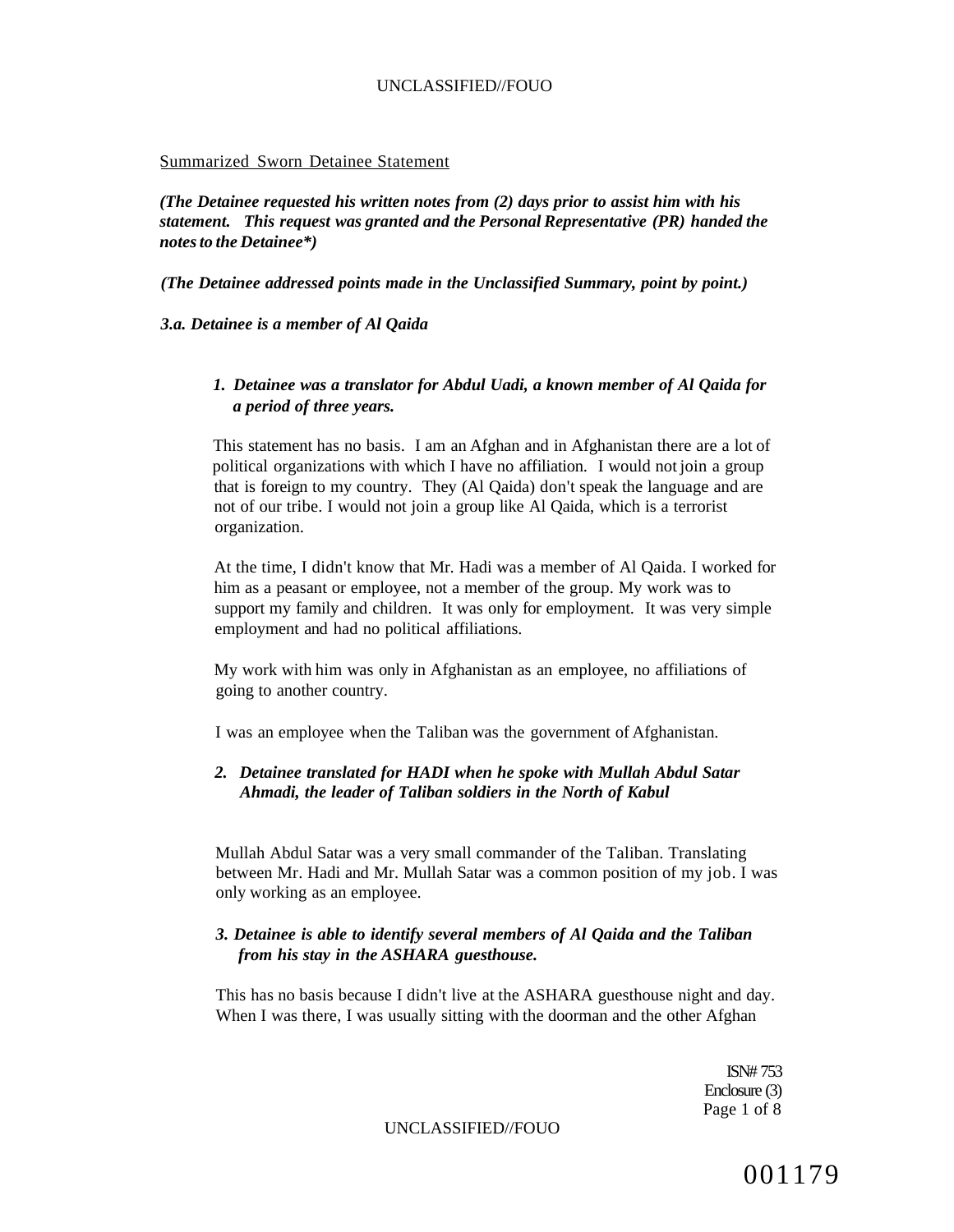Summarized Sworn Detainee Statement

***(The Detainee requested his written notes from (2) days prior to assist him with his statement. This request was granted and the Personal Representative (PR) handed the notes to the Detainee\*)***

***(The Detainee addressed points made in the Unclassified Summary, point by point.)***

***3.a. Detainee is a member of Al Qaida***

***1. Detainee was a translator for Abdul Uadi, a known member of Al Qaida for a period of three years.***

This statement has no basis. I am an Afghan and in Afghanistan there are a lot of political organizations with which I have no affiliation. I would not join a group that is foreign to my country. They (Al Qaida) don't speak the language and are not of our tribe. I would not join a group like Al Qaida, which is a terrorist organization.

At the time, I didn't know that Mr. Hadi was a member of Al Qaida. I worked for him as a peasant or employee, not a member of the group. My work was to support my family and children. It was only for employment. It was very simple employment and had no political affiliations.

My work with him was only in Afghanistan as an employee, no affiliations of going to another country.

I was an employee when the Taliban was the government of Afghanistan.

***2. Detainee translated for HADI when he spoke with Mullah Abdul Satar Ahmadi, the leader of Taliban soldiers in the North of Kabul***

Mullah Abdul Satar was a very small commander of the Taliban. Translating between Mr. Hadi and Mr. Mullah Satar was a common position of my job. I was only working as an employee.

***3. Detainee is able to identify several members of Al Qaida and the Taliban from his stay in the ASHARA guesthouse.***

This has no basis because I didn't live at the ASHARA guesthouse night and day. When I was there, I was usually sitting with the doorman and the other Afghan

ISN# 753
Enclosure (3)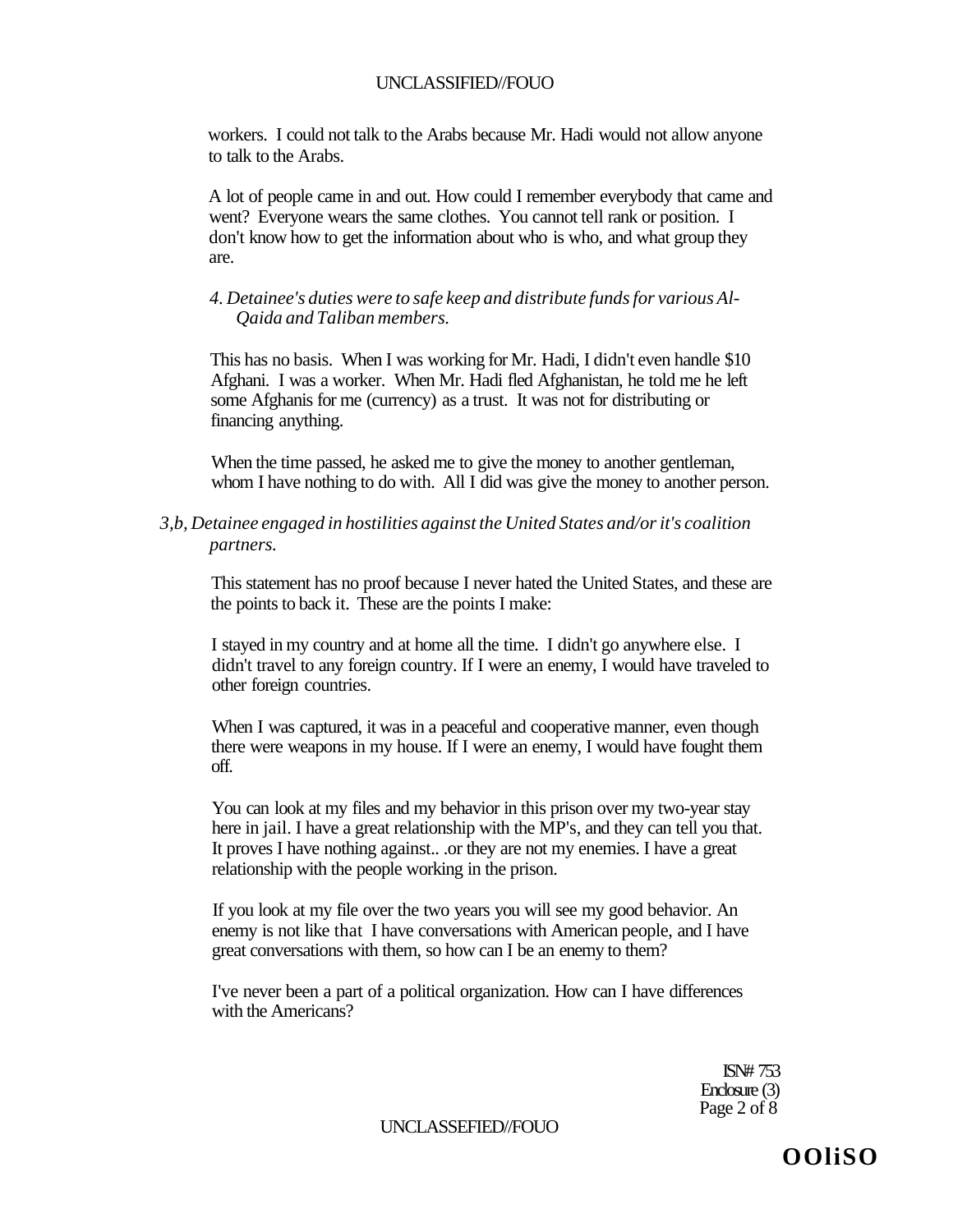workers. I could not talk to the Arabs because Mr. Hadi would not allow anyone to talk to the Arabs.

A lot of people came in and out. How could I remember everybody that came and went? Everyone wears the same clothes. You cannot tell rank or position. I don't know how to get the information about who is who, and what group they are.

*4. Detainee's duties were to safe keep and distribute funds for various Al-Qaida and Taliban members.*

This has no basis. When I was working for Mr. Hadi, I didn't even handle $10 Afghani. I was a worker. When Mr. Hadi fled Afghanistan, he told me he left some Afghanis for me (currency) as a trust. It was not for distributing or financing anything.

When the time passed, he asked me to give the money to another gentleman, whom I have nothing to do with. All I did was give the money to another person.

*3,b, Detainee engaged in hostilities against the United States and/or it's coalition partners.*

This statement has no proof because I never hated the United States, and these are the points to back it. These are the points I make:

I stayed in my country and at home all the time. I didn't go anywhere else. I didn't travel to any foreign country. If I were an enemy, I would have traveled to other foreign countries.

When I was captured, it was in a peaceful and cooperative manner, even though there were weapons in my house. If I were an enemy, I would have fought them off.

You can look at my files and my behavior in this prison over my two-year stay here in jail. I have a great relationship with the MP's, and they can tell you that. It proves I have nothing against.. .or they are not my enemies. I have a great relationship with the people working in the prison.

If you look at my file over the two years you will see my good behavior. An enemy is not like that I have conversations with American people, and I have great conversations with them, so how can I be an enemy to them?

I've never been a part of a political organization. How can I have differences with the Americans?

ISN# 753
Enclosure (3)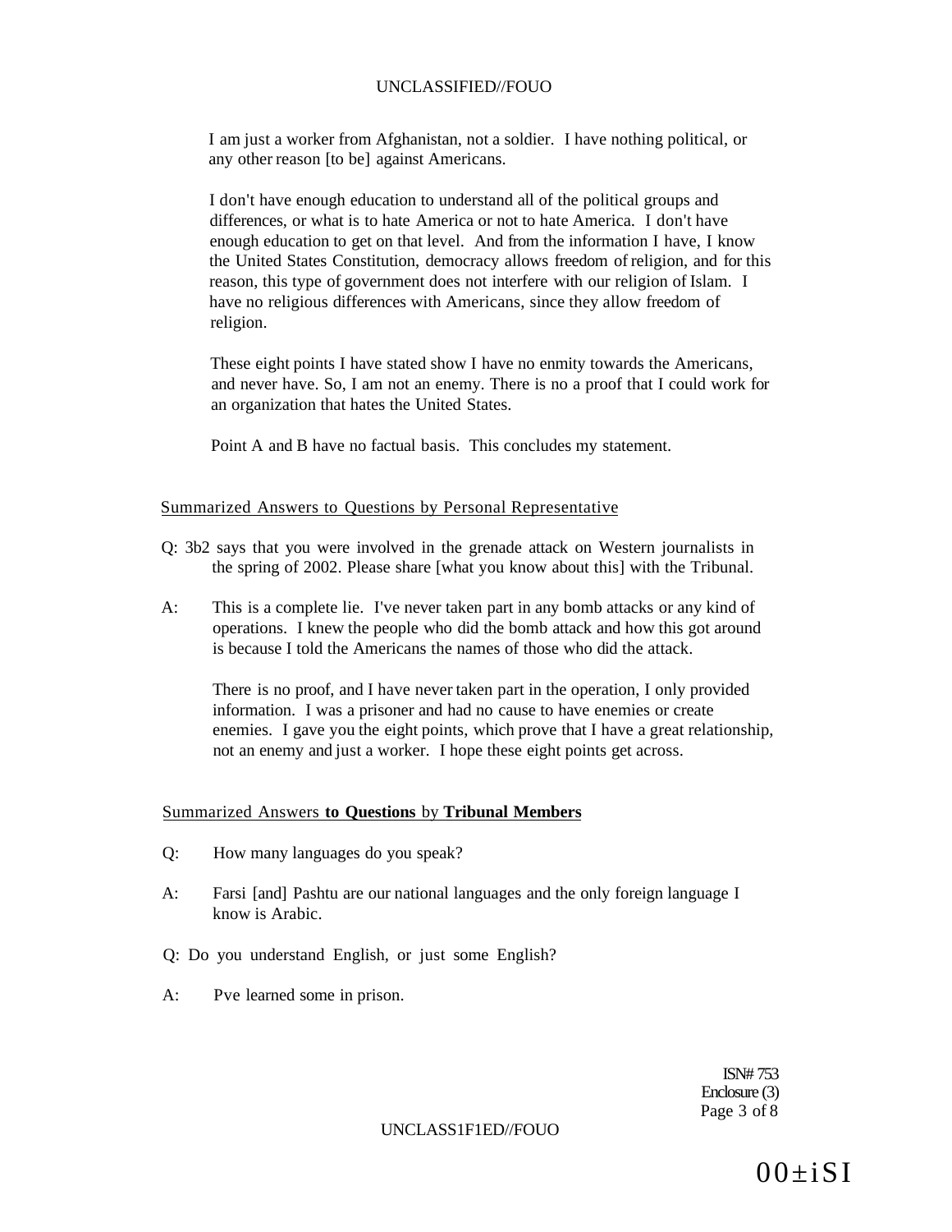I am just a worker from Afghanistan, not a soldier. I have nothing political, or any other reason [to be] against Americans.

I don't have enough education to understand all of the political groups and differences, or what is to hate America or not to hate America. I don't have enough education to get on that level. And from the information I have, I know the United States Constitution, democracy allows freedom of religion, and for this reason, this type of government does not interfere with our religion of Islam. I have no religious differences with Americans, since they allow freedom of religion.

These eight points I have stated show I have no enmity towards the Americans, and never have. So, I am not an enemy. There is no a proof that I could work for an organization that hates the United States.

Point A and B have no factual basis. This concludes my statement.

## Summarized Answers to Questions by Personal Representative

Q: 3b2 says that you were involved in the grenade attack on Western journalists in the spring of 2002. Please share [what you know about this] with the Tribunal.

A: This is a complete lie. I've never taken part in any bomb attacks or any kind of operations. I knew the people who did the bomb attack and how this got around is because I told the Americans the names of those who did the attack.

There is no proof, and I have never taken part in the operation, I only provided information. I was a prisoner and had no cause to have enemies or create enemies. I gave you the eight points, which prove that I have a great relationship, not an enemy and just a worker. I hope these eight points get across.

## Summarized Answers **to Questions** by **Tribunal Members**

Q: How many languages do you speak?

A: Farsi [and] Pashtu are our national languages and the only foreign language I know is Arabic.

Q: Do you understand English, or just some English?

A: Pve learned some in prison.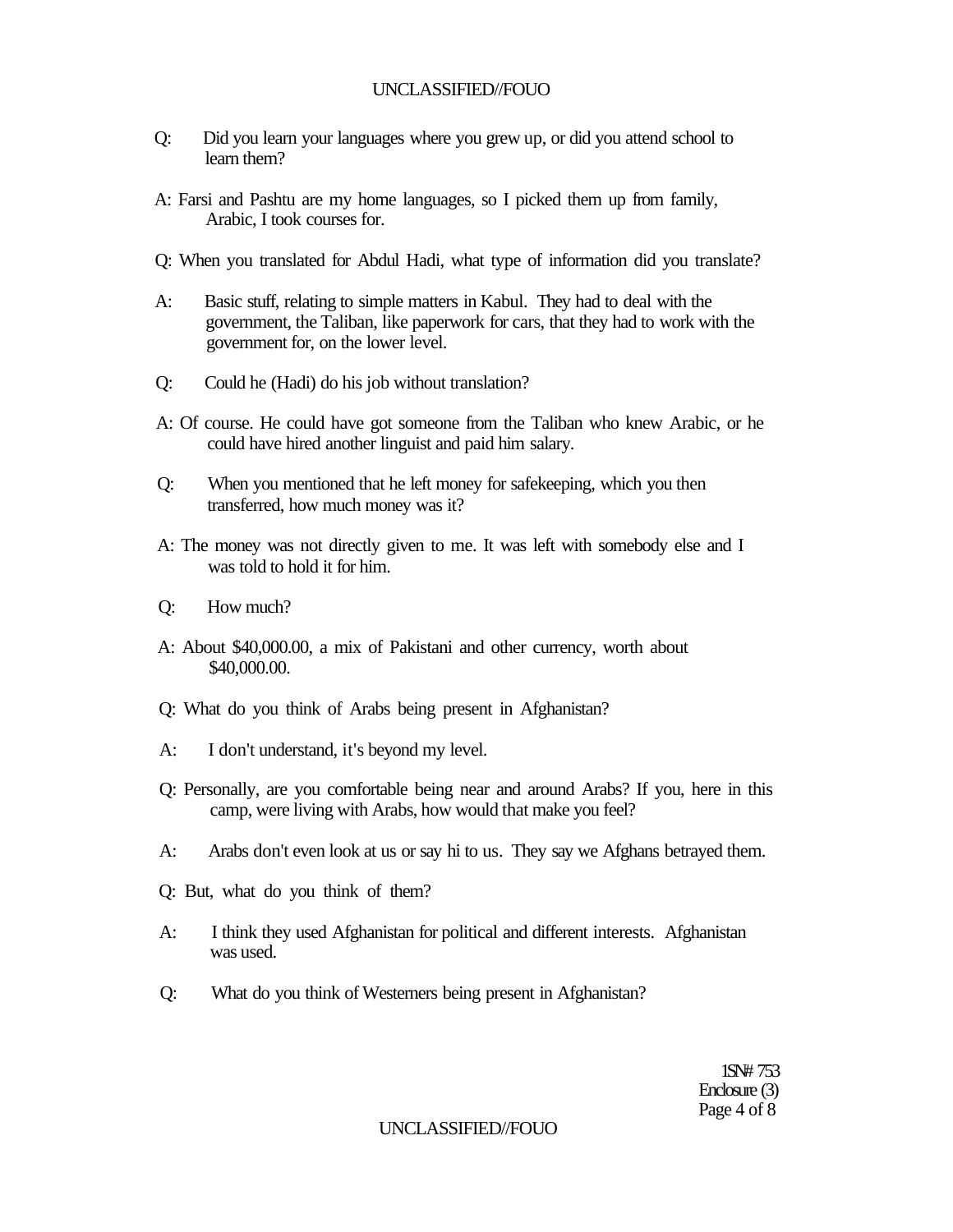Q: Did you learn your languages where you grew up, or did you attend school to learn them?

A: Farsi and Pashtu are my home languages, so I picked them up from family, Arabic, I took courses for.

Q: When you translated for Abdul Hadi, what type of information did you translate?

A: Basic stuff, relating to simple matters in Kabul. They had to deal with the government, the Taliban, like paperwork for cars, that they had to work with the government for, on the lower level.

Q: Could he (Hadi) do his job without translation?

A: Of course. He could have got someone from the Taliban who knew Arabic, or he could have hired another linguist and paid him salary.

Q: When you mentioned that he left money for safekeeping, which you then transferred, how much money was it?

A: The money was not directly given to me. It was left with somebody else and I was told to hold it for him.

Q: How much?

A: About $40,000.00, a mix of Pakistani and other currency, worth about $40,000.00.

Q: What do you think of Arabs being present in Afghanistan?

A: I don't understand, it's beyond my level.

Q: Personally, are you comfortable being near and around Arabs? If you, here in this camp, were living with Arabs, how would that make you feel?

A: Arabs don't even look at us or say hi to us. They say we Afghans betrayed them.

Q: But, what do you think of them?

A: I think they used Afghanistan for political and different interests. Afghanistan was used.

Q: What do you think of Westerners being present in Afghanistan?

ISN# 753
Enclosure (3)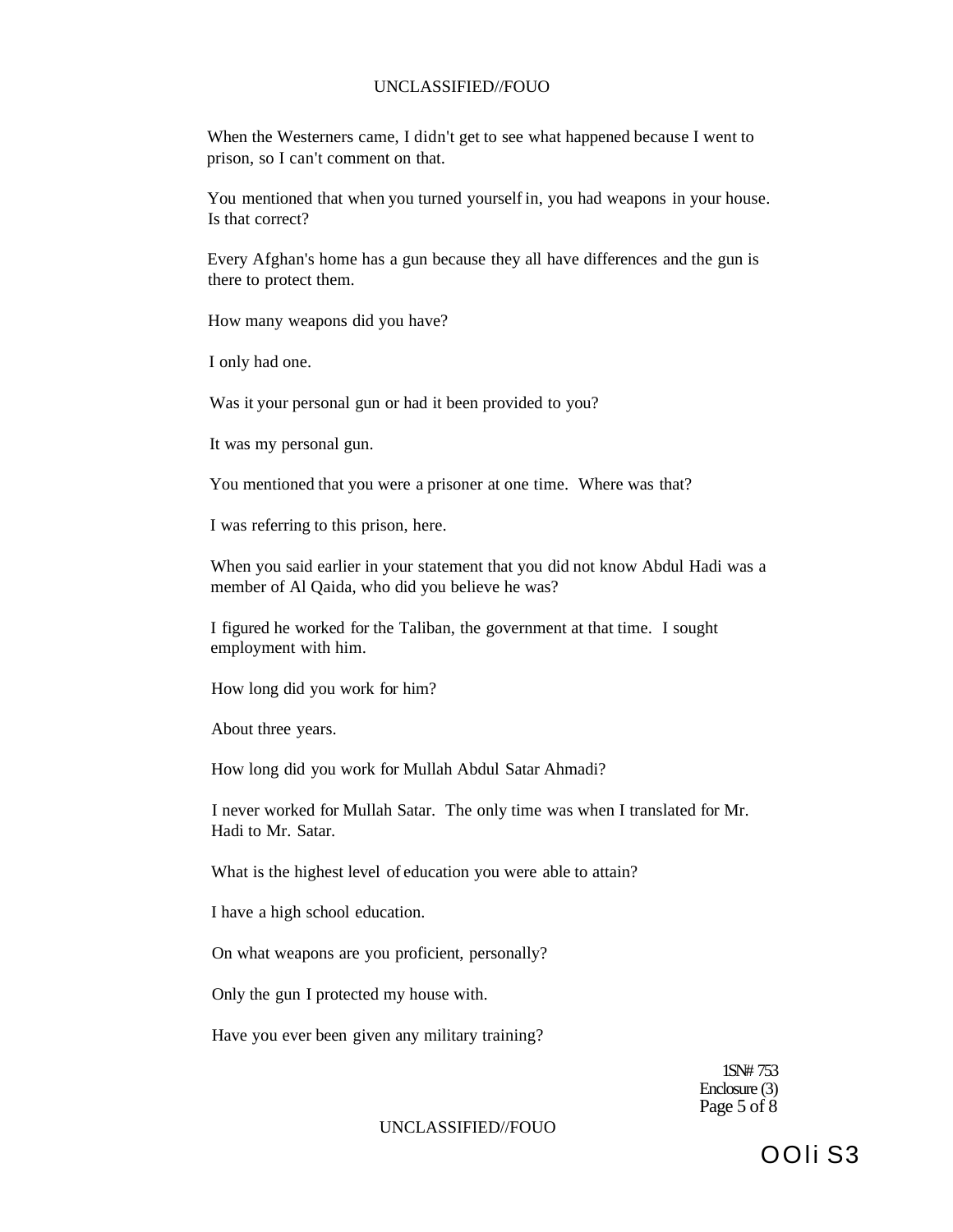When the Westerners came, I didn't get to see what happened because I went to prison, so I can't comment on that.

You mentioned that when you turned yourself in, you had weapons in your house. Is that correct?

Every Afghan's home has a gun because they all have differences and the gun is there to protect them.

How many weapons did you have?

I only had one.

Was it your personal gun or had it been provided to you?

It was my personal gun.

You mentioned that you were a prisoner at one time. Where was that?

I was referring to this prison, here.

When you said earlier in your statement that you did not know Abdul Hadi was a member of Al Qaida, who did you believe he was?

I figured he worked for the Taliban, the government at that time. I sought employment with him.

How long did you work for him?

About three years.

How long did you work for Mullah Abdul Satar Ahmadi?

I never worked for Mullah Satar. The only time was when I translated for Mr. Hadi to Mr. Satar.

What is the highest level of education you were able to attain?

I have a high school education.

On what weapons are you proficient, personally?

Only the gun I protected my house with.

Have you ever been given any military training?

ISN# 753
Enclosure (3)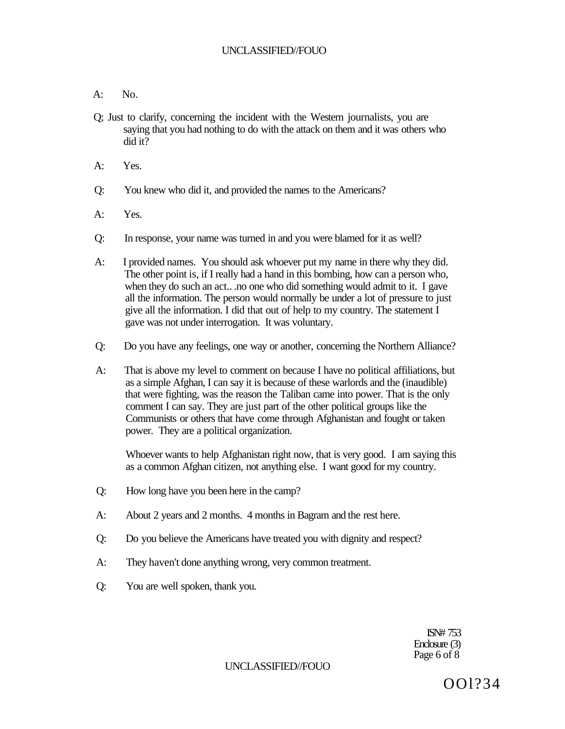A: No.

Q; Just to clarify, concerning the incident with the Western journalists, you are saying that you had nothing to do with the attack on them and it was others who did it?

A: Yes.

Q: You knew who did it, and provided the names to the Americans?

A: Yes.

Q: In response, your name was turned in and you were blamed for it as well?

A: I provided names. You should ask whoever put my name in there why they did. The other point is, if I really had a hand in this bombing, how can a person who, when they do such an act.. .no one who did something would admit to it. I gave all the information. The person would normally be under a lot of pressure to just give all the information. I did that out of help to my country. The statement I gave was not under interrogation. It was voluntary.

Q: Do you have any feelings, one way or another, concerning the Northern Alliance?

A: That is above my level to comment on because I have no political affiliations, but as a simple Afghan, I can say it is because of these warlords and the (inaudible) that were fighting, was the reason the Taliban came into power. That is the only comment I can say. They are just part of the other political groups like the Communists or others that have come through Afghanistan and fought or taken power. They are a political organization.

Whoever wants to help Afghanistan right now, that is very good. I am saying this as a common Afghan citizen, not anything else. I want good for my country.

Q: How long have you been here in the camp?

A: About 2 years and 2 months. 4 months in Bagram and the rest here.

Q: Do you believe the Americans have treated you with dignity and respect?

A: They haven't done anything wrong, very common treatment.

Q: You are well spoken, thank you.

ISN# 753
Enclosure (3)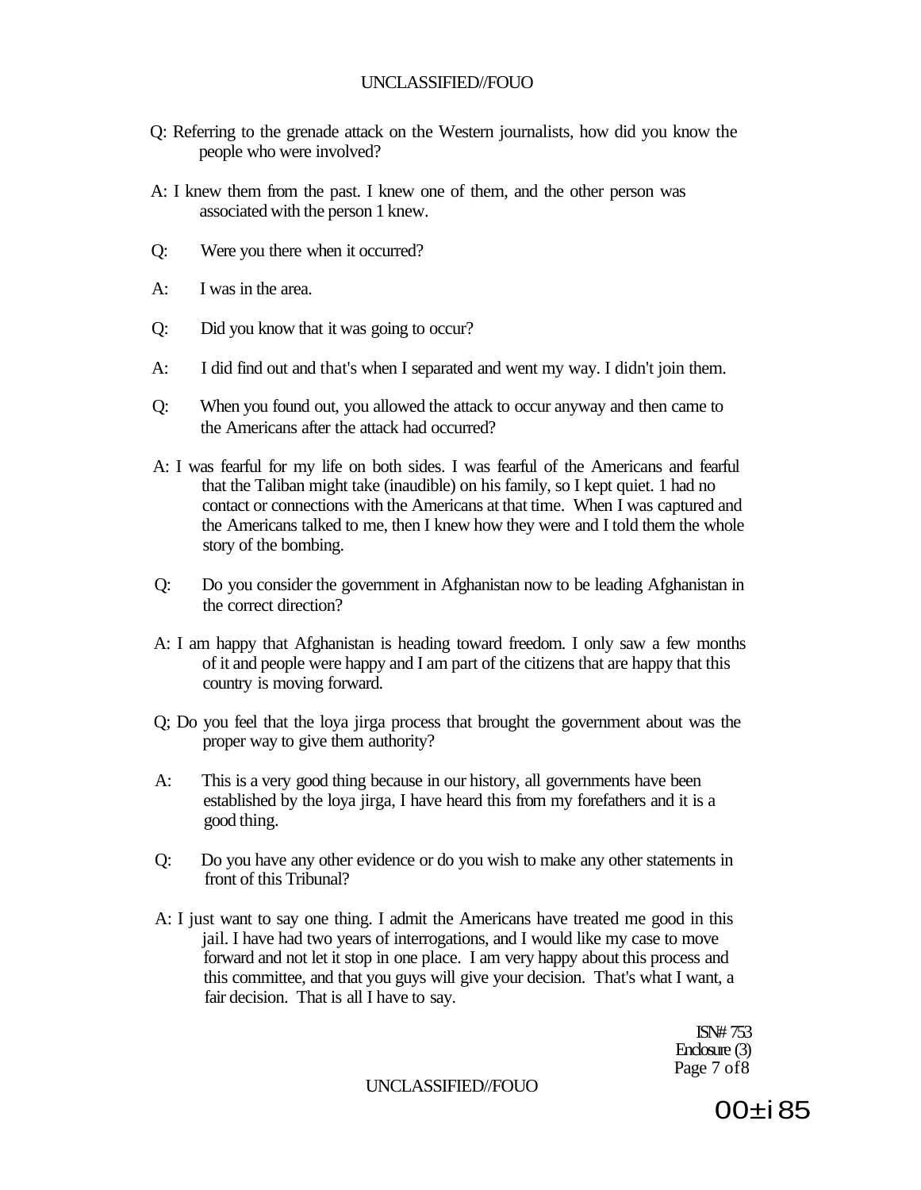Q: Referring to the grenade attack on the Western journalists, how did you know the people who were involved?

A: I knew them from the past. I knew one of them, and the other person was associated with the person 1 knew.

Q: Were you there when it occurred?

A: I was in the area.

Q: Did you know that it was going to occur?

A: I did find out and that's when I separated and went my way. I didn't join them.

Q: When you found out, you allowed the attack to occur anyway and then came to the Americans after the attack had occurred?

A: I was fearful for my life on both sides. I was fearful of the Americans and fearful that the Taliban might take (inaudible) on his family, so I kept quiet. 1 had no contact or connections with the Americans at that time. When I was captured and the Americans talked to me, then I knew how they were and I told them the whole story of the bombing.

Q: Do you consider the government in Afghanistan now to be leading Afghanistan in the correct direction?

A: I am happy that Afghanistan is heading toward freedom. I only saw a few months of it and people were happy and I am part of the citizens that are happy that this country is moving forward.

Q; Do you feel that the loya jirga process that brought the government about was the proper way to give them authority?

A: This is a very good thing because in our history, all governments have been established by the loya jirga, I have heard this from my forefathers and it is a good thing.

Q: Do you have any other evidence or do you wish to make any other statements in front of this Tribunal?

A: I just want to say one thing. I admit the Americans have treated me good in this jail. I have had two years of interrogations, and I would like my case to move forward and not let it stop in one place. I am very happy about this process and this committee, and that you guys will give your decision. That's what I want, a fair decision. That is all I have to say.

ISN# 753
Enclosure (3)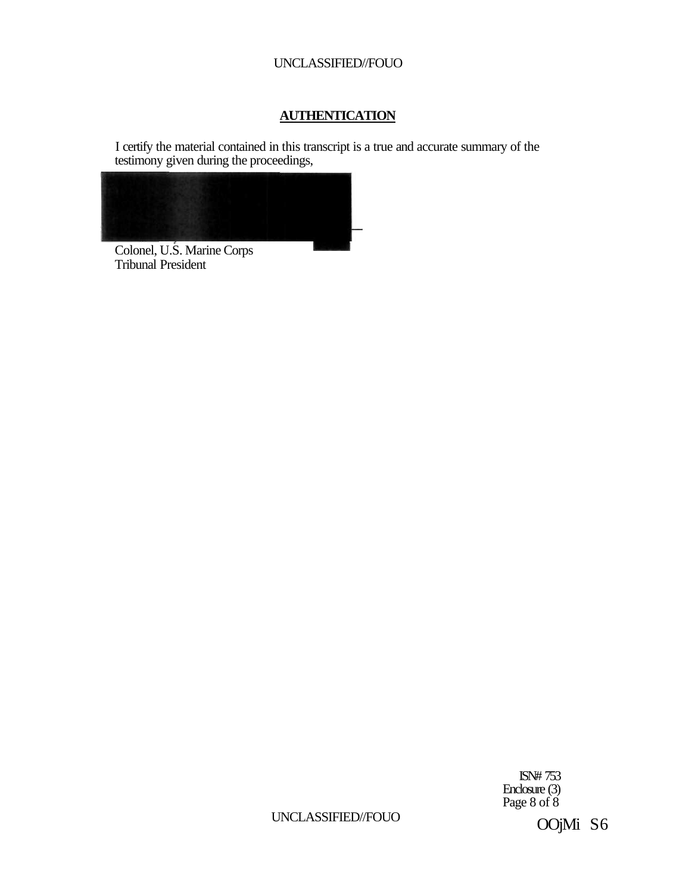## AUTHENTICATION

I certify the material contained in this transcript is a true and accurate summary of the testimony given during the proceedings,

Colonel, U.S. Marine Corps
Tribunal President

ISN# 753
Enclosure (3)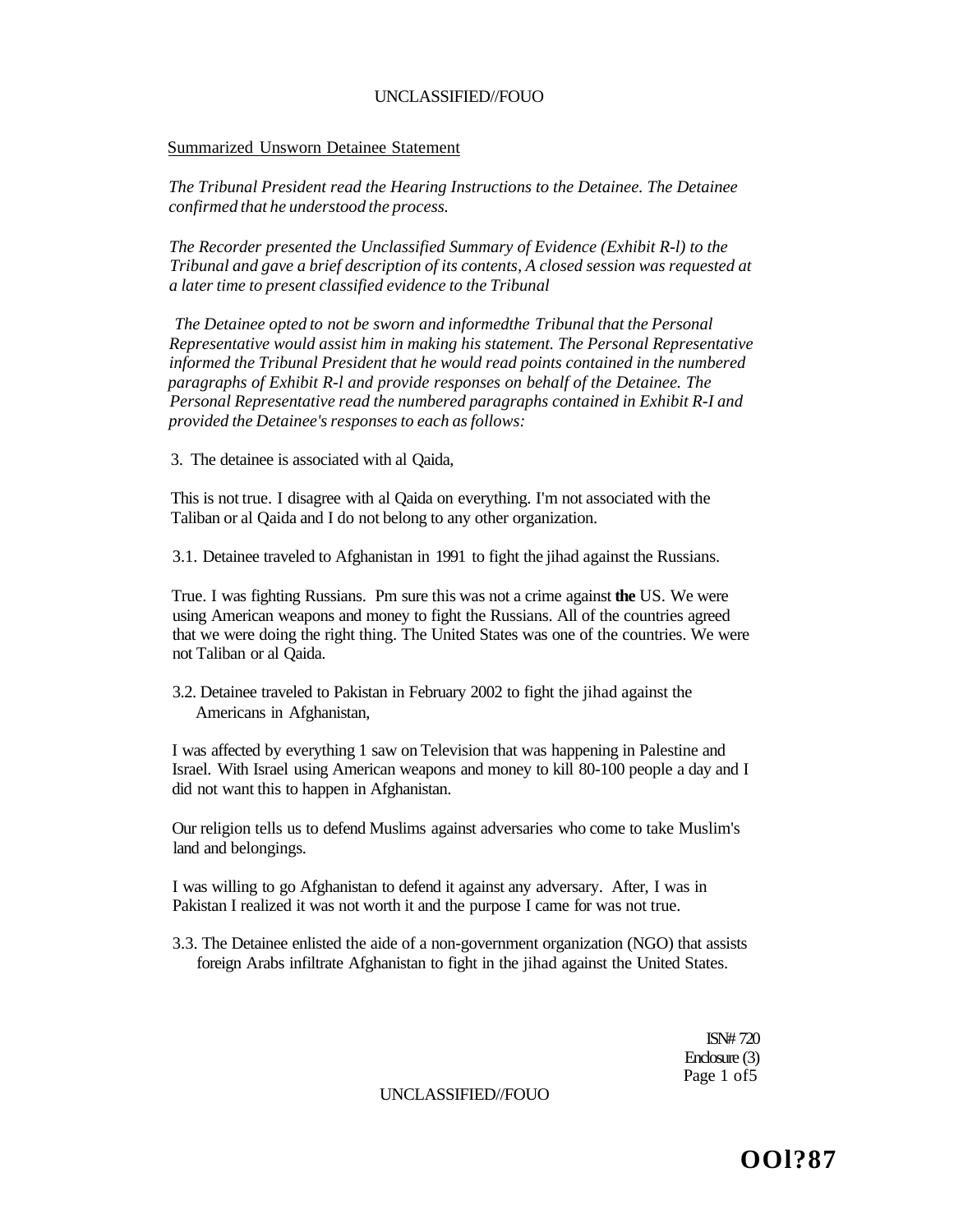Summarized Unsworn Detainee Statement

*The Tribunal President read the Hearing Instructions to the Detainee. The Detainee confirmed that he understood the process.*

*The Recorder presented the Unclassified Summary of Evidence (Exhibit R-l) to the Tribunal and gave a brief description of its contents, A closed session was requested at a later time to present classified evidence to the Tribunal*

*The Detainee opted to not be sworn and informedthe Tribunal that the Personal Representative would assist him in making his statement. The Personal Representative informed the Tribunal President that he would read points contained in the numbered paragraphs of Exhibit R-l and provide responses on behalf of the Detainee. The Personal Representative read the numbered paragraphs contained in Exhibit R-I and provided the Detainee's responses to each as follows:*

3. The detainee is associated with al Qaida,

This is not true. I disagree with al Qaida on everything. I'm not associated with the Taliban or al Qaida and I do not belong to any other organization.

3.1. Detainee traveled to Afghanistan in 1991 to fight the jihad against the Russians.

True. I was fighting Russians. Pm sure this was not a crime against **the** US. We were using American weapons and money to fight the Russians. All of the countries agreed that we were doing the right thing. The United States was one of the countries. We were not Taliban or al Qaida.

3.2. Detainee traveled to Pakistan in February 2002 to fight the jihad against the Americans in Afghanistan,

I was affected by everything 1 saw on Television that was happening in Palestine and Israel. With Israel using American weapons and money to kill 80-100 people a day and I did not want this to happen in Afghanistan.

Our religion tells us to defend Muslims against adversaries who come to take Muslim's land and belongings.

I was willing to go Afghanistan to defend it against any adversary. After, I was in Pakistan I realized it was not worth it and the purpose I came for was not true.

3.3. The Detainee enlisted the aide of a non-government organization (NGO) that assists foreign Arabs infiltrate Afghanistan to fight in the jihad against the United States.

ISN# 720
Enclosure (3)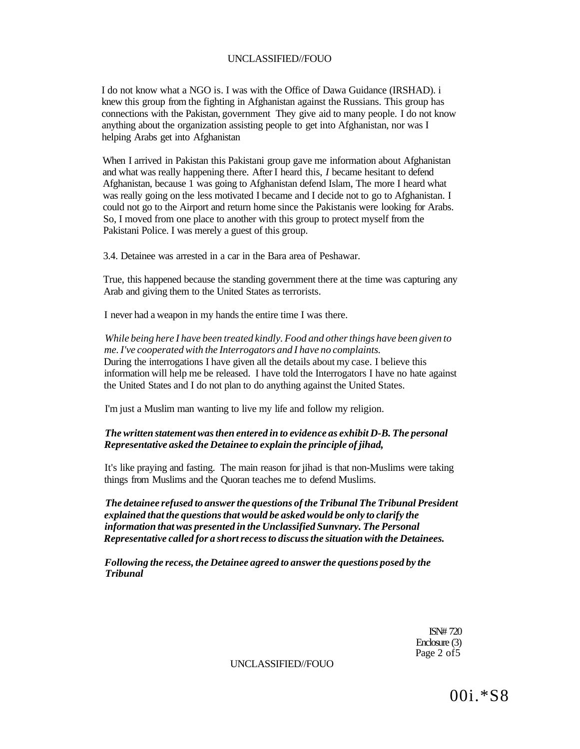I do not know what a NGO is. I was with the Office of Dawa Guidance (IRSHAD). i knew this group from the fighting in Afghanistan against the Russians. This group has connections with the Pakistan, government They give aid to many people. I do not know anything about the organization assisting people to get into Afghanistan, nor was I helping Arabs get into Afghanistan

When I arrived in Pakistan this Pakistani group gave me information about Afghanistan and what was really happening there. After I heard this, *I* became hesitant to defend Afghanistan, because 1 was going to Afghanistan defend Islam, The more I heard what was really going on the less motivated I became and I decide not to go to Afghanistan. I could not go to the Airport and return home since the Pakistanis were looking for Arabs. So, I moved from one place to another with this group to protect myself from the Pakistani Police. I was merely a guest of this group.

3.4. Detainee was arrested in a car in the Bara area of Peshawar.

True, this happened because the standing government there at the time was capturing any Arab and giving them to the United States as terrorists.

I never had a weapon in my hands the entire time I was there.

*While being here I have been treated kindly. Food and other things have been given to me. I've cooperated with the Interrogators and I have no complaints.*
During the interrogations I have given all the details about my case. I believe this information will help me be released. I have told the Interrogators I have no hate against the United States and I do not plan to do anything against the United States.

I'm just a Muslim man wanting to live my life and follow my religion.

***The written statement was then entered in to evidence as exhibit D-B. The personal Representative asked the Detainee to explain the principle of jihad,***

It's like praying and fasting. The main reason for jihad is that non-Muslims were taking things from Muslims and the Quoran teaches me to defend Muslims.

***The detainee refused to answer the questions of the Tribunal The Tribunal President explained that the questions that would be asked would be only to clarify the information that was presented in the Unclassified Sunvnary. The Personal Representative called for a short recess to discuss the situation with the Detainees.***

***Following the recess, the Detainee agreed to answer the questions posed by the Tribunal***

ISN# 720
Enclosure (3)

00i.*S8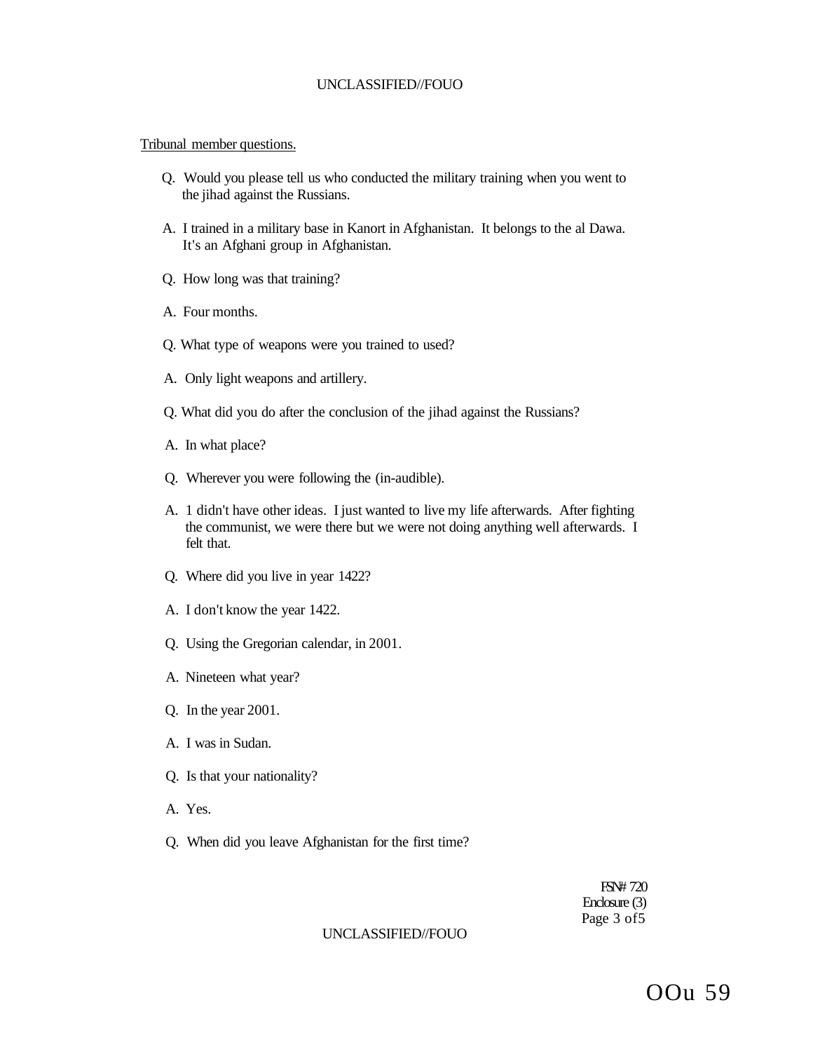Tribunal member questions.

Q. Would you please tell us who conducted the military training when you went to the jihad against the Russians.

A. I trained in a military base in Kanort in Afghanistan. It belongs to the al Dawa. It's an Afghani group in Afghanistan.

Q. How long was that training?

A. Four months.

Q. What type of weapons were you trained to used?

A. Only light weapons and artillery.

Q. What did you do after the conclusion of the jihad against the Russians?

A. In what place?

Q. Wherever you were following the (in-audible).

A. 1 didn't have other ideas. I just wanted to live my life afterwards. After fighting the communist, we were there but we were not doing anything well afterwards. I felt that.

Q. Where did you live in year 1422?

A. I don't know the year 1422.

Q. Using the Gregorian calendar, in 2001.

A. Nineteen what year?

Q. In the year 2001.

A. I was in Sudan.

Q. Is that your nationality?

A. Yes.

Q. When did you leave Afghanistan for the first time?

FSN# 720
Enclosure (3)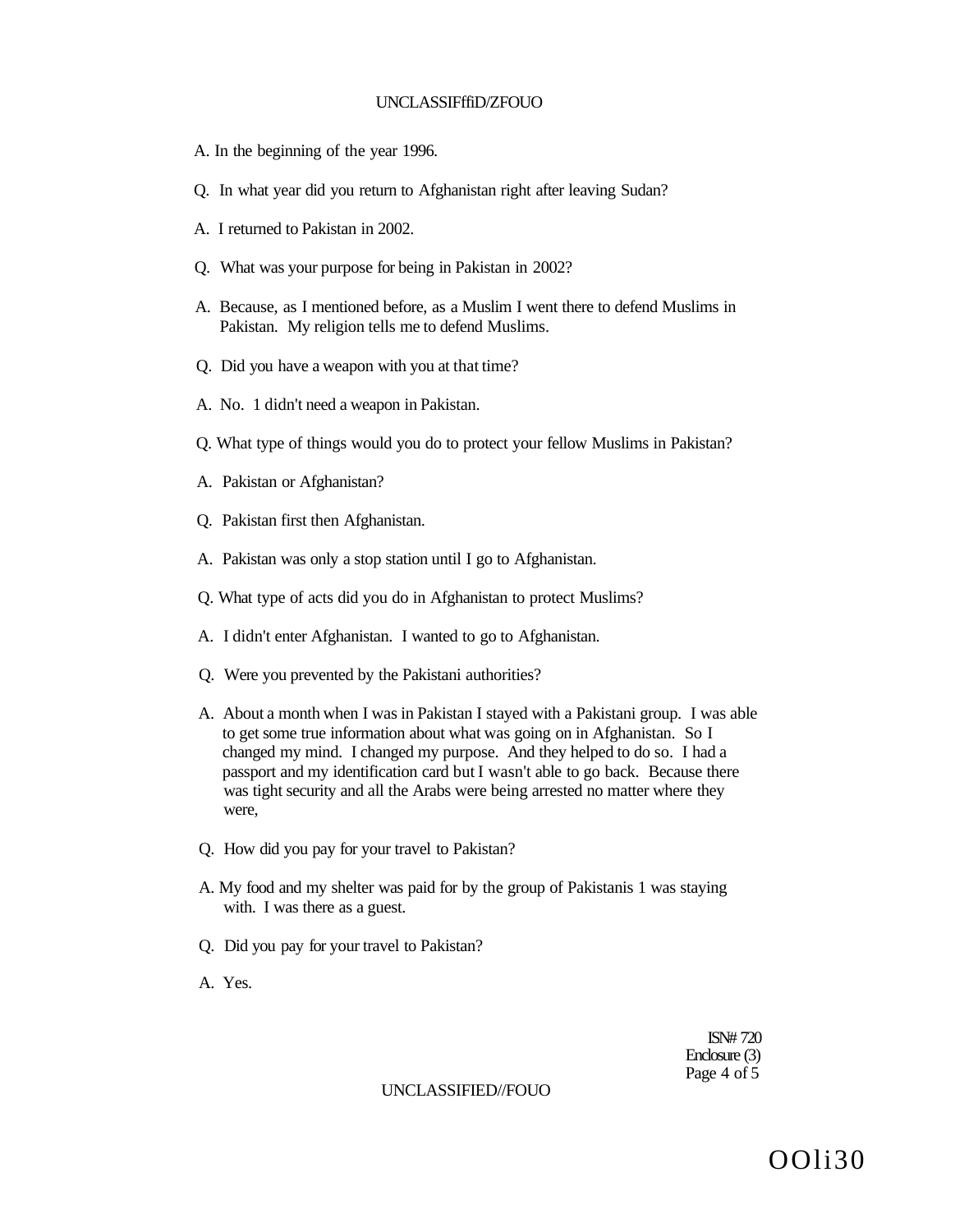A. In the beginning of the year 1996.

Q. In what year did you return to Afghanistan right after leaving Sudan?

A. I returned to Pakistan in 2002.

Q. What was your purpose for being in Pakistan in 2002?

A. Because, as I mentioned before, as a Muslim I went there to defend Muslims in Pakistan. My religion tells me to defend Muslims.

Q. Did you have a weapon with you at that time?

A. No. 1 didn't need a weapon in Pakistan.

Q. What type of things would you do to protect your fellow Muslims in Pakistan?

A. Pakistan or Afghanistan?

Q. Pakistan first then Afghanistan.

A. Pakistan was only a stop station until I go to Afghanistan.

Q. What type of acts did you do in Afghanistan to protect Muslims?

A. I didn't enter Afghanistan. I wanted to go to Afghanistan.

Q. Were you prevented by the Pakistani authorities?

A. About a month when I was in Pakistan I stayed with a Pakistani group. I was able to get some true information about what was going on in Afghanistan. So I changed my mind. I changed my purpose. And they helped to do so. I had a passport and my identification card but I wasn't able to go back. Because there was tight security and all the Arabs were being arrested no matter where they were,

Q. How did you pay for your travel to Pakistan?

A. My food and my shelter was paid for by the group of Pakistanis 1 was staying with. I was there as a guest.

Q. Did you pay for your travel to Pakistan?

A. Yes.

ISN# 720
Enclosure (3)

OOli30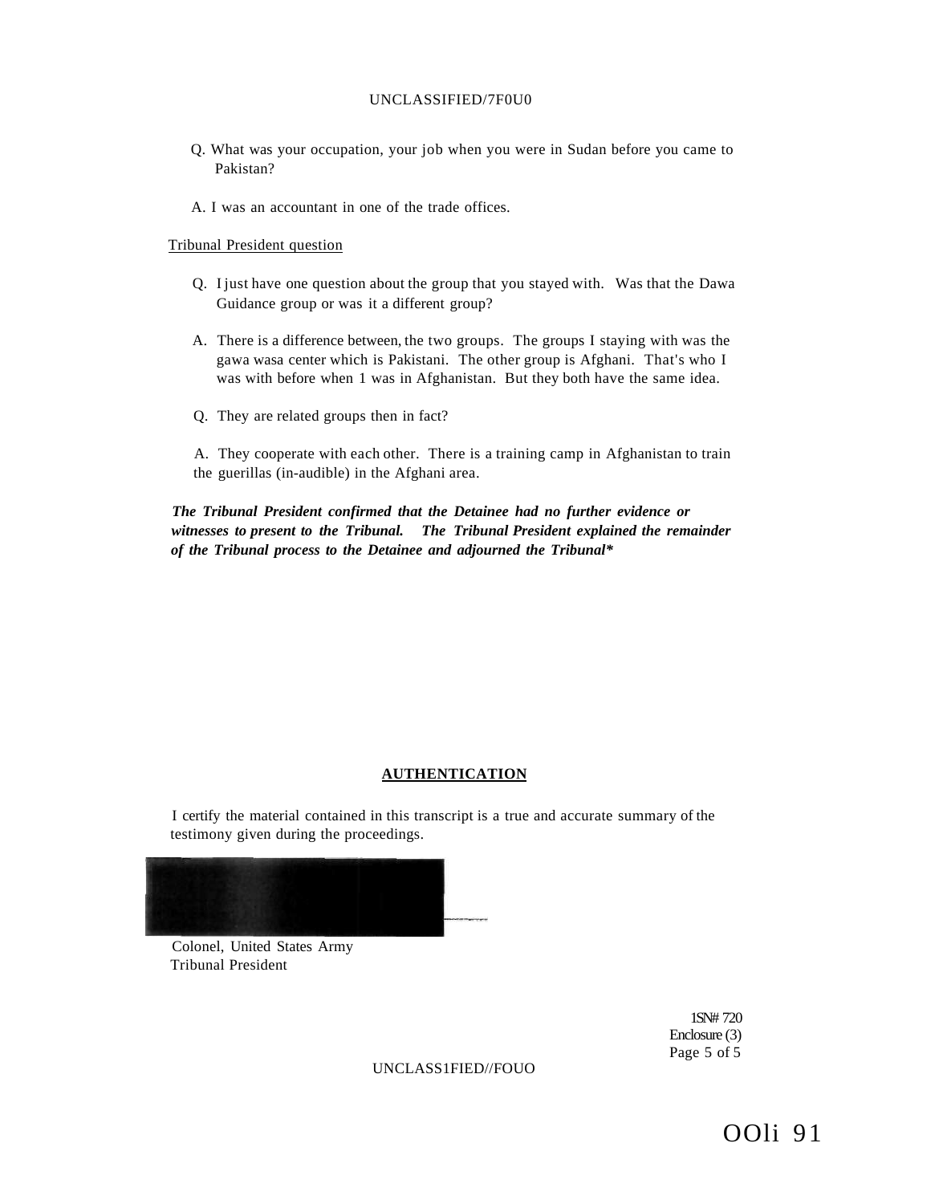Q. What was your occupation, your job when you were in Sudan before you came to Pakistan?

A. I was an accountant in one of the trade offices.

Tribunal President question

Q. I just have one question about the group that you stayed with. Was that the Dawa Guidance group or was it a different group?

A. There is a difference between, the two groups. The groups I staying with was the gawa wasa center which is Pakistani. The other group is Afghani. That's who I was with before when 1 was in Afghanistan. But they both have the same idea.

Q. They are related groups then in fact?

A. They cooperate with each other. There is a training camp in Afghanistan to train the guerillas (in-audible) in the Afghani area.

***The Tribunal President confirmed that the Detainee had no further evidence or witnesses to present to the Tribunal. The Tribunal President explained the remainder of the Tribunal process to the Detainee and adjourned the Tribunal****

**AUTHENTICATION**

I certify the material contained in this transcript is a true and accurate summary of the testimony given during the proceedings.

Colonel, United States Army
Tribunal President

1SN# 720
Enclosure (3)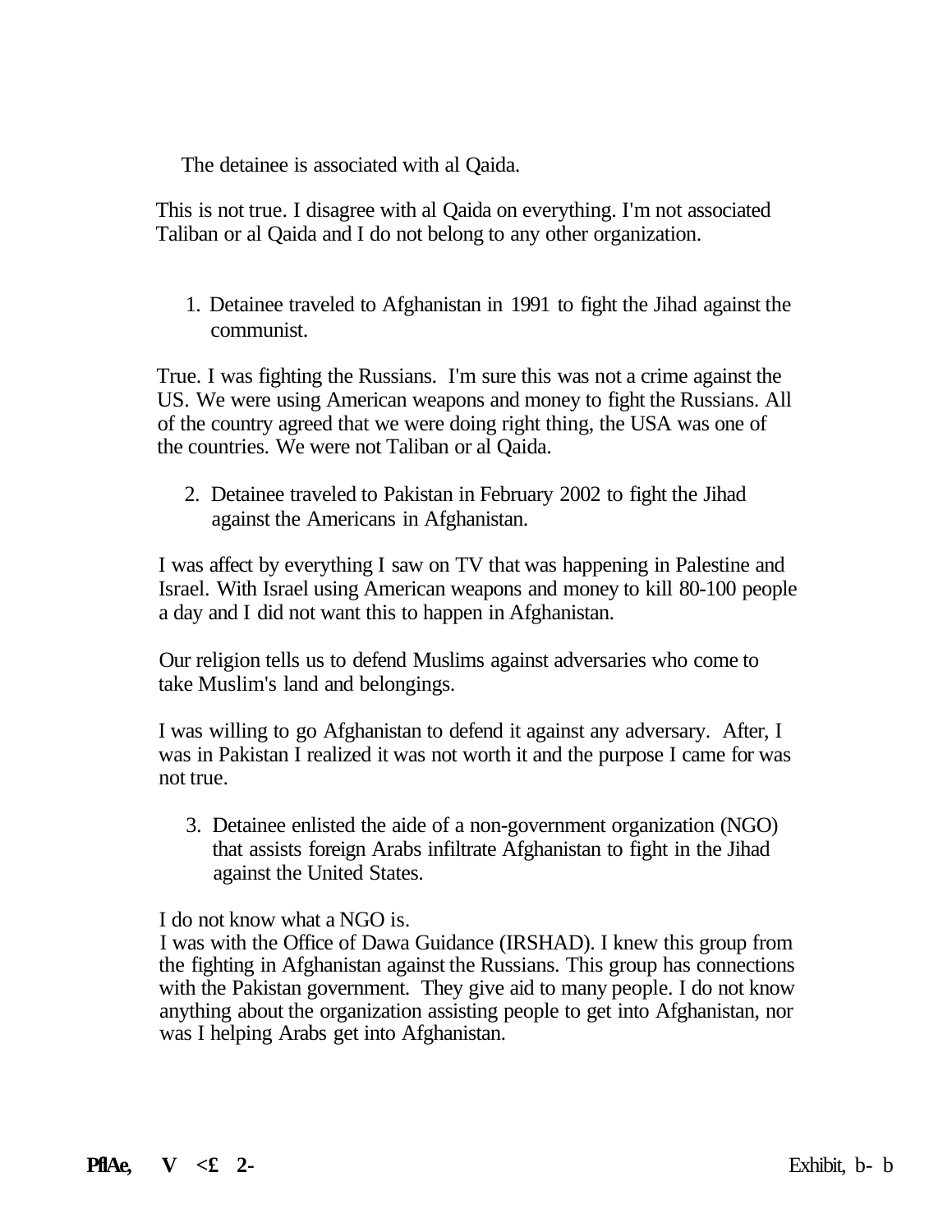The detainee is associated with al Qaida.

This is not true. I disagree with al Qaida on everything. I'm not associated Taliban or al Qaida and I do not belong to any other organization.

1. Detainee traveled to Afghanistan in 1991 to fight the Jihad against the communist.

True. I was fighting the Russians. I'm sure this was not a crime against the US. We were using American weapons and money to fight the Russians. All of the country agreed that we were doing right thing, the USA was one of the countries. We were not Taliban or al Qaida.

2. Detainee traveled to Pakistan in February 2002 to fight the Jihad against the Americans in Afghanistan.

I was affect by everything I saw on TV that was happening in Palestine and Israel. With Israel using American weapons and money to kill 80-100 people a day and I did not want this to happen in Afghanistan.

Our religion tells us to defend Muslims against adversaries who come to take Muslim's land and belongings.

I was willing to go Afghanistan to defend it against any adversary. After, I was in Pakistan I realized it was not worth it and the purpose I came for was not true.

3. Detainee enlisted the aide of a non-government organization (NGO) that assists foreign Arabs infiltrate Afghanistan to fight in the Jihad against the United States.

I do not know what a NGO is.
I was with the Office of Dawa Guidance (IRSHAD). I knew this group from the fighting in Afghanistan against the Russians. This group has connections with the Pakistan government. They give aid to many people. I do not know anything about the organization assisting people to get into Afghanistan, nor was I helping Arabs get into Afghanistan.

Exhibit, b- b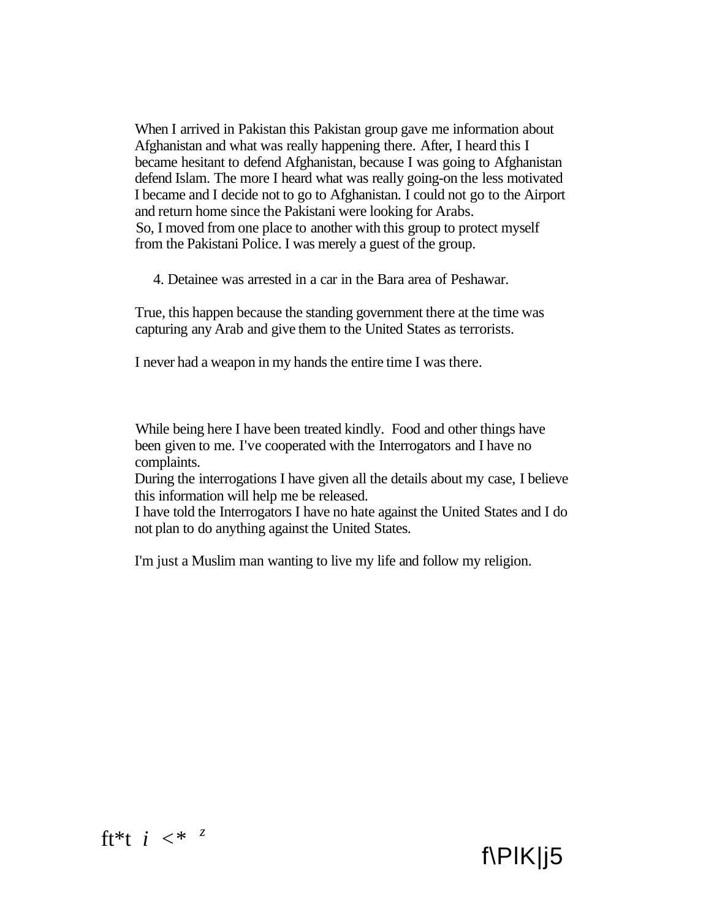When I arrived in Pakistan this Pakistan group gave me information about Afghanistan and what was really happening there. After, I heard this I became hesitant to defend Afghanistan, because I was going to Afghanistan defend Islam. The more I heard what was really going-on the less motivated I became and I decide not to go to Afghanistan. I could not go to the Airport and return home since the Pakistani were looking for Arabs. So, I moved from one place to another with this group to protect myself from the Pakistani Police. I was merely a guest of the group.

4. Detainee was arrested in a car in the Bara area of Peshawar.

True, this happen because the standing government there at the time was capturing any Arab and give them to the United States as terrorists.

I never had a weapon in my hands the entire time I was there.

While being here I have been treated kindly. Food and other things have been given to me. I've cooperated with the Interrogators and I have no complaints.
During the interrogations I have given all the details about my case, I believe this information will help me be released.
I have told the Interrogators I have no hate against the United States and I do not plan to do anything against the United States.

I'm just a Muslim man wanting to live my life and follow my religion.

ft*t i <* z

f\PIK|j5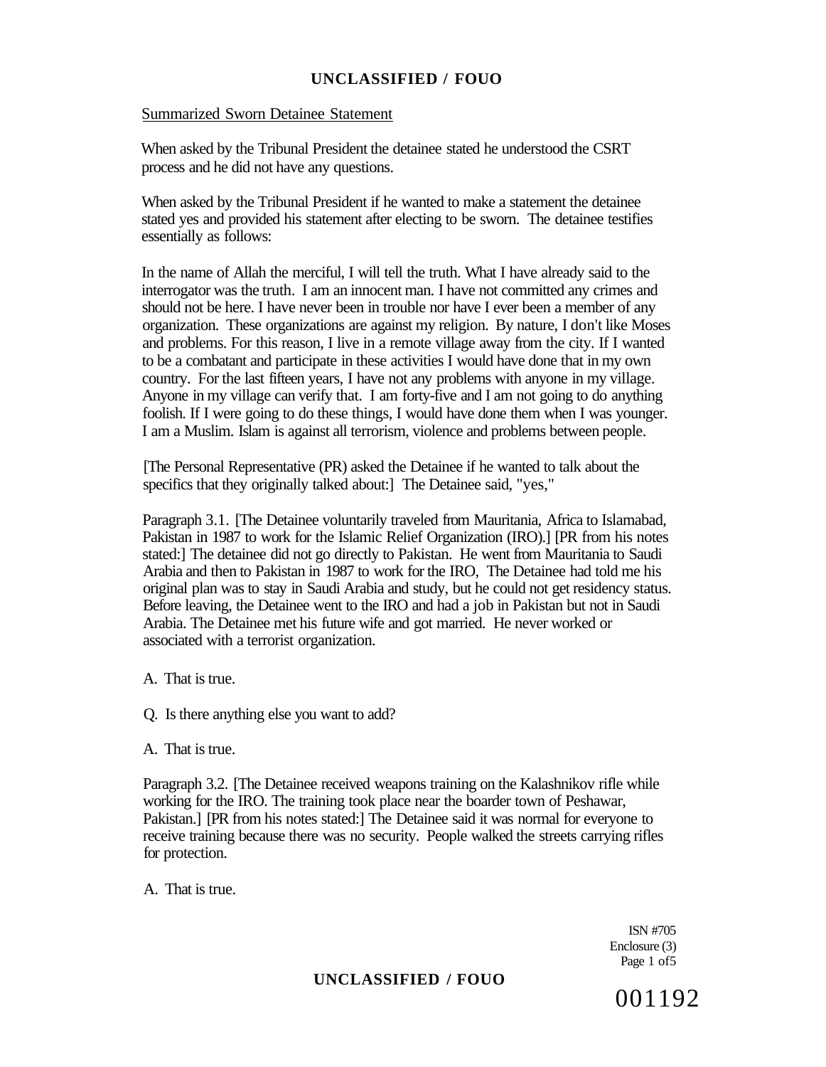Summarized Sworn Detainee Statement

When asked by the Tribunal President the detainee stated he understood the CSRT process and he did not have any questions.

When asked by the Tribunal President if he wanted to make a statement the detainee stated yes and provided his statement after electing to be sworn. The detainee testifies essentially as follows:

In the name of Allah the merciful, I will tell the truth. What I have already said to the interrogator was the truth. I am an innocent man. I have not committed any crimes and should not be here. I have never been in trouble nor have I ever been a member of any organization. These organizations are against my religion. By nature, I don't like Moses and problems. For this reason, I live in a remote village away from the city. If I wanted to be a combatant and participate in these activities I would have done that in my own country. For the last fifteen years, I have not any problems with anyone in my village. Anyone in my village can verify that. I am forty-five and I am not going to do anything foolish. If I were going to do these things, I would have done them when I was younger. I am a Muslim. Islam is against all terrorism, violence and problems between people.

[The Personal Representative (PR) asked the Detainee if he wanted to talk about the specifics that they originally talked about:] The Detainee said, "yes,"

Paragraph 3.1. [The Detainee voluntarily traveled from Mauritania, Africa to Islamabad, Pakistan in 1987 to work for the Islamic Relief Organization (IRO).] [PR from his notes stated:] The detainee did not go directly to Pakistan. He went from Mauritania to Saudi Arabia and then to Pakistan in 1987 to work for the IRO, The Detainee had told me his original plan was to stay in Saudi Arabia and study, but he could not get residency status. Before leaving, the Detainee went to the IRO and had a job in Pakistan but not in Saudi Arabia. The Detainee met his future wife and got married. He never worked or associated with a terrorist organization.

A. That is true.

Q. Is there anything else you want to add?

A. That is true.

Paragraph 3.2. [The Detainee received weapons training on the Kalashnikov rifle while working for the IRO. The training took place near the boarder town of Peshawar, Pakistan.] [PR from his notes stated:] The Detainee said it was normal for everyone to receive training because there was no security. People walked the streets carrying rifles for protection.

A. That is true.

ISN #705
Enclosure (3)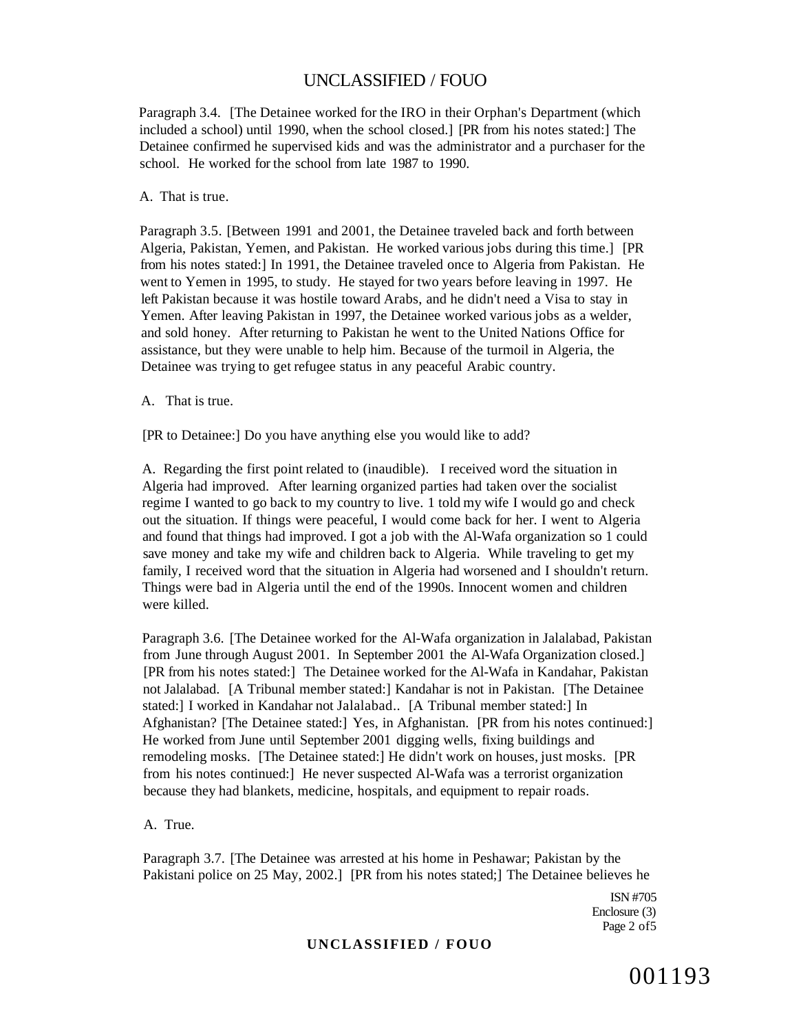Paragraph 3.4. [The Detainee worked for the IRO in their Orphan's Department (which included a school) until 1990, when the school closed.] [PR from his notes stated:] The Detainee confirmed he supervised kids and was the administrator and a purchaser for the school. He worked for the school from late 1987 to 1990.

A. That is true.

Paragraph 3.5. [Between 1991 and 2001, the Detainee traveled back and forth between Algeria, Pakistan, Yemen, and Pakistan. He worked various jobs during this time.] [PR from his notes stated:] In 1991, the Detainee traveled once to Algeria from Pakistan. He went to Yemen in 1995, to study. He stayed for two years before leaving in 1997. He left Pakistan because it was hostile toward Arabs, and he didn't need a Visa to stay in Yemen. After leaving Pakistan in 1997, the Detainee worked various jobs as a welder, and sold honey. After returning to Pakistan he went to the United Nations Office for assistance, but they were unable to help him. Because of the turmoil in Algeria, the Detainee was trying to get refugee status in any peaceful Arabic country.

A. That is true.

[PR to Detainee:] Do you have anything else you would like to add?

A. Regarding the first point related to (inaudible). I received word the situation in Algeria had improved. After learning organized parties had taken over the socialist regime I wanted to go back to my country to live. 1 told my wife I would go and check out the situation. If things were peaceful, I would come back for her. I went to Algeria and found that things had improved. I got a job with the Al-Wafa organization so 1 could save money and take my wife and children back to Algeria. While traveling to get my family, I received word that the situation in Algeria had worsened and I shouldn't return. Things were bad in Algeria until the end of the 1990s. Innocent women and children were killed.

Paragraph 3.6. [The Detainee worked for the Al-Wafa organization in Jalalabad, Pakistan from June through August 2001. In September 2001 the Al-Wafa Organization closed.] [PR from his notes stated:] The Detainee worked for the Al-Wafa in Kandahar, Pakistan not Jalalabad. [A Tribunal member stated:] Kandahar is not in Pakistan. [The Detainee stated:] I worked in Kandahar not Jalalabad.. [A Tribunal member stated:] In Afghanistan? [The Detainee stated:] Yes, in Afghanistan. [PR from his notes continued:] He worked from June until September 2001 digging wells, fixing buildings and remodeling mosks. [The Detainee stated:] He didn't work on houses, just mosks. [PR from his notes continued:] He never suspected Al-Wafa was a terrorist organization because they had blankets, medicine, hospitals, and equipment to repair roads.

A. True.

Paragraph 3.7. [The Detainee was arrested at his home in Peshawar; Pakistan by the Pakistani police on 25 May, 2002.] [PR from his notes stated;] The Detainee believes he

ISN #705
Enclosure (3)
Page 2 of5

001193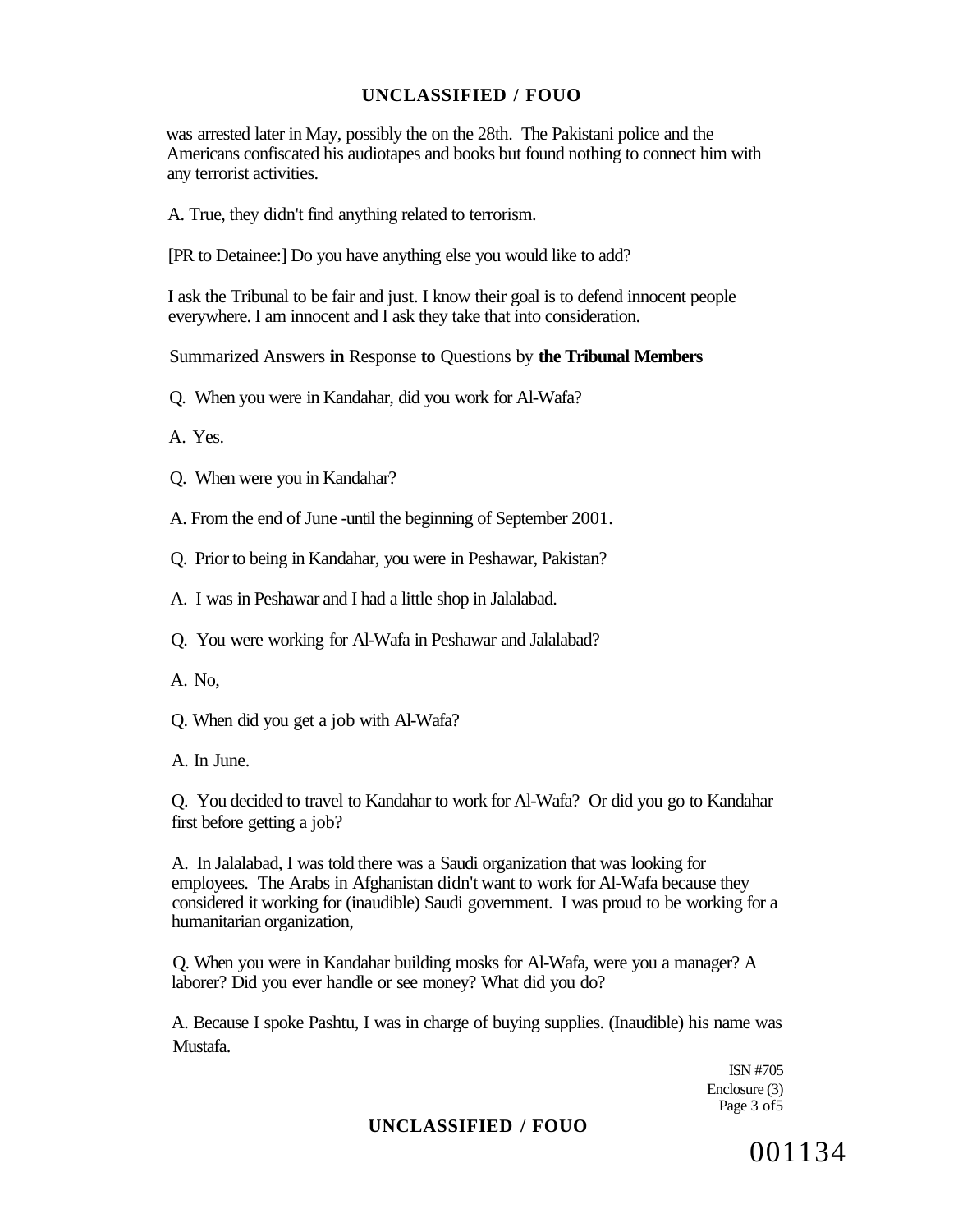was arrested later in May, possibly the on the 28th. The Pakistani police and the Americans confiscated his audiotapes and books but found nothing to connect him with any terrorist activities.

A. True, they didn't find anything related to terrorism.

[PR to Detainee:] Do you have anything else you would like to add?

I ask the Tribunal to be fair and just. I know their goal is to defend innocent people everywhere. I am innocent and I ask they take that into consideration.

Summarized Answers **in** Response **to** Questions by **the Tribunal Members**

Q. When you were in Kandahar, did you work for Al-Wafa?

A. Yes.

Q. When were you in Kandahar?

A. From the end of June -until the beginning of September 2001.

Q. Prior to being in Kandahar, you were in Peshawar, Pakistan?

A. I was in Peshawar and I had a little shop in Jalalabad.

Q. You were working for Al-Wafa in Peshawar and Jalalabad?

A. No,

Q. When did you get a job with Al-Wafa?

A. In June.

Q. You decided to travel to Kandahar to work for Al-Wafa? Or did you go to Kandahar first before getting a job?

A. In Jalalabad, I was told there was a Saudi organization that was looking for employees. The Arabs in Afghanistan didn't want to work for Al-Wafa because they considered it working for (inaudible) Saudi government. I was proud to be working for a humanitarian organization,

Q. When you were in Kandahar building mosks for Al-Wafa, were you a manager? A laborer? Did you ever handle or see money? What did you do?

A. Because I spoke Pashtu, I was in charge of buying supplies. (Inaudible) his name was Mustafa.

ISN #705
Enclosure (3)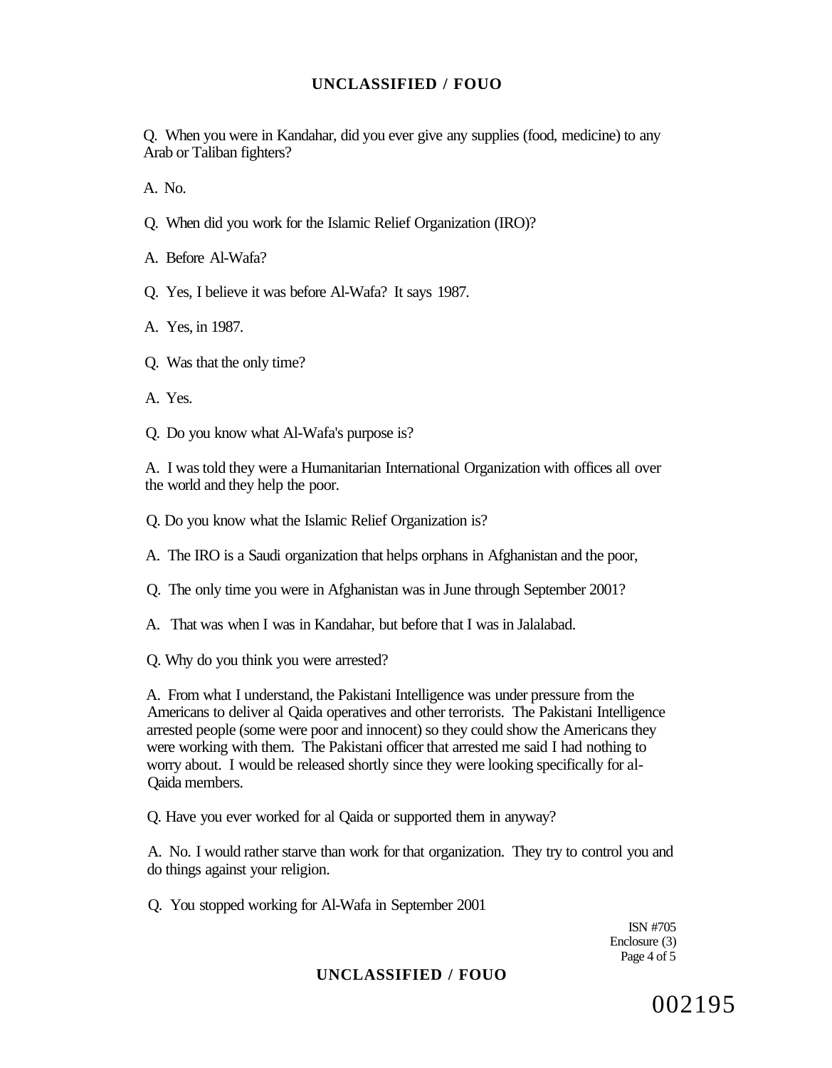Q. When you were in Kandahar, did you ever give any supplies (food, medicine) to any Arab or Taliban fighters?

A. No.

Q. When did you work for the Islamic Relief Organization (IRO)?

A. Before Al-Wafa?

Q. Yes, I believe it was before Al-Wafa? It says 1987.

A. Yes, in 1987.

Q. Was that the only time?

A. Yes.

Q. Do you know what Al-Wafa's purpose is?

A. I was told they were a Humanitarian International Organization with offices all over the world and they help the poor.

Q. Do you know what the Islamic Relief Organization is?

A. The IRO is a Saudi organization that helps orphans in Afghanistan and the poor,

Q. The only time you were in Afghanistan was in June through September 2001?

A. That was when I was in Kandahar, but before that I was in Jalalabad.

Q. Why do you think you were arrested?

A. From what I understand, the Pakistani Intelligence was under pressure from the Americans to deliver al Qaida operatives and other terrorists. The Pakistani Intelligence arrested people (some were poor and innocent) so they could show the Americans they were working with them. The Pakistani officer that arrested me said I had nothing to worry about. I would be released shortly since they were looking specifically for al-Qaida members.

Q. Have you ever worked for al Qaida or supported them in anyway?

A. No. I would rather starve than work for that organization. They try to control you and do things against your religion.

Q. You stopped working for Al-Wafa in September 2001

ISN #705
Enclosure (3)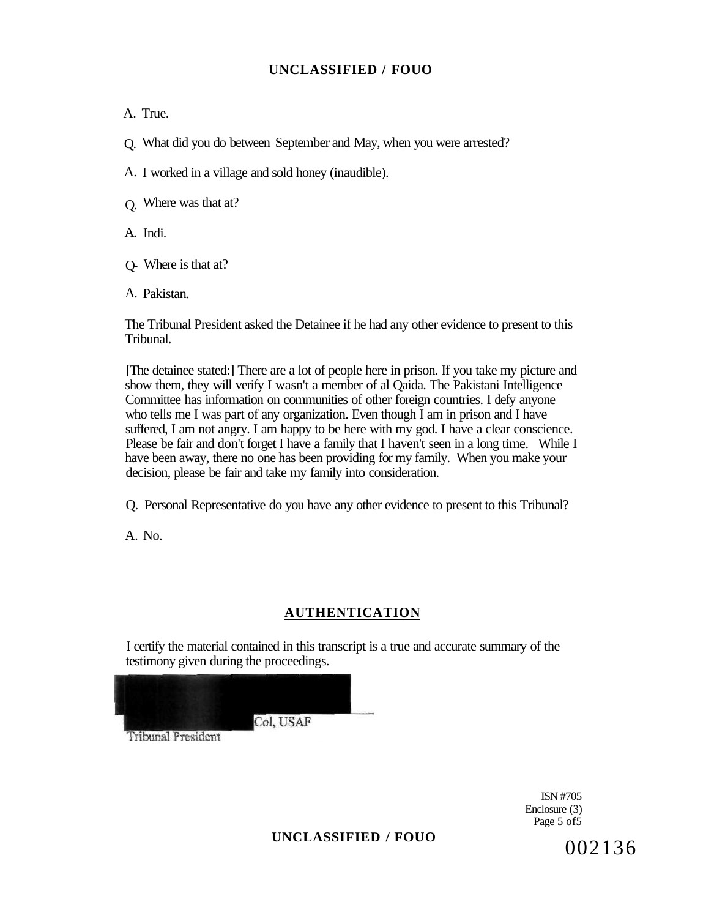A. True.

Q. What did you do between September and May, when you were arrested?

A. I worked in a village and sold honey (inaudible).

Q. Where was that at?

A. Indi.

Q- Where is that at?

A. Pakistan.

The Tribunal President asked the Detainee if he had any other evidence to present to this Tribunal.

[The detainee stated:] There are a lot of people here in prison. If you take my picture and show them, they will verify I wasn't a member of al Qaida. The Pakistani Intelligence Committee has information on communities of other foreign countries. I defy anyone who tells me I was part of any organization. Even though I am in prison and I have suffered, I am not angry. I am happy to be here with my god. I have a clear conscience. Please be fair and don't forget I have a family that I haven't seen in a long time. While I have been away, there no one has been providing for my family. When you make your decision, please be fair and take my family into consideration.

Q. Personal Representative do you have any other evidence to present to this Tribunal?

A. No.

## AUTHENTICATION

I certify the material contained in this transcript is a true and accurate summary of the testimony given during the proceedings.

Col, USAF
Tribunal President

ISN #705
Enclosure (3)
Page 5 of5

002136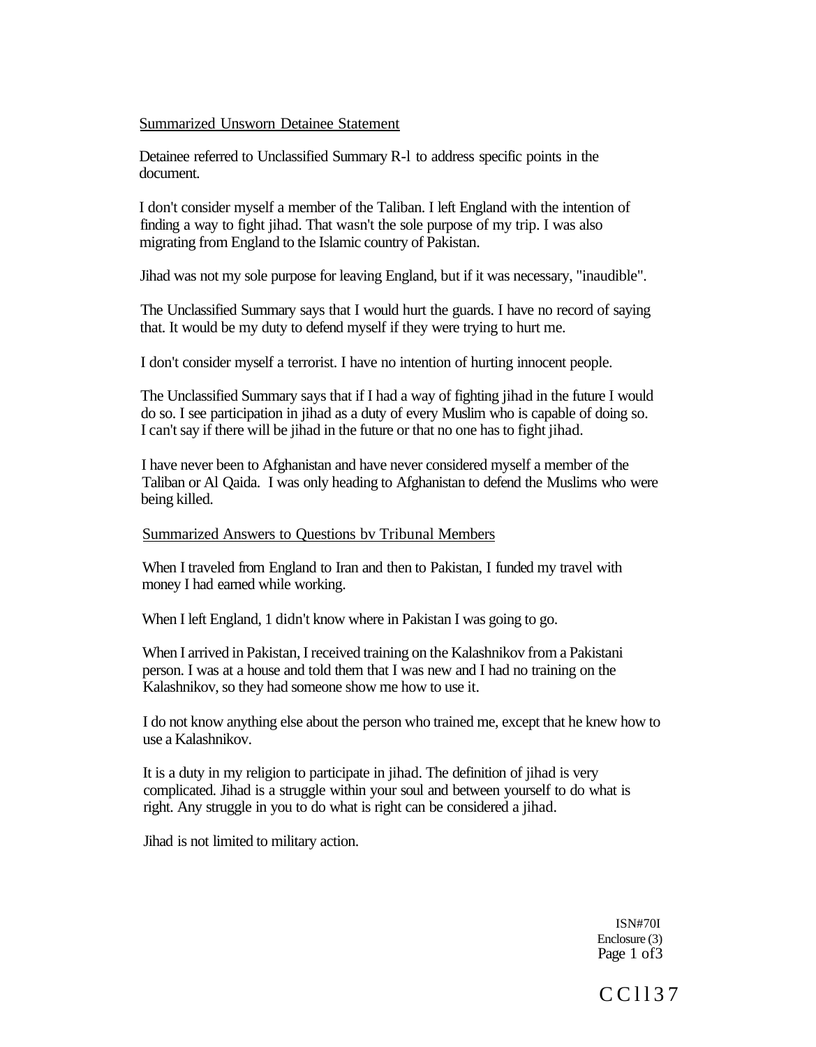Summarized Unsworn Detainee Statement

Detainee referred to Unclassified Summary R-l to address specific points in the document.

I don't consider myself a member of the Taliban. I left England with the intention of finding a way to fight jihad. That wasn't the sole purpose of my trip. I was also migrating from England to the Islamic country of Pakistan.

Jihad was not my sole purpose for leaving England, but if it was necessary, "inaudible".

The Unclassified Summary says that I would hurt the guards. I have no record of saying that. It would be my duty to defend myself if they were trying to hurt me.

I don't consider myself a terrorist. I have no intention of hurting innocent people.

The Unclassified Summary says that if I had a way of fighting jihad in the future I would do so. I see participation in jihad as a duty of every Muslim who is capable of doing so. I can't say if there will be jihad in the future or that no one has to fight jihad.

I have never been to Afghanistan and have never considered myself a member of the Taliban or Al Qaida. I was only heading to Afghanistan to defend the Muslims who were being killed.

Summarized Answers to Questions bv Tribunal Members

When I traveled from England to Iran and then to Pakistan, I funded my travel with money I had earned while working.

When I left England, 1 didn't know where in Pakistan I was going to go.

When I arrived in Pakistan, I received training on the Kalashnikov from a Pakistani person. I was at a house and told them that I was new and I had no training on the Kalashnikov, so they had someone show me how to use it.

I do not know anything else about the person who trained me, except that he knew how to use a Kalashnikov.

It is a duty in my religion to participate in jihad. The definition of jihad is very complicated. Jihad is a struggle within your soul and between yourself to do what is right. Any struggle in you to do what is right can be considered a jihad.

Jihad is not limited to military action.

ISN#70I
Enclosure (3)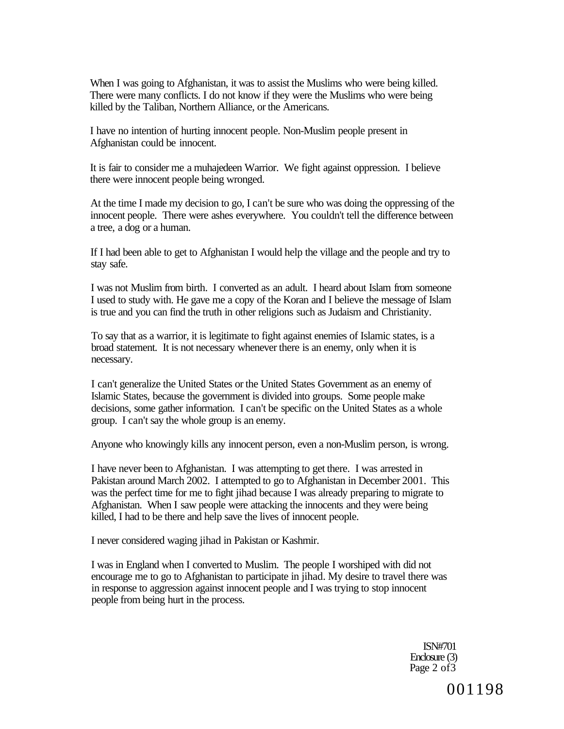When I was going to Afghanistan, it was to assist the Muslims who were being killed. There were many conflicts. I do not know if they were the Muslims who were being killed by the Taliban, Northern Alliance, or the Americans.

I have no intention of hurting innocent people. Non-Muslim people present in Afghanistan could be innocent.

It is fair to consider me a muhajedeen Warrior. We fight against oppression. I believe there were innocent people being wronged.

At the time I made my decision to go, I can't be sure who was doing the oppressing of the innocent people. There were ashes everywhere. You couldn't tell the difference between a tree, a dog or a human.

If I had been able to get to Afghanistan I would help the village and the people and try to stay safe.

I was not Muslim from birth. I converted as an adult. I heard about Islam from someone I used to study with. He gave me a copy of the Koran and I believe the message of Islam is true and you can find the truth in other religions such as Judaism and Christianity.

To say that as a warrior, it is legitimate to fight against enemies of Islamic states, is a broad statement. It is not necessary whenever there is an enemy, only when it is necessary.

I can't generalize the United States or the United States Government as an enemy of Islamic States, because the government is divided into groups. Some people make decisions, some gather information. I can't be specific on the United States as a whole group. I can't say the whole group is an enemy.

Anyone who knowingly kills any innocent person, even a non-Muslim person, is wrong.

I have never been to Afghanistan. I was attempting to get there. I was arrested in Pakistan around March 2002. I attempted to go to Afghanistan in December 2001. This was the perfect time for me to fight jihad because I was already preparing to migrate to Afghanistan. When I saw people were attacking the innocents and they were being killed, I had to be there and help save the lives of innocent people.

I never considered waging jihad in Pakistan or Kashmir.

I was in England when I converted to Muslim. The people I worshiped with did not encourage me to go to Afghanistan to participate in jihad. My desire to travel there was in response to aggression against innocent people and I was trying to stop innocent people from being hurt in the process.

ISN#701
Enclosure (3)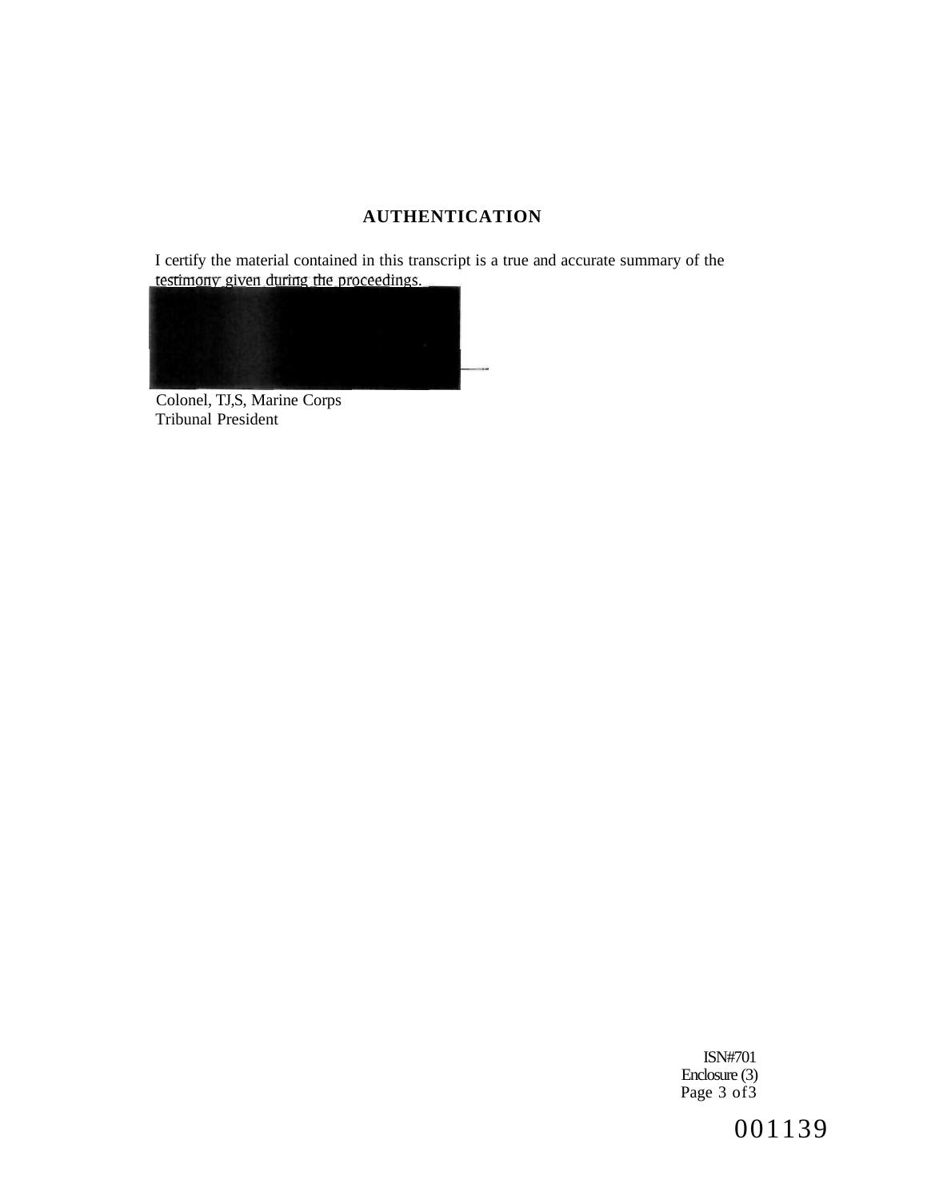## AUTHENTICATION

I certify the material contained in this transcript is a true and accurate summary of the testimony given during the proceedings.

Colonel, TJ,S, Marine Corps
Tribunal President

ISN#701
Enclosure (3)
Page 3 of 3

001139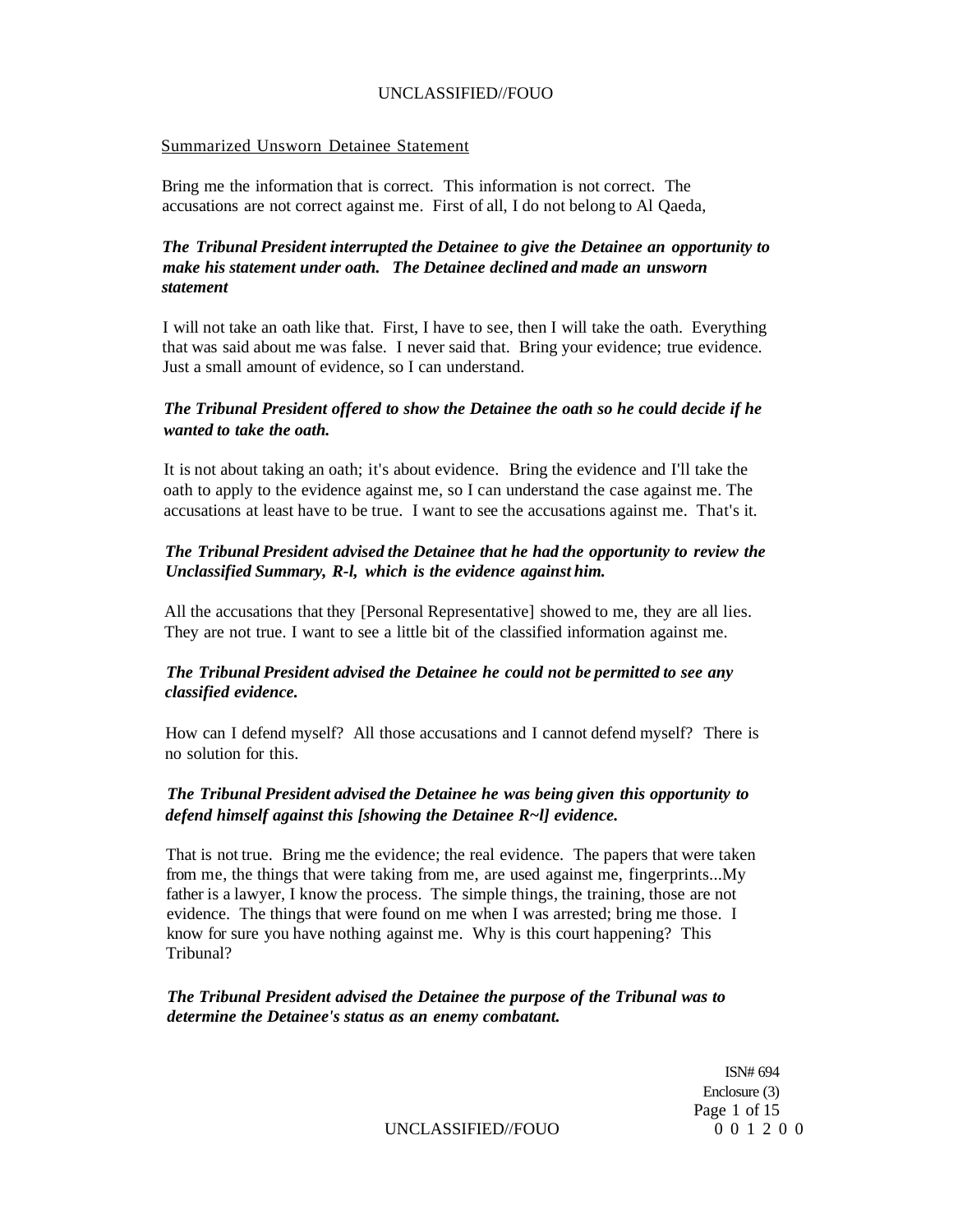Summarized Unsworn Detainee Statement

Bring me the information that is correct. This information is not correct. The accusations are not correct against me. First of all, I do not belong to Al Qaeda,

***The Tribunal President interrupted the Detainee to give the Detainee an opportunity to make his statement under oath. The Detainee declined and made an unsworn statement***

I will not take an oath like that. First, I have to see, then I will take the oath. Everything that was said about me was false. I never said that. Bring your evidence; true evidence. Just a small amount of evidence, so I can understand.

***The Tribunal President offered to show the Detainee the oath so he could decide if he wanted to take the oath.***

It is not about taking an oath; it's about evidence. Bring the evidence and I'll take the oath to apply to the evidence against me, so I can understand the case against me. The accusations at least have to be true. I want to see the accusations against me. That's it.

***The Tribunal President advised the Detainee that he had the opportunity to review the Unclassified Summary, R-l, which is the evidence against him.***

All the accusations that they [Personal Representative] showed to me, they are all lies. They are not true. I want to see a little bit of the classified information against me.

***The Tribunal President advised the Detainee he could not be permitted to see any classified evidence.***

How can I defend myself? All those accusations and I cannot defend myself? There is no solution for this.

***The Tribunal President advised the Detainee he was being given this opportunity to defend himself against this [showing the Detainee R~l] evidence.***

That is not true. Bring me the evidence; the real evidence. The papers that were taken from me, the things that were taking from me, are used against me, fingerprints...My father is a lawyer, I know the process. The simple things, the training, those are not evidence. The things that were found on me when I was arrested; bring me those. I know for sure you have nothing against me. Why is this court happening? This Tribunal?

***The Tribunal President advised the Detainee the purpose of the Tribunal was to determine the Detainee's status as an enemy combatant.***

ISN# 694
Enclosure (3)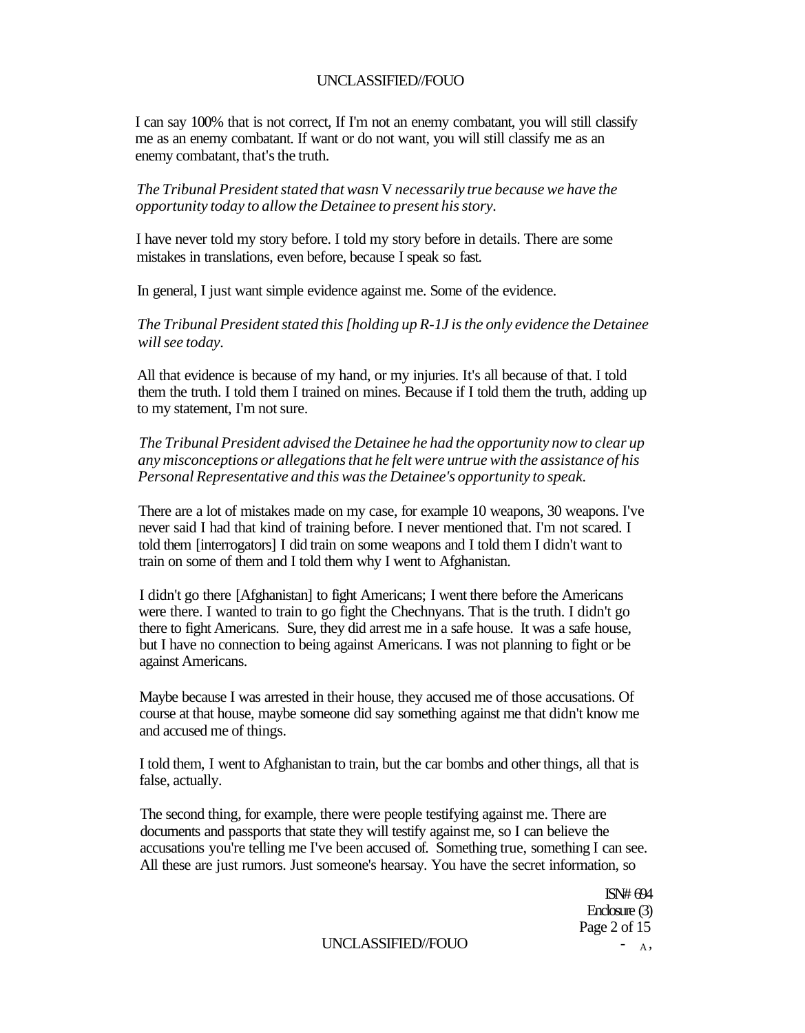I can say 100% that is not correct, If I'm not an enemy combatant, you will still classify me as an enemy combatant. If want or do not want, you will still classify me as an enemy combatant, that's the truth.

*The Tribunal President stated that wasn V necessarily true because we have the opportunity today to allow the Detainee to present his story.*

I have never told my story before. I told my story before in details. There are some mistakes in translations, even before, because I speak so fast.

In general, I just want simple evidence against me. Some of the evidence.

*The Tribunal President stated this [holding up R-1J is the only evidence the Detainee will see today.*

All that evidence is because of my hand, or my injuries. It's all because of that. I told them the truth. I told them I trained on mines. Because if I told them the truth, adding up to my statement, I'm not sure.

*The Tribunal President advised the Detainee he had the opportunity now to clear up any misconceptions or allegations that he felt were untrue with the assistance of his Personal Representative and this was the Detainee's opportunity to speak.*

There are a lot of mistakes made on my case, for example 10 weapons, 30 weapons. I've never said I had that kind of training before. I never mentioned that. I'm not scared. I told them [interrogators] I did train on some weapons and I told them I didn't want to train on some of them and I told them why I went to Afghanistan.

I didn't go there [Afghanistan] to fight Americans; I went there before the Americans were there. I wanted to train to go fight the Chechnyans. That is the truth. I didn't go there to fight Americans. Sure, they did arrest me in a safe house. It was a safe house, but I have no connection to being against Americans. I was not planning to fight or be against Americans.

Maybe because I was arrested in their house, they accused me of those accusations. Of course at that house, maybe someone did say something against me that didn't know me and accused me of things.

I told them, I went to Afghanistan to train, but the car bombs and other things, all that is false, actually.

The second thing, for example, there were people testifying against me. There are documents and passports that state they will testify against me, so I can believe the accusations you're telling me I've been accused of. Something true, something I can see. All these are just rumors. Just someone's hearsay. You have the secret information, so

ISN# 694
Enclosure (3)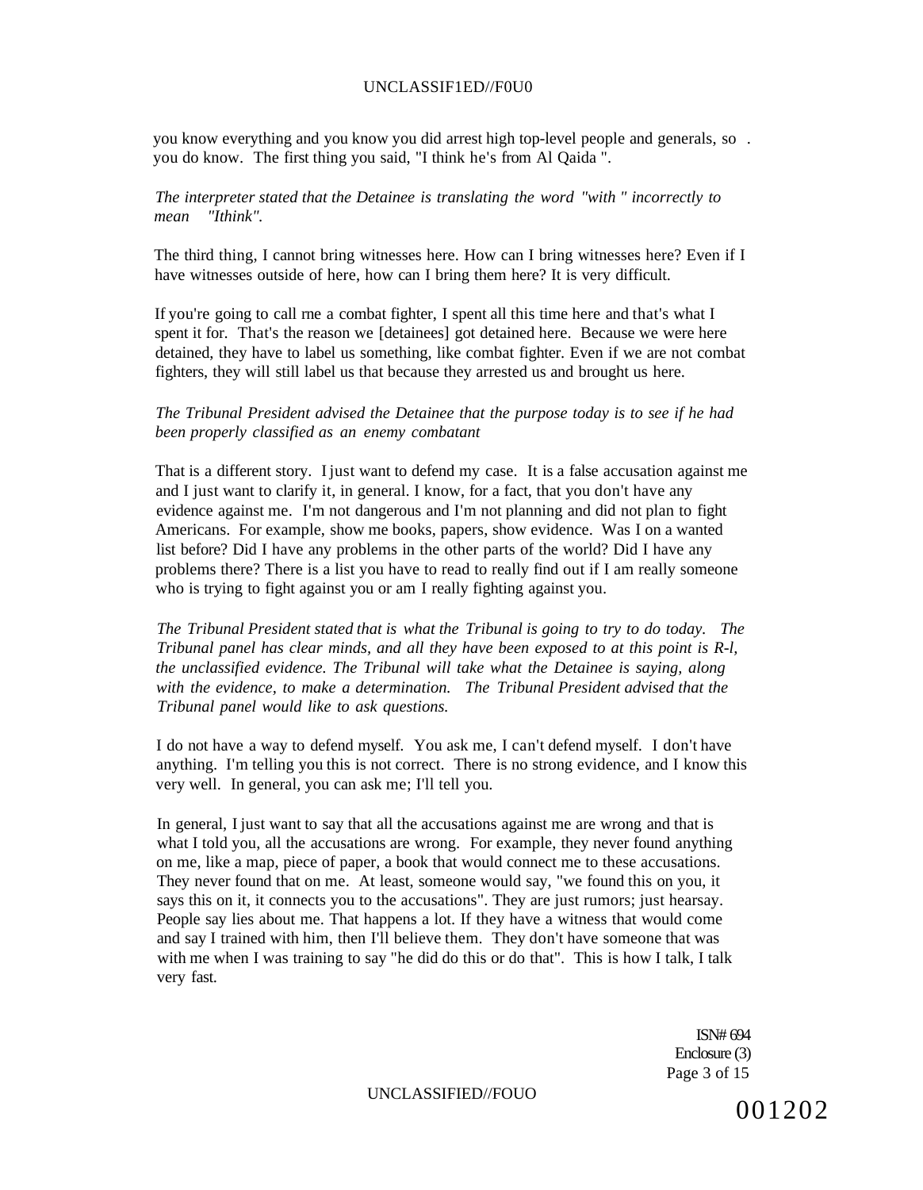you know everything and you know you did arrest high top-level people and generals, so . you do know. The first thing you said, "I think he's from Al Qaida ".

*The interpreter stated that the Detainee is translating the word "with " incorrectly to mean "Ithink".*

The third thing, I cannot bring witnesses here. How can I bring witnesses here? Even if I have witnesses outside of here, how can I bring them here? It is very difficult.

If you're going to call rne a combat fighter, I spent all this time here and that's what I spent it for. That's the reason we [detainees] got detained here. Because we were here detained, they have to label us something, like combat fighter. Even if we are not combat fighters, they will still label us that because they arrested us and brought us here.

*The Tribunal President advised the Detainee that the purpose today is to see if he had been properly classified as an enemy combatant*

That is a different story. I just want to defend my case. It is a false accusation against me and I just want to clarify it, in general. I know, for a fact, that you don't have any evidence against me. I'm not dangerous and I'm not planning and did not plan to fight Americans. For example, show me books, papers, show evidence. Was I on a wanted list before? Did I have any problems in the other parts of the world? Did I have any problems there? There is a list you have to read to really find out if I am really someone who is trying to fight against you or am I really fighting against you.

*The Tribunal President stated that is what the Tribunal is going to try to do today. The Tribunal panel has clear minds, and all they have been exposed to at this point is R-l, the unclassified evidence. The Tribunal will take what the Detainee is saying, along with the evidence, to make a determination. The Tribunal President advised that the Tribunal panel would like to ask questions.*

I do not have a way to defend myself. You ask me, I can't defend myself. I don't have anything. I'm telling you this is not correct. There is no strong evidence, and I know this very well. In general, you can ask me; I'll tell you.

In general, I just want to say that all the accusations against me are wrong and that is what I told you, all the accusations are wrong. For example, they never found anything on me, like a map, piece of paper, a book that would connect me to these accusations. They never found that on me. At least, someone would say, "we found this on you, it says this on it, it connects you to the accusations". They are just rumors; just hearsay. People say lies about me. That happens a lot. If they have a witness that would come and say I trained with him, then I'll believe them. They don't have someone that was with me when I was training to say "he did do this or do that". This is how I talk, I talk very fast.

ISN# 694
Enclosure (3)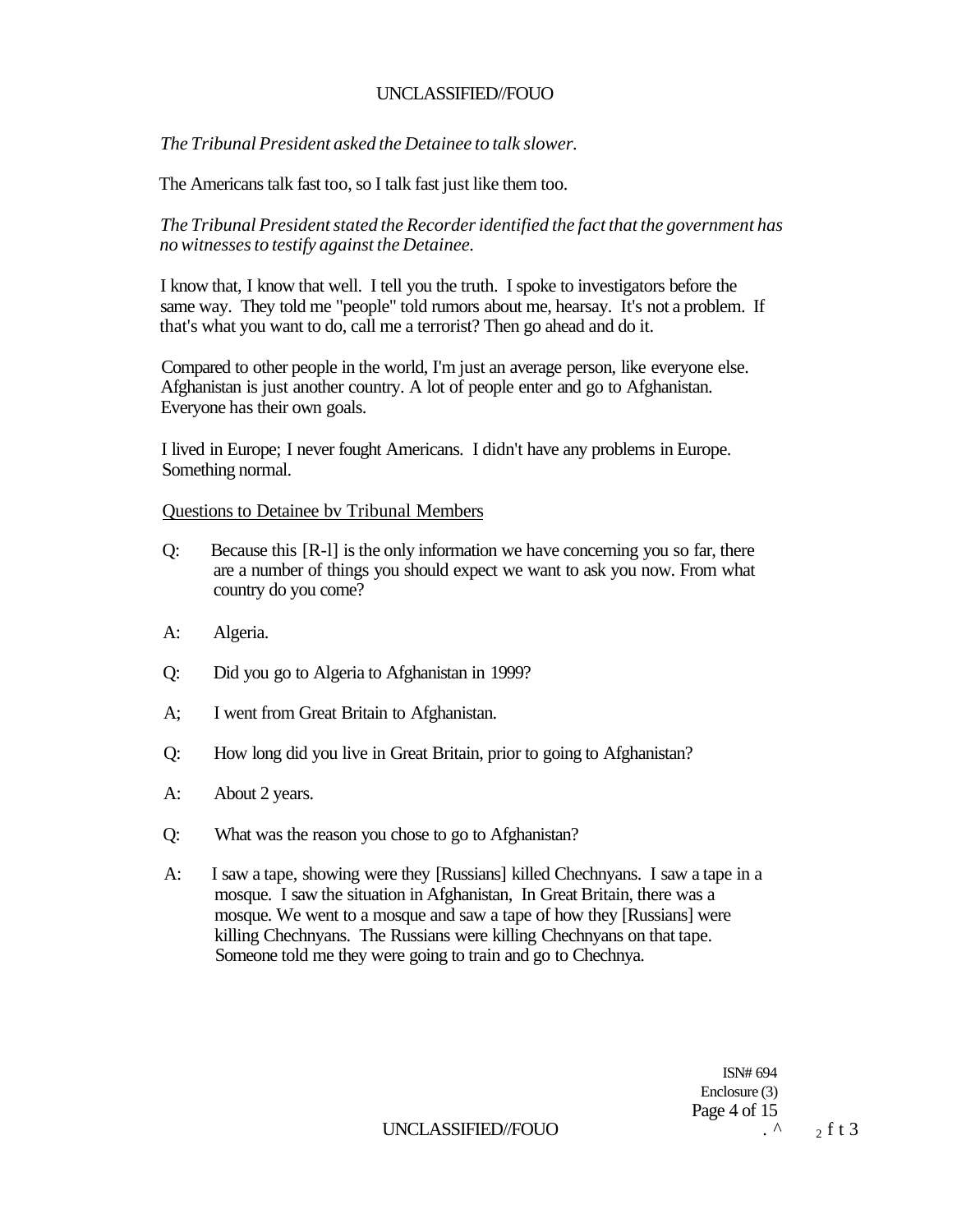*The Tribunal President asked the Detainee to talk slower.*

The Americans talk fast too, so I talk fast just like them too.

*The Tribunal President stated the Recorder identified the fact that the government has no witnesses to testify against the Detainee.*

I know that, I know that well. I tell you the truth. I spoke to investigators before the same way. They told me "people" told rumors about me, hearsay. It's not a problem. If that's what you want to do, call me a terrorist? Then go ahead and do it.

Compared to other people in the world, I'm just an average person, like everyone else. Afghanistan is just another country. A lot of people enter and go to Afghanistan. Everyone has their own goals.

I lived in Europe; I never fought Americans. I didn't have any problems in Europe. Something normal.

Questions to Detainee bv Tribunal Members

Q: Because this [R-l] is the only information we have concerning you so far, there are a number of things you should expect we want to ask you now. From what country do you come?

A: Algeria.

Q: Did you go to Algeria to Afghanistan in 1999?

A; I went from Great Britain to Afghanistan.

Q: How long did you live in Great Britain, prior to going to Afghanistan?

A: About 2 years.

Q: What was the reason you chose to go to Afghanistan?

A: I saw a tape, showing were they [Russians] killed Chechnyans. I saw a tape in a mosque. I saw the situation in Afghanistan, In Great Britain, there was a mosque. We went to a mosque and saw a tape of how they [Russians] were killing Chechnyans. The Russians were killing Chechnyans on that tape. Someone told me they were going to train and go to Chechnya.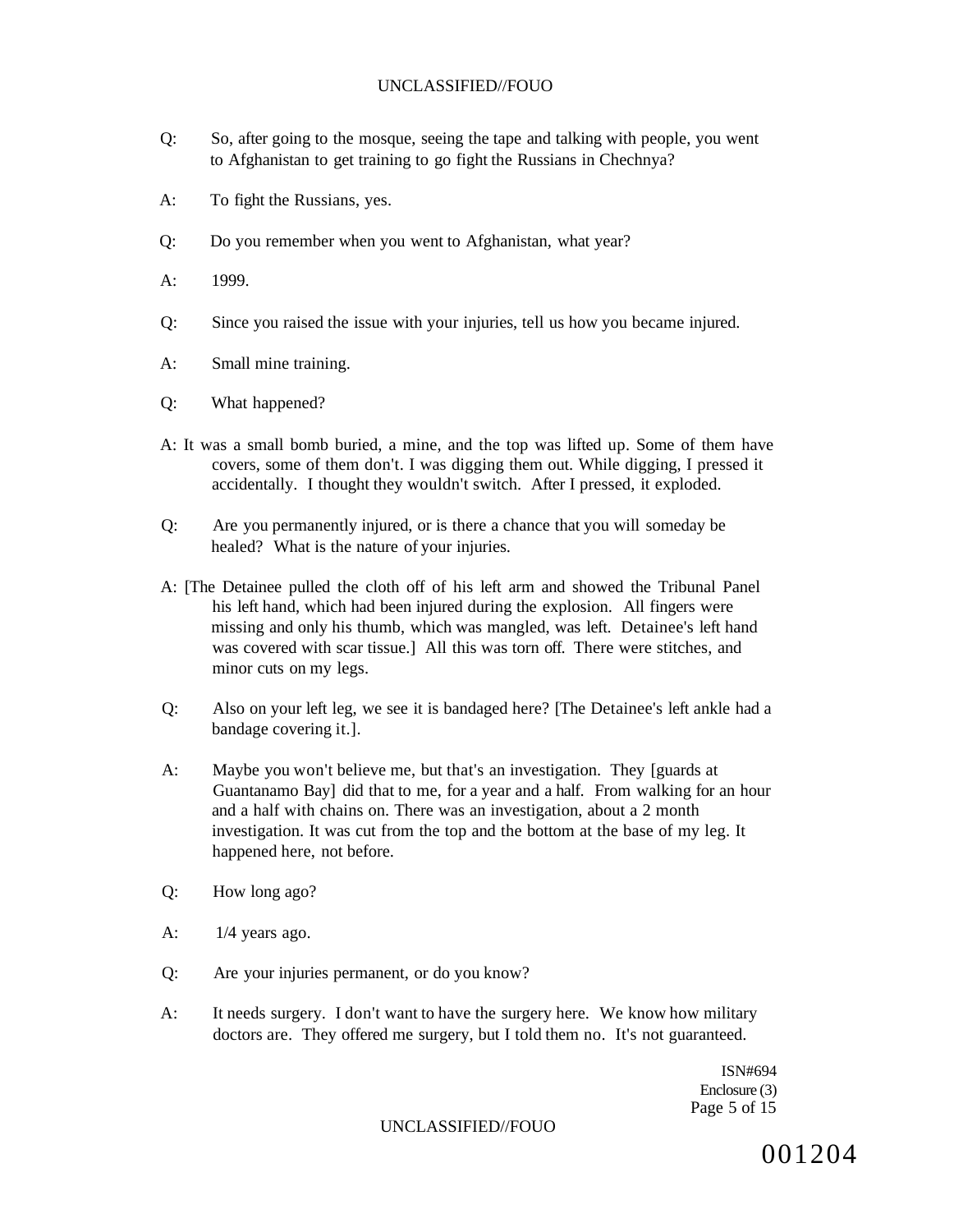Q: So, after going to the mosque, seeing the tape and talking with people, you went to Afghanistan to get training to go fight the Russians in Chechnya?

A: To fight the Russians, yes.

Q: Do you remember when you went to Afghanistan, what year?

A: 1999.

Q: Since you raised the issue with your injuries, tell us how you became injured.

A: Small mine training.

Q: What happened?

A: It was a small bomb buried, a mine, and the top was lifted up. Some of them have covers, some of them don't. I was digging them out. While digging, I pressed it accidentally. I thought they wouldn't switch. After I pressed, it exploded.

Q: Are you permanently injured, or is there a chance that you will someday be healed? What is the nature of your injuries.

A: [The Detainee pulled the cloth off of his left arm and showed the Tribunal Panel his left hand, which had been injured during the explosion. All fingers were missing and only his thumb, which was mangled, was left. Detainee's left hand was covered with scar tissue.] All this was torn off. There were stitches, and minor cuts on my legs.

Q: Also on your left leg, we see it is bandaged here? [The Detainee's left ankle had a bandage covering it.].

A: Maybe you won't believe me, but that's an investigation. They [guards at Guantanamo Bay] did that to me, for a year and a half. From walking for an hour and a half with chains on. There was an investigation, about a 2 month investigation. It was cut from the top and the bottom at the base of my leg. It happened here, not before.

Q: How long ago?

A: 1/4 years ago.

Q: Are your injuries permanent, or do you know?

A: It needs surgery. I don't want to have the surgery here. We know how military doctors are. They offered me surgery, but I told them no. It's not guaranteed.

ISN#694
Enclosure (3)

001204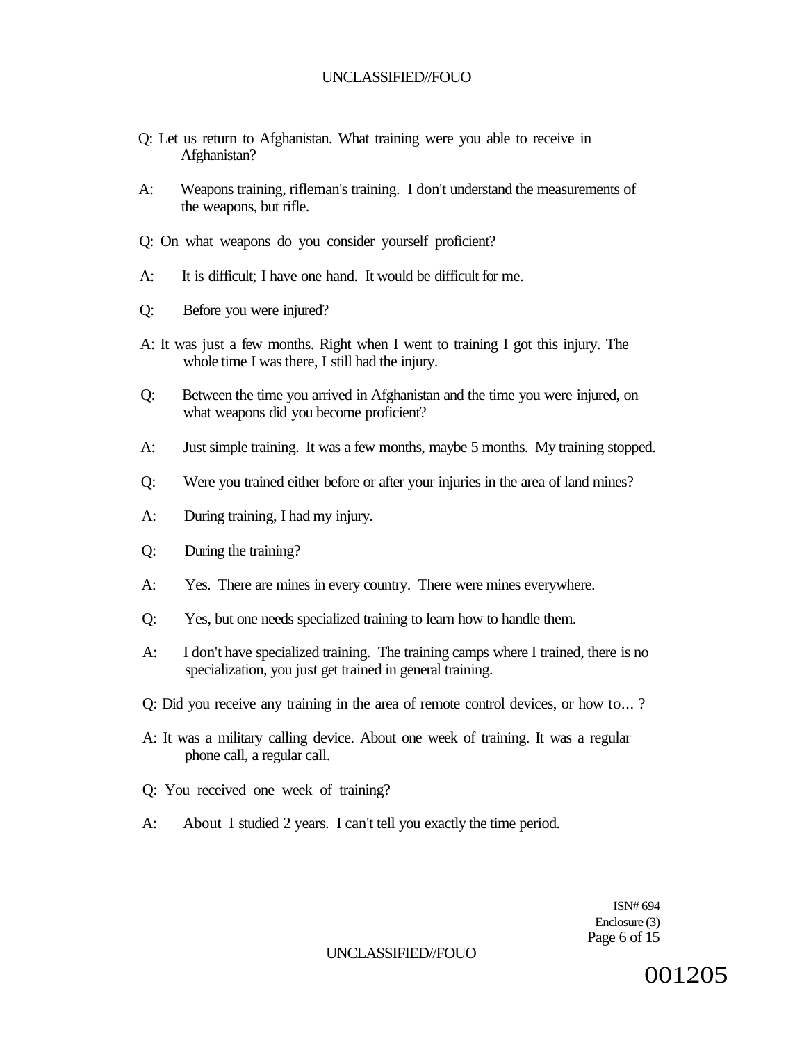Q: Let us return to Afghanistan. What training were you able to receive in Afghanistan?

A: Weapons training, rifleman's training. I don't understand the measurements of the weapons, but rifle.

Q: On what weapons do you consider yourself proficient?

A: It is difficult; I have one hand. It would be difficult for me.

Q: Before you were injured?

A: It was just a few months. Right when I went to training I got this injury. The whole time I was there, I still had the injury.

Q: Between the time you arrived in Afghanistan and the time you were injured, on what weapons did you become proficient?

A: Just simple training. It was a few months, maybe 5 months. My training stopped.

Q: Were you trained either before or after your injuries in the area of land mines?

A: During training, I had my injury.

Q: During the training?

A: Yes. There are mines in every country. There were mines everywhere.

Q: Yes, but one needs specialized training to learn how to handle them.

A: I don't have specialized training. The training camps where I trained, there is no specialization, you just get trained in general training.

Q: Did you receive any training in the area of remote control devices, or how to... ?

A: It was a military calling device. About one week of training. It was a regular phone call, a regular call.

Q: You received one week of training?

A: About I studied 2 years. I can't tell you exactly the time period.

ISN# 694
Enclosure (3)

001205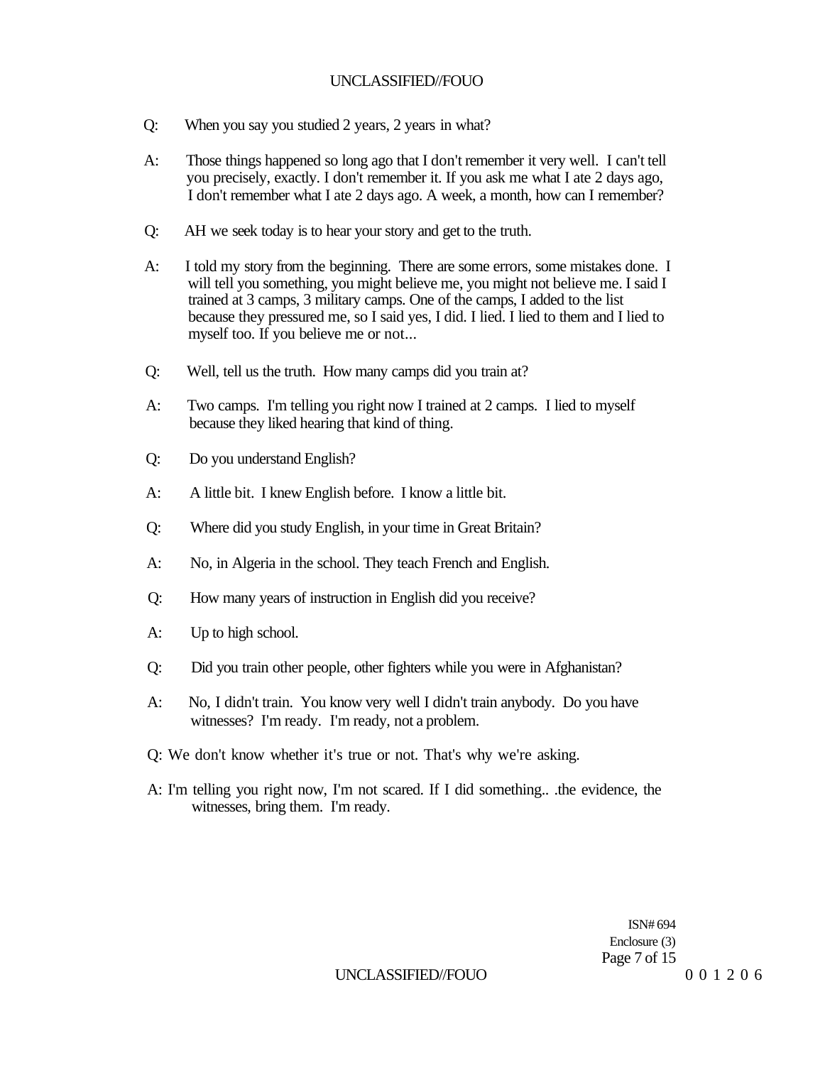Q: When you say you studied 2 years, 2 years in what?

A: Those things happened so long ago that I don't remember it very well. I can't tell you precisely, exactly. I don't remember it. If you ask me what I ate 2 days ago, I don't remember what I ate 2 days ago. A week, a month, how can I remember?

Q: AH we seek today is to hear your story and get to the truth.

A: I told my story from the beginning. There are some errors, some mistakes done. I will tell you something, you might believe me, you might not believe me. I said I trained at 3 camps, 3 military camps. One of the camps, I added to the list because they pressured me, so I said yes, I did. I lied. I lied to them and I lied to myself too. If you believe me or not...

Q: Well, tell us the truth. How many camps did you train at?

A: Two camps. I'm telling you right now I trained at 2 camps. I lied to myself because they liked hearing that kind of thing.

Q: Do you understand English?

A: A little bit. I knew English before. I know a little bit.

Q: Where did you study English, in your time in Great Britain?

A: No, in Algeria in the school. They teach French and English.

Q: How many years of instruction in English did you receive?

A: Up to high school.

Q: Did you train other people, other fighters while you were in Afghanistan?

A: No, I didn't train. You know very well I didn't train anybody. Do you have witnesses? I'm ready. I'm ready, not a problem.

Q: We don't know whether it's true or not. That's why we're asking.

A: I'm telling you right now, I'm not scared. If I did something.. .the evidence, the witnesses, bring them. I'm ready.

ISN# 694
Enclosure (3)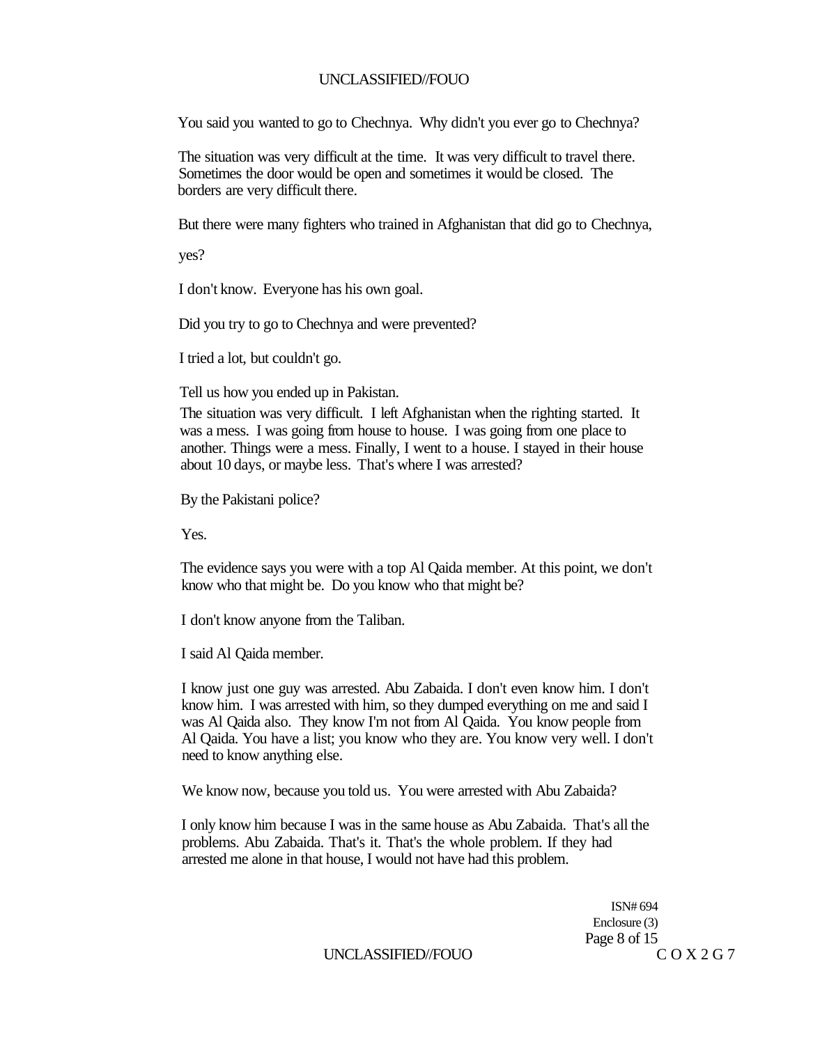You said you wanted to go to Chechnya. Why didn't you ever go to Chechnya?

The situation was very difficult at the time. It was very difficult to travel there. Sometimes the door would be open and sometimes it would be closed. The borders are very difficult there.

But there were many fighters who trained in Afghanistan that did go to Chechnya,

yes?

I don't know. Everyone has his own goal.

Did you try to go to Chechnya and were prevented?

I tried a lot, but couldn't go.

Tell us how you ended up in Pakistan.

The situation was very difficult. I left Afghanistan when the righting started. It was a mess. I was going from house to house. I was going from one place to another. Things were a mess. Finally, I went to a house. I stayed in their house about 10 days, or maybe less. That's where I was arrested?

By the Pakistani police?

Yes.

The evidence says you were with a top Al Qaida member. At this point, we don't know who that might be. Do you know who that might be?

I don't know anyone from the Taliban.

I said Al Qaida member.

I know just one guy was arrested. Abu Zabaida. I don't even know him. I don't know him. I was arrested with him, so they dumped everything on me and said I was Al Qaida also. They know I'm not from Al Qaida. You know people from Al Qaida. You have a list; you know who they are. You know very well. I don't need to know anything else.

We know now, because you told us. You were arrested with Abu Zabaida?

I only know him because I was in the same house as Abu Zabaida. That's all the problems. Abu Zabaida. That's it. That's the whole problem. If they had arrested me alone in that house, I would not have had this problem.

ISN# 694
Enclosure (3)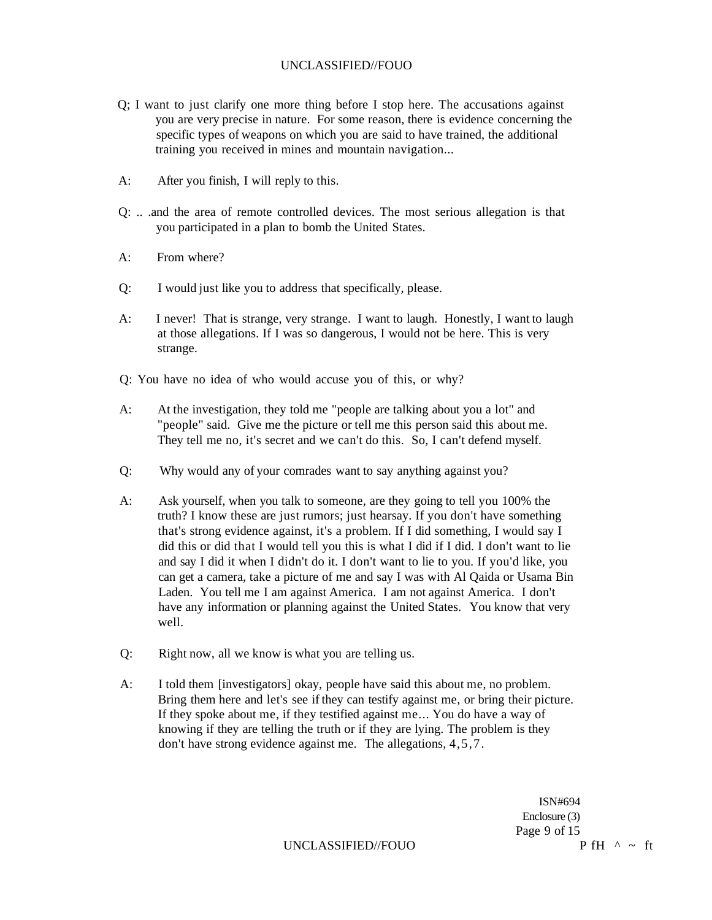Q; I want to just clarify one more thing before I stop here. The accusations against you are very precise in nature. For some reason, there is evidence concerning the specific types of weapons on which you are said to have trained, the additional training you received in mines and mountain navigation...

A: After you finish, I will reply to this.

Q: .. .and the area of remote controlled devices. The most serious allegation is that you participated in a plan to bomb the United States.

A: From where?

Q: I would just like you to address that specifically, please.

A: I never! That is strange, very strange. I want to laugh. Honestly, I want to laugh at those allegations. If I was so dangerous, I would not be here. This is very strange.

Q: You have no idea of who would accuse you of this, or why?

A: At the investigation, they told me "people are talking about you a lot" and "people" said. Give me the picture or tell me this person said this about me. They tell me no, it's secret and we can't do this. So, I can't defend myself.

Q: Why would any of your comrades want to say anything against you?

A: Ask yourself, when you talk to someone, are they going to tell you 100% the truth? I know these are just rumors; just hearsay. If you don't have something that's strong evidence against, it's a problem. If I did something, I would say I did this or did that I would tell you this is what I did if I did. I don't want to lie and say I did it when I didn't do it. I don't want to lie to you. If you'd like, you can get a camera, take a picture of me and say I was with Al Qaida or Usama Bin Laden. You tell me I am against America. I am not against America. I don't have any information or planning against the United States. You know that very well.

Q: Right now, all we know is what you are telling us.

A: I told them [investigators] okay, people have said this about me, no problem. Bring them here and let's see if they can testify against me, or bring their picture. If they spoke about me, if they testified against me... You do have a way of knowing if they are telling the truth or if they are lying. The problem is they don't have strong evidence against me. The allegations, 4,5,7.

ISN#694
Enclosure (3)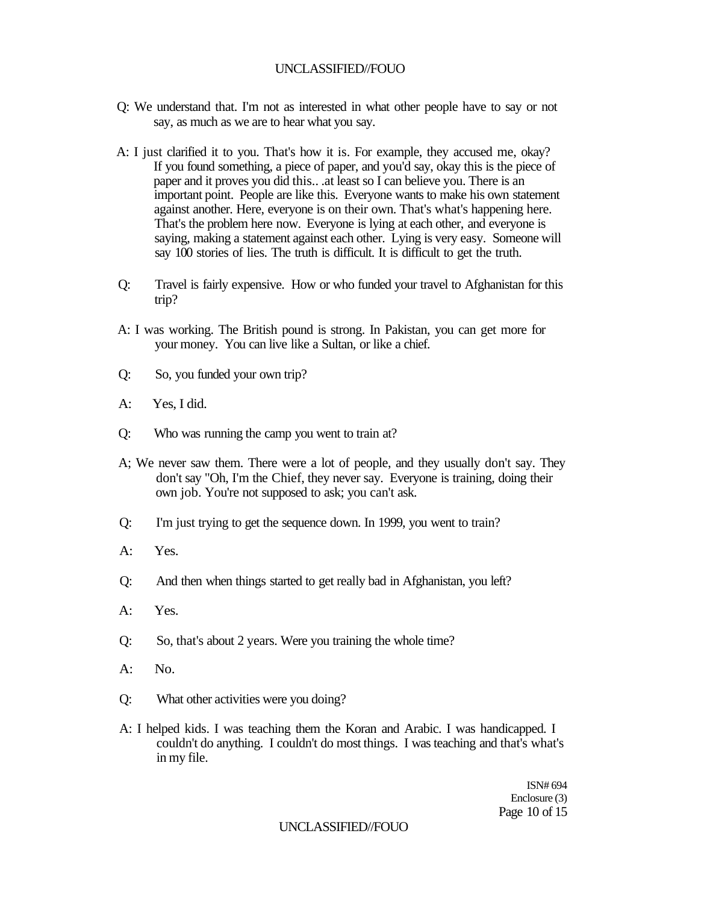Q: We understand that. I'm not as interested in what other people have to say or not say, as much as we are to hear what you say.

A: I just clarified it to you. That's how it is. For example, they accused me, okay? If you found something, a piece of paper, and you'd say, okay this is the piece of paper and it proves you did this.. .at least so I can believe you. There is an important point. People are like this. Everyone wants to make his own statement against another. Here, everyone is on their own. That's what's happening here. That's the problem here now. Everyone is lying at each other, and everyone is saying, making a statement against each other. Lying is very easy. Someone will say 100 stories of lies. The truth is difficult. It is difficult to get the truth.

Q: Travel is fairly expensive. How or who funded your travel to Afghanistan for this trip?

A: I was working. The British pound is strong. In Pakistan, you can get more for your money. You can live like a Sultan, or like a chief.

Q: So, you funded your own trip?

A: Yes, I did.

Q: Who was running the camp you went to train at?

A; We never saw them. There were a lot of people, and they usually don't say. They don't say "Oh, I'm the Chief, they never say. Everyone is training, doing their own job. You're not supposed to ask; you can't ask.

Q: I'm just trying to get the sequence down. In 1999, you went to train?

A: Yes.

Q: And then when things started to get really bad in Afghanistan, you left?

A: Yes.

Q: So, that's about 2 years. Were you training the whole time?

A: No.

Q: What other activities were you doing?

A: I helped kids. I was teaching them the Koran and Arabic. I was handicapped. I couldn't do anything. I couldn't do most things. I was teaching and that's what's in my file.

ISN# 694
Enclosure (3)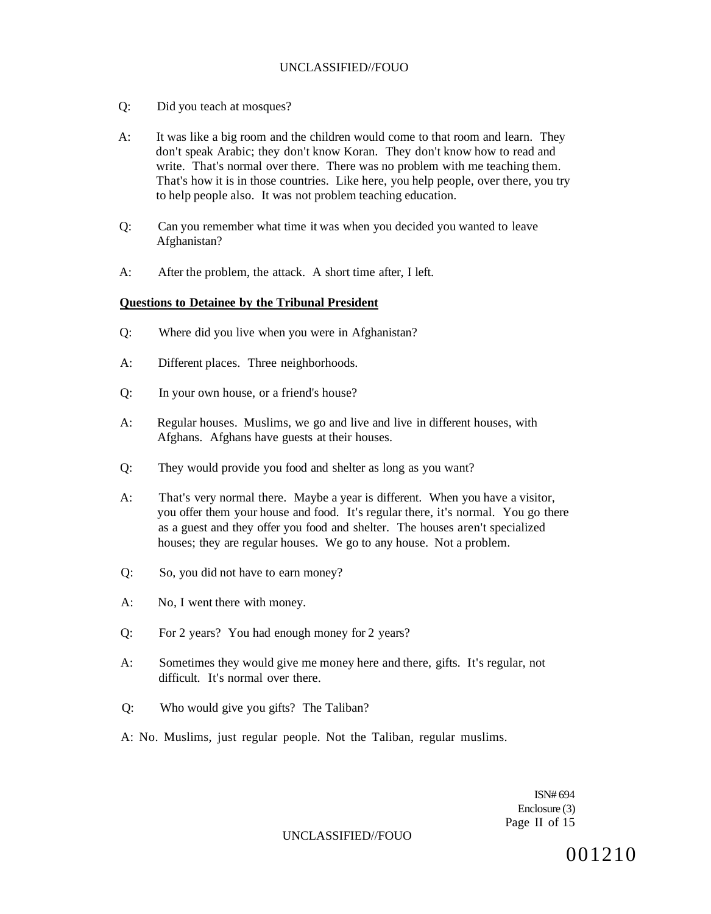Q: Did you teach at mosques?

A: It was like a big room and the children would come to that room and learn. They don't speak Arabic; they don't know Koran. They don't know how to read and write. That's normal over there. There was no problem with me teaching them. That's how it is in those countries. Like here, you help people, over there, you try to help people also. It was not problem teaching education.

Q: Can you remember what time it was when you decided you wanted to leave Afghanistan?

A: After the problem, the attack. A short time after, I left.

**Questions to Detainee by the Tribunal President**

Q: Where did you live when you were in Afghanistan?

A: Different places. Three neighborhoods.

Q: In your own house, or a friend's house?

A: Regular houses. Muslims, we go and live and live in different houses, with Afghans. Afghans have guests at their houses.

Q: They would provide you food and shelter as long as you want?

A: That's very normal there. Maybe a year is different. When you have a visitor, you offer them your house and food. It's regular there, it's normal. You go there as a guest and they offer you food and shelter. The houses aren't specialized houses; they are regular houses. We go to any house. Not a problem.

Q: So, you did not have to earn money?

A: No, I went there with money.

Q: For 2 years? You had enough money for 2 years?

A: Sometimes they would give me money here and there, gifts. It's regular, not difficult. It's normal over there.

Q: Who would give you gifts? The Taliban?

A: No. Muslims, just regular people. Not the Taliban, regular muslims.

ISN# 694
Enclosure (3)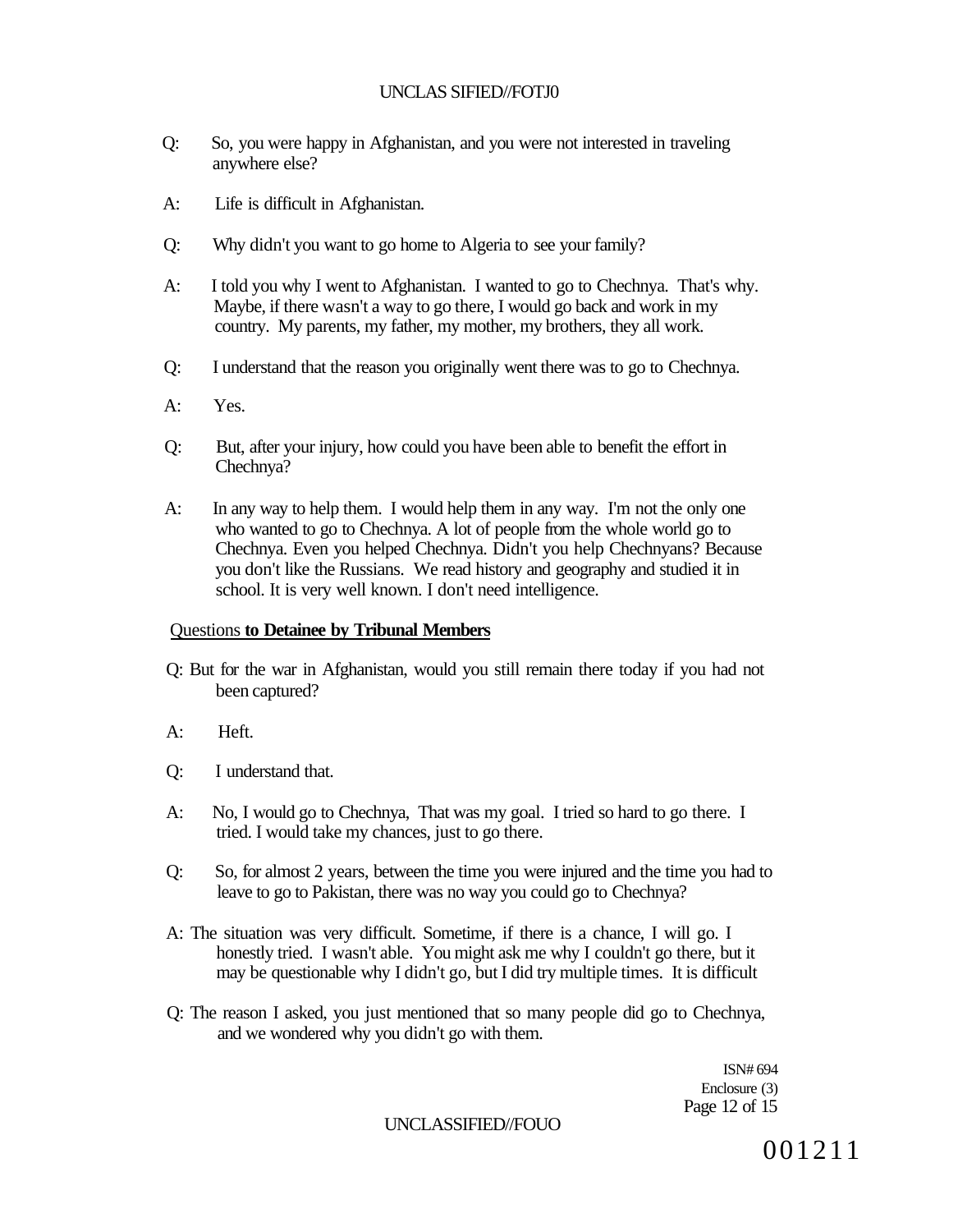Q: So, you were happy in Afghanistan, and you were not interested in traveling anywhere else?

A: Life is difficult in Afghanistan.

Q: Why didn't you want to go home to Algeria to see your family?

A: I told you why I went to Afghanistan. I wanted to go to Chechnya. That's why. Maybe, if there wasn't a way to go there, I would go back and work in my country. My parents, my father, my mother, my brothers, they all work.

Q: I understand that the reason you originally went there was to go to Chechnya.

A: Yes.

Q: But, after your injury, how could you have been able to benefit the effort in Chechnya?

A: In any way to help them. I would help them in any way. I'm not the only one who wanted to go to Chechnya. A lot of people from the whole world go to Chechnya. Even you helped Chechnya. Didn't you help Chechnyans? Because you don't like the Russians. We read history and geography and studied it in school. It is very well known. I don't need intelligence.

Questions **to Detainee by Tribunal Members**

Q: But for the war in Afghanistan, would you still remain there today if you had not been captured?

A: Heft.

Q: I understand that.

A: No, I would go to Chechnya, That was my goal. I tried so hard to go there. I tried. I would take my chances, just to go there.

Q: So, for almost 2 years, between the time you were injured and the time you had to leave to go to Pakistan, there was no way you could go to Chechnya?

A: The situation was very difficult. Sometime, if there is a chance, I will go. I honestly tried. I wasn't able. You might ask me why I couldn't go there, but it may be questionable why I didn't go, but I did try multiple times. It is difficult

Q: The reason I asked, you just mentioned that so many people did go to Chechnya, and we wondered why you didn't go with them.

ISN# 694
Enclosure (3)

001211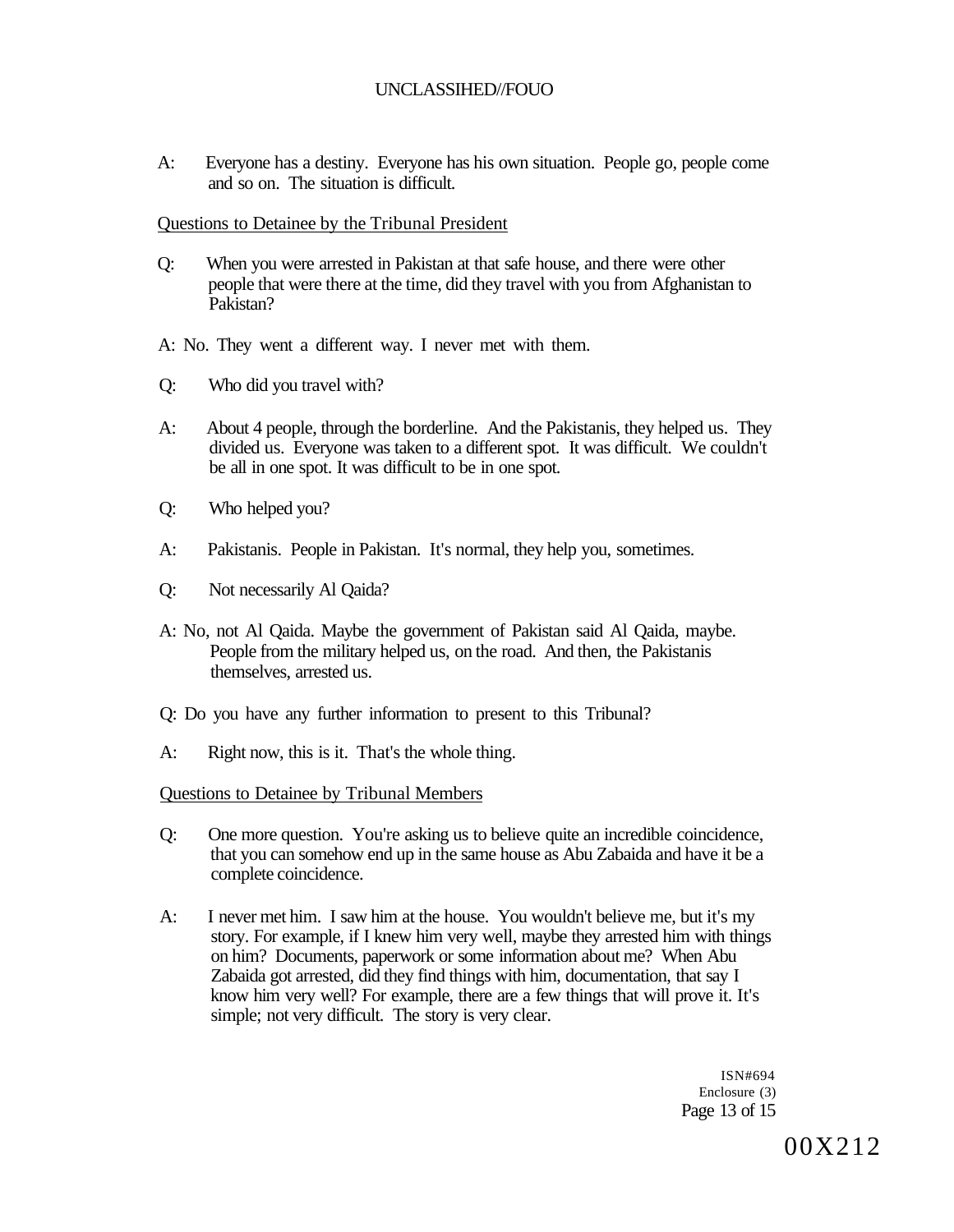A: Everyone has a destiny. Everyone has his own situation. People go, people come and so on. The situation is difficult.

Questions to Detainee by the Tribunal President

Q: When you were arrested in Pakistan at that safe house, and there were other people that were there at the time, did they travel with you from Afghanistan to Pakistan?

A: No. They went a different way. I never met with them.

Q: Who did you travel with?

A: About 4 people, through the borderline. And the Pakistanis, they helped us. They divided us. Everyone was taken to a different spot. It was difficult. We couldn't be all in one spot. It was difficult to be in one spot.

Q: Who helped you?

A: Pakistanis. People in Pakistan. It's normal, they help you, sometimes.

Q: Not necessarily Al Qaida?

A: No, not Al Qaida. Maybe the government of Pakistan said Al Qaida, maybe. People from the military helped us, on the road. And then, the Pakistanis themselves, arrested us.

Q: Do you have any further information to present to this Tribunal?

A: Right now, this is it. That's the whole thing.

Questions to Detainee by Tribunal Members

Q: One more question. You're asking us to believe quite an incredible coincidence, that you can somehow end up in the same house as Abu Zabaida and have it be a complete coincidence.

A: I never met him. I saw him at the house. You wouldn't believe me, but it's my story. For example, if I knew him very well, maybe they arrested him with things on him? Documents, paperwork or some information about me? When Abu Zabaida got arrested, did they find things with him, documentation, that say I know him very well? For example, there are a few things that will prove it. It's simple; not very difficult. The story is very clear.

ISN#694
Enclosure (3)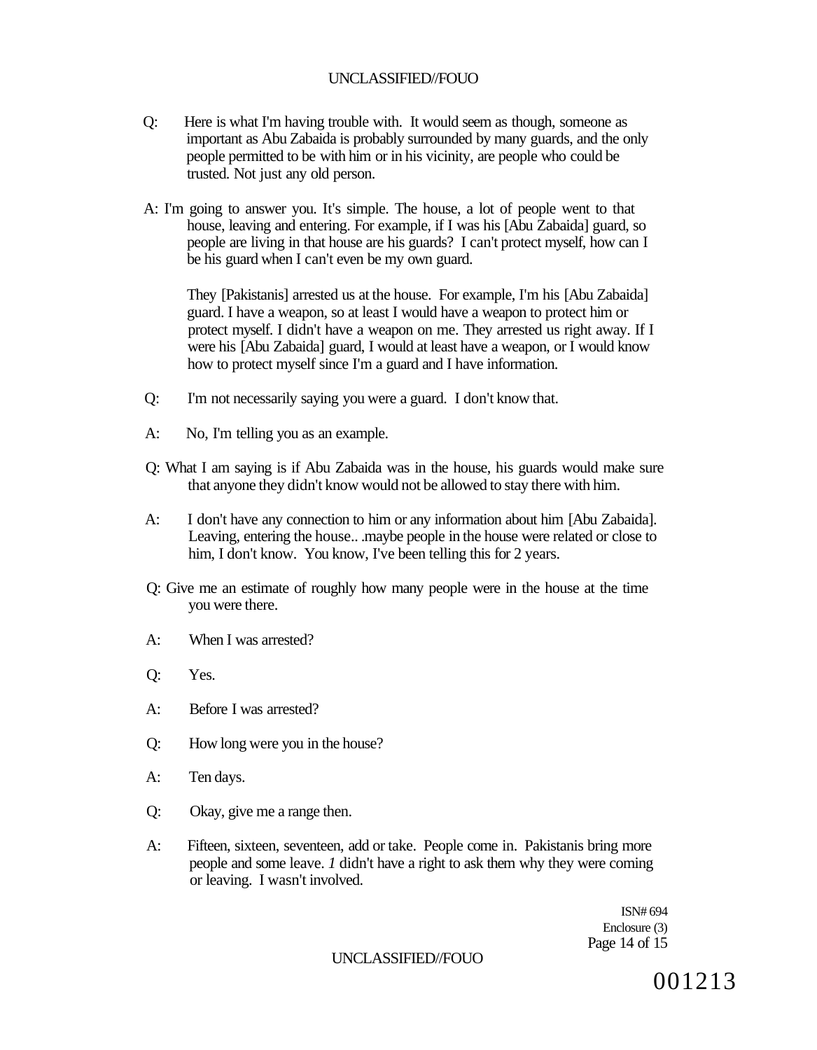Q: Here is what I'm having trouble with. It would seem as though, someone as important as Abu Zabaida is probably surrounded by many guards, and the only people permitted to be with him or in his vicinity, are people who could be trusted. Not just any old person.

A: I'm going to answer you. It's simple. The house, a lot of people went to that house, leaving and entering. For example, if I was his [Abu Zabaida] guard, so people are living in that house are his guards? I can't protect myself, how can I be his guard when I can't even be my own guard.

They [Pakistanis] arrested us at the house. For example, I'm his [Abu Zabaida] guard. I have a weapon, so at least I would have a weapon to protect him or protect myself. I didn't have a weapon on me. They arrested us right away. If I were his [Abu Zabaida] guard, I would at least have a weapon, or I would know how to protect myself since I'm a guard and I have information.

Q: I'm not necessarily saying you were a guard. I don't know that.

A: No, I'm telling you as an example.

Q: What I am saying is if Abu Zabaida was in the house, his guards would make sure that anyone they didn't know would not be allowed to stay there with him.

A: I don't have any connection to him or any information about him [Abu Zabaida]. Leaving, entering the house.. .maybe people in the house were related or close to him, I don't know. You know, I've been telling this for 2 years.

Q: Give me an estimate of roughly how many people were in the house at the time you were there.

A: When I was arrested?

Q: Yes.

A: Before I was arrested?

Q: How long were you in the house?

A: Ten days.

Q: Okay, give me a range then.

A: Fifteen, sixteen, seventeen, add or take. People come in. Pakistanis bring more people and some leave. *1* didn't have a right to ask them why they were coming or leaving. I wasn't involved.

ISN# 694
Enclosure (3)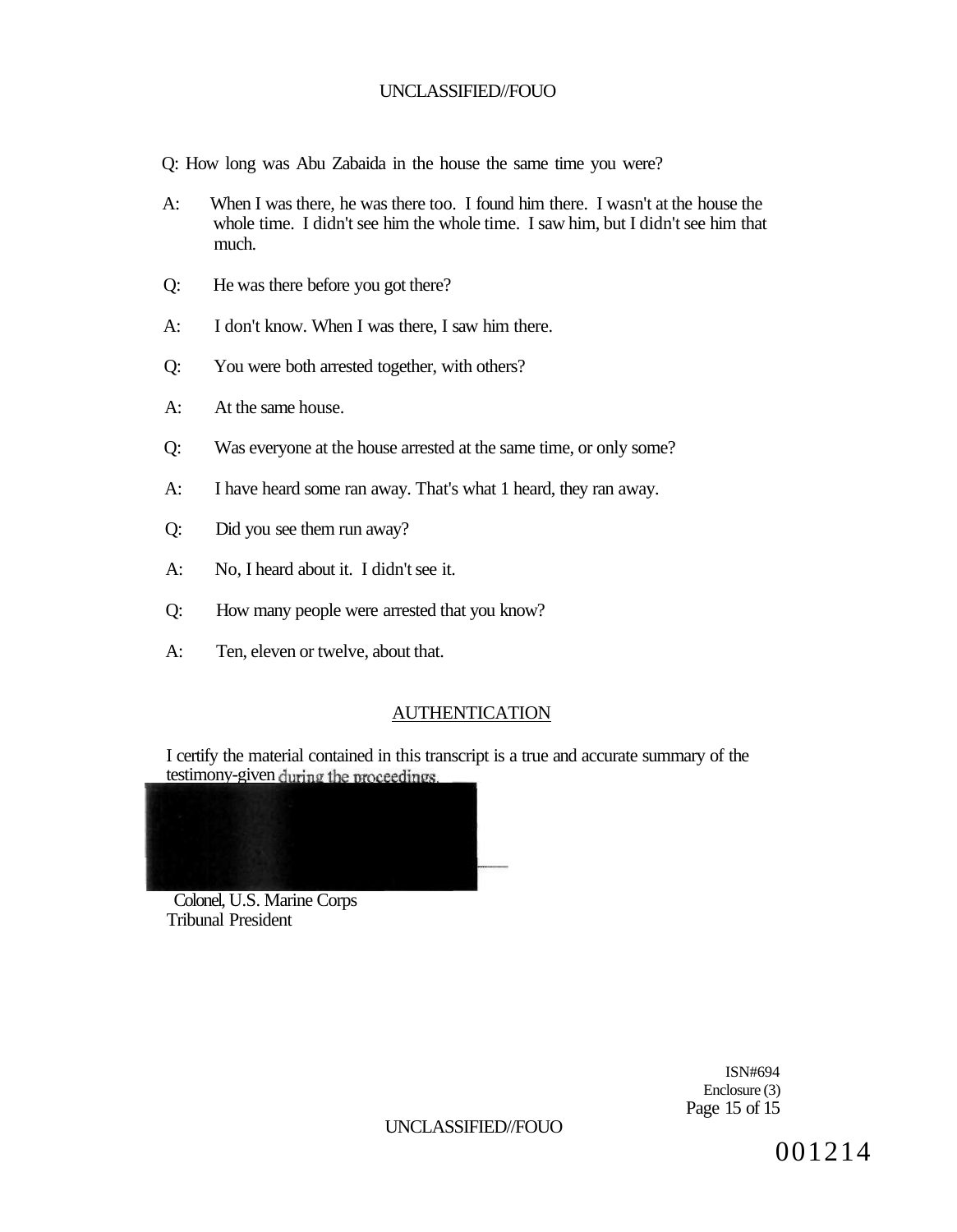Q: How long was Abu Zabaida in the house the same time you were?

A: When I was there, he was there too. I found him there. I wasn't at the house the whole time. I didn't see him the whole time. I saw him, but I didn't see him that much.

Q: He was there before you got there?

A: I don't know. When I was there, I saw him there.

Q: You were both arrested together, with others?

A: At the same house.

Q: Was everyone at the house arrested at the same time, or only some?

A: I have heard some ran away. That's what 1 heard, they ran away.

Q: Did you see them run away?

A: No, I heard about it. I didn't see it.

Q: How many people were arrested that you know?

A: Ten, eleven or twelve, about that.

## AUTHENTICATION

I certify the material contained in this transcript is a true and accurate summary of the testimony-given during the proceedings.

Colonel, U.S. Marine Corps
Tribunal President

ISN#694
Enclosure (3)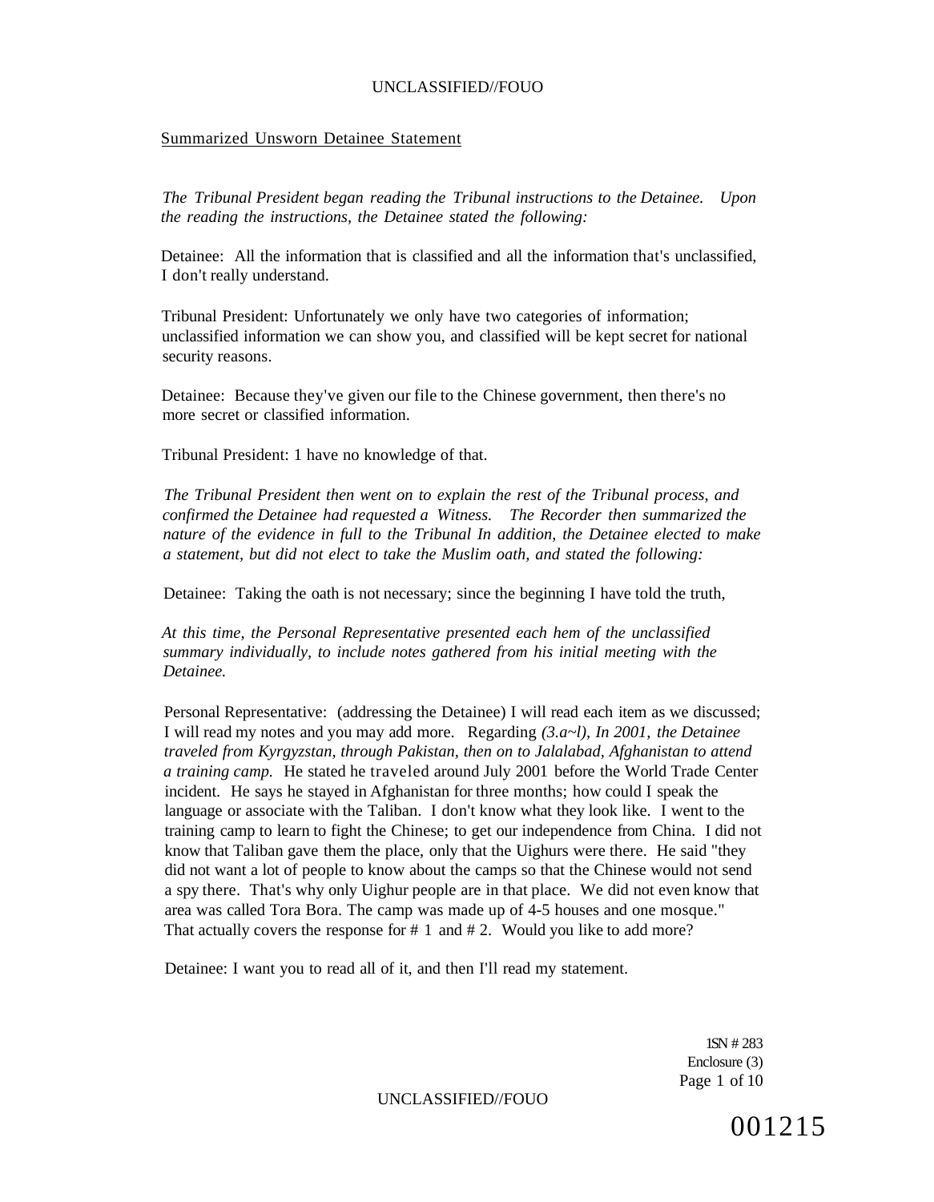Summarized Unsworn Detainee Statement

*The Tribunal President began reading the Tribunal instructions to the Detainee. Upon the reading the instructions, the Detainee stated the following:*

Detainee: All the information that is classified and all the information that's unclassified, I don't really understand.

Tribunal President: Unfortunately we only have two categories of information; unclassified information we can show you, and classified will be kept secret for national security reasons.

Detainee: Because they've given our file to the Chinese government, then there's no more secret or classified information.

Tribunal President: 1 have no knowledge of that.

*The Tribunal President then went on to explain the rest of the Tribunal process, and confirmed the Detainee had requested a Witness. The Recorder then summarized the nature of the evidence in full to the Tribunal In addition, the Detainee elected to make a statement, but did not elect to take the Muslim oath, and stated the following:*

Detainee: Taking the oath is not necessary; since the beginning I have told the truth,

*At this time, the Personal Representative presented each hem of the unclassified summary individually, to include notes gathered from his initial meeting with the Detainee.*

Personal Representative: (addressing the Detainee) I will read each item as we discussed; I will read my notes and you may add more. Regarding *(3.a~l), In 2001, the Detainee traveled from Kyrgyzstan, through Pakistan, then on to Jalalabad, Afghanistan to attend a training camp.* He stated he traveled around July 2001 before the World Trade Center incident. He says he stayed in Afghanistan for three months; how could I speak the language or associate with the Taliban. I don't know what they look like. I went to the training camp to learn to fight the Chinese; to get our independence from China. I did not know that Taliban gave them the place, only that the Uighurs were there. He said "they did not want a lot of people to know about the camps so that the Chinese would not send a spy there. That's why only Uighur people are in that place. We did not even know that area was called Tora Bora. The camp was made up of 4-5 houses and one mosque." That actually covers the response for # 1 and # 2. Would you like to add more?

Detainee: I want you to read all of it, and then I'll read my statement.

1SN # 283
Enclosure (3)

001215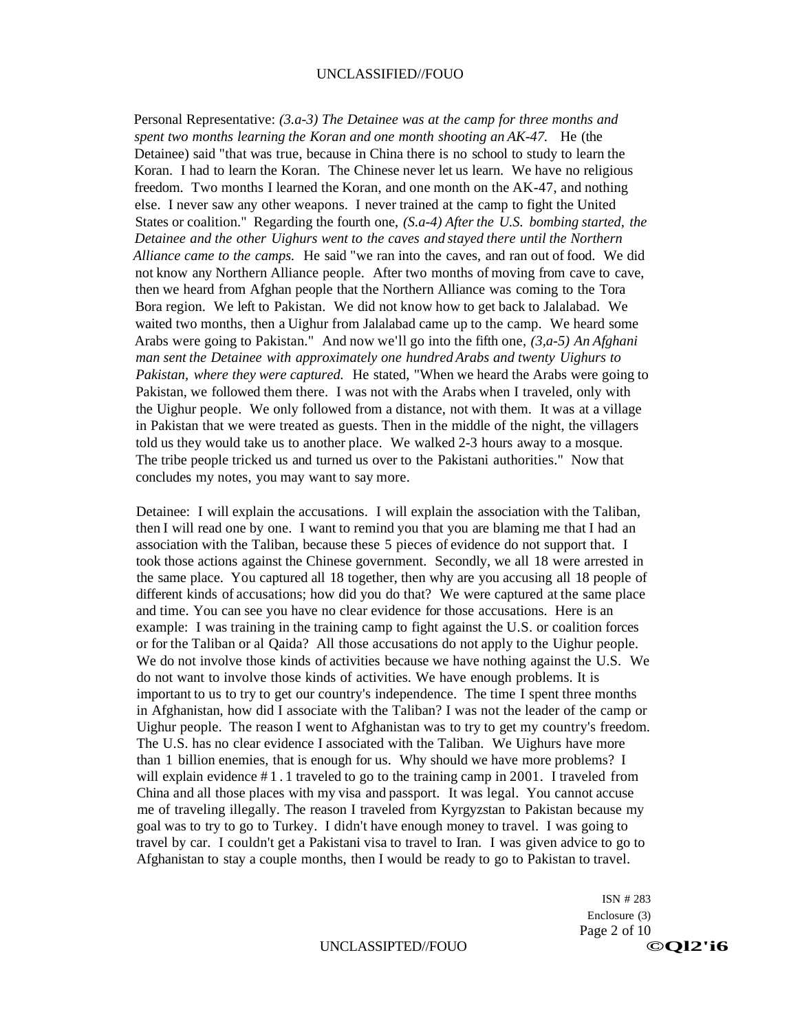Personal Representative: *(3.a-3) The Detainee was at the camp for three months and spent two months learning the Koran and one month shooting an AK-47.* He (the Detainee) said "that was true, because in China there is no school to study to learn the Koran. I had to learn the Koran. The Chinese never let us learn. We have no religious freedom. Two months I learned the Koran, and one month on the AK-47, and nothing else. I never saw any other weapons. I never trained at the camp to fight the United States or coalition." Regarding the fourth one, *(S.a-4) After the U.S. bombing started, the Detainee and the other Uighurs went to the caves and stayed there until the Northern Alliance came to the camps.* He said "we ran into the caves, and ran out of food. We did not know any Northern Alliance people. After two months of moving from cave to cave, then we heard from Afghan people that the Northern Alliance was coming to the Tora Bora region. We left to Pakistan. We did not know how to get back to Jalalabad. We waited two months, then a Uighur from Jalalabad came up to the camp. We heard some Arabs were going to Pakistan." And now we'll go into the fifth one, *(3,a-5) An Afghani man sent the Detainee with approximately one hundred Arabs and twenty Uighurs to Pakistan, where they were captured.* He stated, "When we heard the Arabs were going to Pakistan, we followed them there. I was not with the Arabs when I traveled, only with the Uighur people. We only followed from a distance, not with them. It was at a village in Pakistan that we were treated as guests. Then in the middle of the night, the villagers told us they would take us to another place. We walked 2-3 hours away to a mosque. The tribe people tricked us and turned us over to the Pakistani authorities." Now that concludes my notes, you may want to say more.

Detainee: I will explain the accusations. I will explain the association with the Taliban, then I will read one by one. I want to remind you that you are blaming me that I had an association with the Taliban, because these 5 pieces of evidence do not support that. I took those actions against the Chinese government. Secondly, we all 18 were arrested in the same place. You captured all 18 together, then why are you accusing all 18 people of different kinds of accusations; how did you do that? We were captured at the same place and time. You can see you have no clear evidence for those accusations. Here is an example: I was training in the training camp to fight against the U.S. or coalition forces or for the Taliban or al Qaida? All those accusations do not apply to the Uighur people. We do not involve those kinds of activities because we have nothing against the U.S. We do not want to involve those kinds of activities. We have enough problems. It is important to us to try to get our country's independence. The time I spent three months in Afghanistan, how did I associate with the Taliban? I was not the leader of the camp or Uighur people. The reason I went to Afghanistan was to try to get my country's freedom. The U.S. has no clear evidence I associated with the Taliban. We Uighurs have more than 1 billion enemies, that is enough for us. Why should we have more problems? I will explain evidence # 1 . 1 traveled to go to the training camp in 2001. I traveled from China and all those places with my visa and passport. It was legal. You cannot accuse me of traveling illegally. The reason I traveled from Kyrgyzstan to Pakistan because my goal was to try to go to Turkey. I didn't have enough money to travel. I was going to travel by car. I couldn't get a Pakistani visa to travel to Iran. I was given advice to go to Afghanistan to stay a couple months, then I would be ready to go to Pakistan to travel.

ISN # 283
Enclosure (3)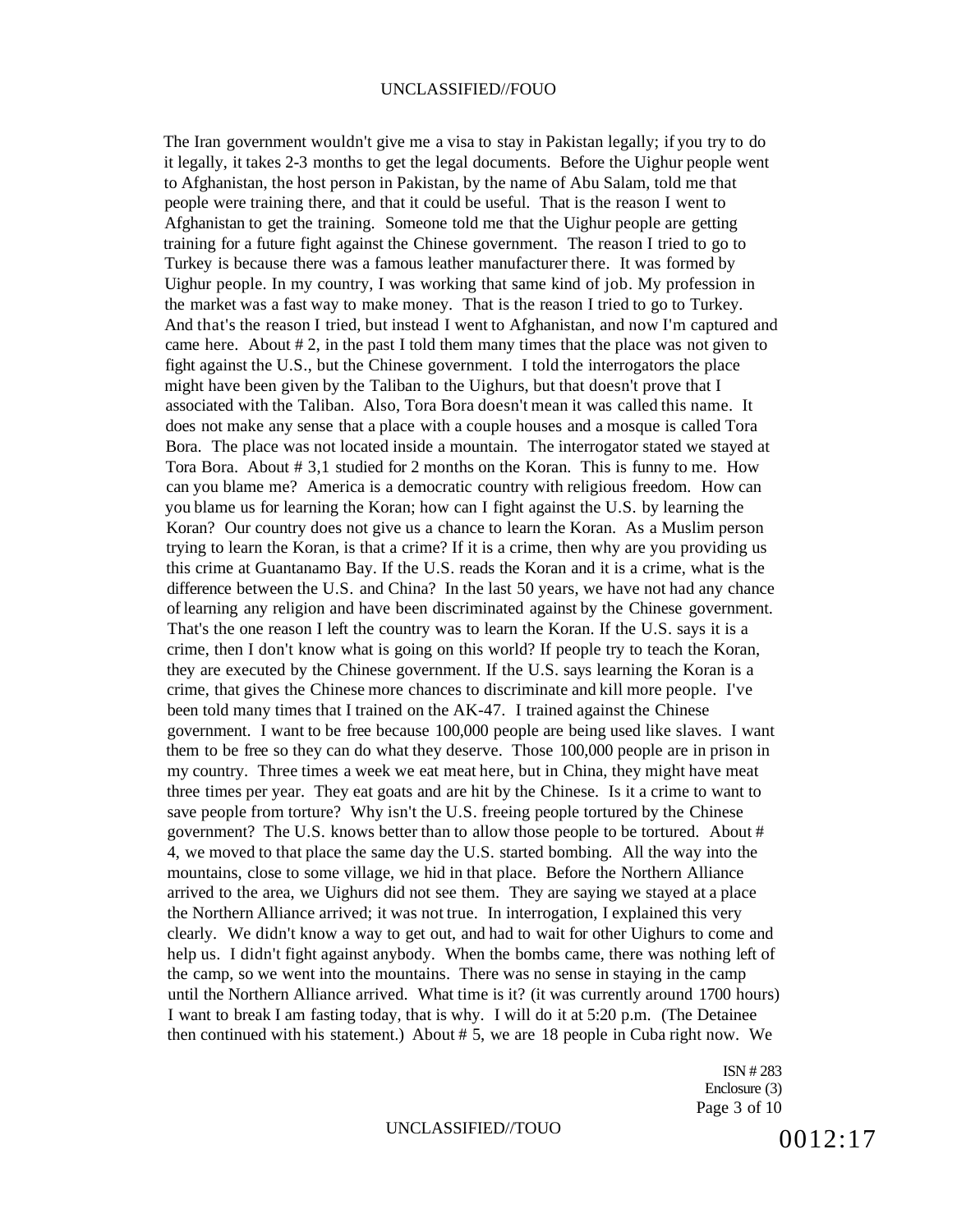The Iran government wouldn't give me a visa to stay in Pakistan legally; if you try to do it legally, it takes 2-3 months to get the legal documents. Before the Uighur people went to Afghanistan, the host person in Pakistan, by the name of Abu Salam, told me that people were training there, and that it could be useful. That is the reason I went to Afghanistan to get the training. Someone told me that the Uighur people are getting training for a future fight against the Chinese government. The reason I tried to go to Turkey is because there was a famous leather manufacturer there. It was formed by Uighur people. In my country, I was working that same kind of job. My profession in the market was a fast way to make money. That is the reason I tried to go to Turkey. And that's the reason I tried, but instead I went to Afghanistan, and now I'm captured and came here. About # 2, in the past I told them many times that the place was not given to fight against the U.S., but the Chinese government. I told the interrogators the place might have been given by the Taliban to the Uighurs, but that doesn't prove that I associated with the Taliban. Also, Tora Bora doesn't mean it was called this name. It does not make any sense that a place with a couple houses and a mosque is called Tora Bora. The place was not located inside a mountain. The interrogator stated we stayed at Tora Bora. About # 3,1 studied for 2 months on the Koran. This is funny to me. How can you blame me? America is a democratic country with religious freedom. How can you blame us for learning the Koran; how can I fight against the U.S. by learning the Koran? Our country does not give us a chance to learn the Koran. As a Muslim person trying to learn the Koran, is that a crime? If it is a crime, then why are you providing us this crime at Guantanamo Bay. If the U.S. reads the Koran and it is a crime, what is the difference between the U.S. and China? In the last 50 years, we have not had any chance of learning any religion and have been discriminated against by the Chinese government. That's the one reason I left the country was to learn the Koran. If the U.S. says it is a crime, then I don't know what is going on this world? If people try to teach the Koran, they are executed by the Chinese government. If the U.S. says learning the Koran is a crime, that gives the Chinese more chances to discriminate and kill more people. I've been told many times that I trained on the AK-47. I trained against the Chinese government. I want to be free because 100,000 people are being used like slaves. I want them to be free so they can do what they deserve. Those 100,000 people are in prison in my country. Three times a week we eat meat here, but in China, they might have meat three times per year. They eat goats and are hit by the Chinese. Is it a crime to want to save people from torture? Why isn't the U.S. freeing people tortured by the Chinese government? The U.S. knows better than to allow those people to be tortured. About # 4, we moved to that place the same day the U.S. started bombing. All the way into the mountains, close to some village, we hid in that place. Before the Northern Alliance arrived to the area, we Uighurs did not see them. They are saying we stayed at a place the Northern Alliance arrived; it was not true. In interrogation, I explained this very clearly. We didn't know a way to get out, and had to wait for other Uighurs to come and help us. I didn't fight against anybody. When the bombs came, there was nothing left of the camp, so we went into the mountains. There was no sense in staying in the camp until the Northern Alliance arrived. What time is it? (it was currently around 1700 hours) I want to break I am fasting today, that is why. I will do it at 5:20 p.m. (The Detainee then continued with his statement.) About # 5, we are 18 people in Cuba right now. We

ISN # 283
Enclosure (3)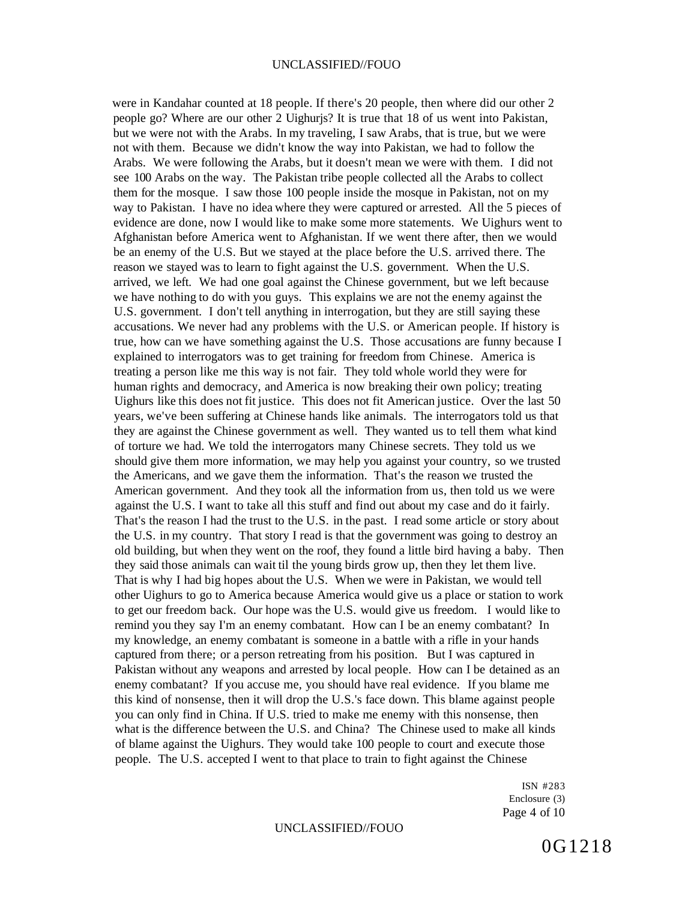were in Kandahar counted at 18 people. If there's 20 people, then where did our other 2 people go? Where are our other 2 Uighurjs? It is true that 18 of us went into Pakistan, but we were not with the Arabs. In my traveling, I saw Arabs, that is true, but we were not with them. Because we didn't know the way into Pakistan, we had to follow the Arabs. We were following the Arabs, but it doesn't mean we were with them. I did not see 100 Arabs on the way. The Pakistan tribe people collected all the Arabs to collect them for the mosque. I saw those 100 people inside the mosque in Pakistan, not on my way to Pakistan. I have no idea where they were captured or arrested. All the 5 pieces of evidence are done, now I would like to make some more statements. We Uighurs went to Afghanistan before America went to Afghanistan. If we went there after, then we would be an enemy of the U.S. But we stayed at the place before the U.S. arrived there. The reason we stayed was to learn to fight against the U.S. government. When the U.S. arrived, we left. We had one goal against the Chinese government, but we left because we have nothing to do with you guys. This explains we are not the enemy against the U.S. government. I don't tell anything in interrogation, but they are still saying these accusations. We never had any problems with the U.S. or American people. If history is true, how can we have something against the U.S. Those accusations are funny because I explained to interrogators was to get training for freedom from Chinese. America is treating a person like me this way is not fair. They told whole world they were for human rights and democracy, and America is now breaking their own policy; treating Uighurs like this does not fit justice. This does not fit American justice. Over the last 50 years, we've been suffering at Chinese hands like animals. The interrogators told us that they are against the Chinese government as well. They wanted us to tell them what kind of torture we had. We told the interrogators many Chinese secrets. They told us we should give them more information, we may help you against your country, so we trusted the Americans, and we gave them the information. That's the reason we trusted the American government. And they took all the information from us, then told us we were against the U.S. I want to take all this stuff and find out about my case and do it fairly. That's the reason I had the trust to the U.S. in the past. I read some article or story about the U.S. in my country. That story I read is that the government was going to destroy an old building, but when they went on the roof, they found a little bird having a baby. Then they said those animals can wait til the young birds grow up, then they let them live. That is why I had big hopes about the U.S. When we were in Pakistan, we would tell other Uighurs to go to America because America would give us a place or station to work to get our freedom back. Our hope was the U.S. would give us freedom. I would like to remind you they say I'm an enemy combatant. How can I be an enemy combatant? In my knowledge, an enemy combatant is someone in a battle with a rifle in your hands captured from there; or a person retreating from his position. But I was captured in Pakistan without any weapons and arrested by local people. How can I be detained as an enemy combatant? If you accuse me, you should have real evidence. If you blame me this kind of nonsense, then it will drop the U.S.'s face down. This blame against people you can only find in China. If U.S. tried to make me enemy with this nonsense, then what is the difference between the U.S. and China? The Chinese used to make all kinds of blame against the Uighurs. They would take 100 people to court and execute those people. The U.S. accepted I went to that place to train to fight against the Chinese

ISN #283
Enclosure (3)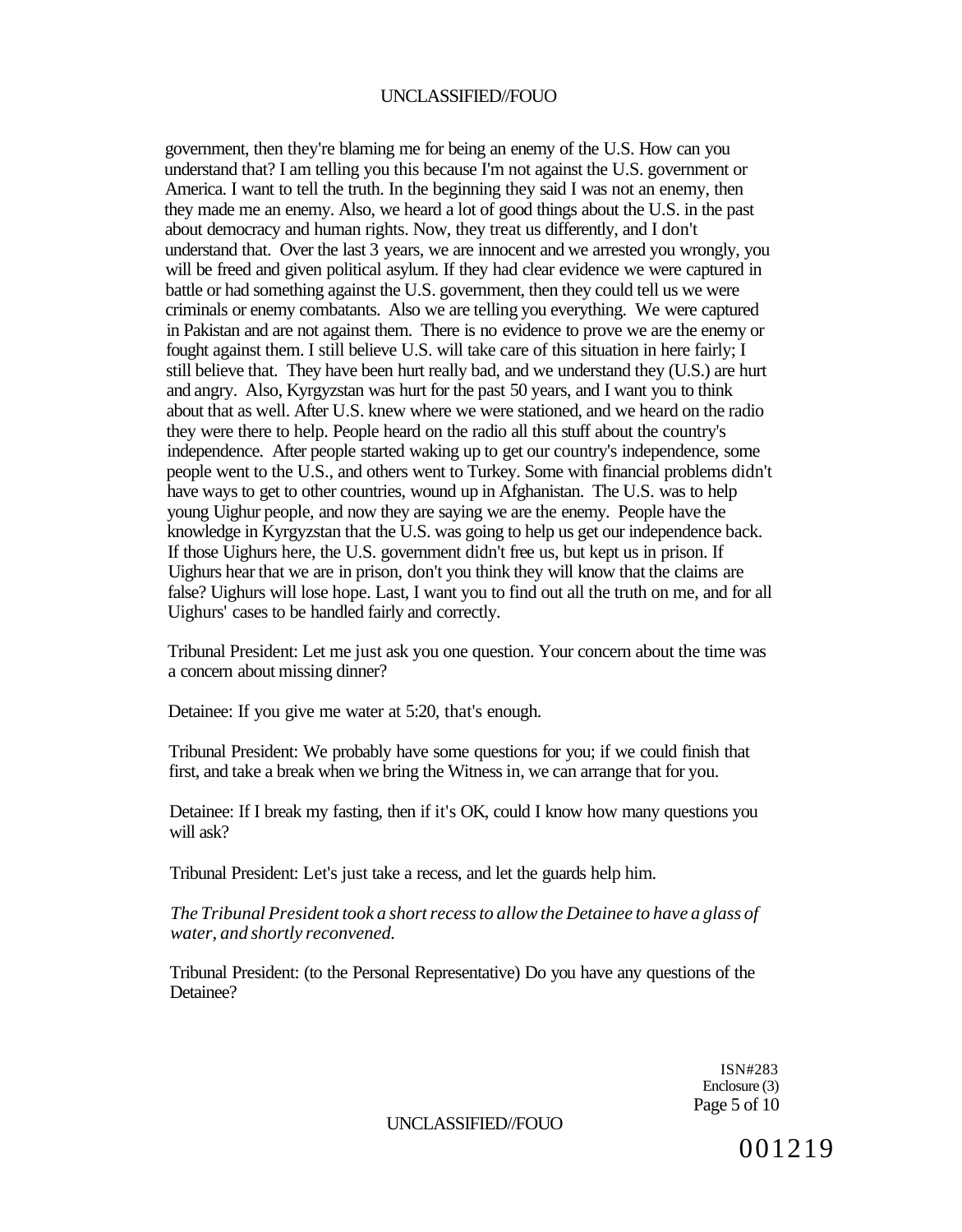government, then they're blaming me for being an enemy of the U.S. How can you understand that? I am telling you this because I'm not against the U.S. government or America. I want to tell the truth. In the beginning they said I was not an enemy, then they made me an enemy. Also, we heard a lot of good things about the U.S. in the past about democracy and human rights. Now, they treat us differently, and I don't understand that. Over the last 3 years, we are innocent and we arrested you wrongly, you will be freed and given political asylum. If they had clear evidence we were captured in battle or had something against the U.S. government, then they could tell us we were criminals or enemy combatants. Also we are telling you everything. We were captured in Pakistan and are not against them. There is no evidence to prove we are the enemy or fought against them. I still believe U.S. will take care of this situation in here fairly; I still believe that. They have been hurt really bad, and we understand they (U.S.) are hurt and angry. Also, Kyrgyzstan was hurt for the past 50 years, and I want you to think about that as well. After U.S. knew where we were stationed, and we heard on the radio they were there to help. People heard on the radio all this stuff about the country's independence. After people started waking up to get our country's independence, some people went to the U.S., and others went to Turkey. Some with financial problems didn't have ways to get to other countries, wound up in Afghanistan. The U.S. was to help young Uighur people, and now they are saying we are the enemy. People have the knowledge in Kyrgyzstan that the U.S. was going to help us get our independence back. If those Uighurs here, the U.S. government didn't free us, but kept us in prison. If Uighurs hear that we are in prison, don't you think they will know that the claims are false? Uighurs will lose hope. Last, I want you to find out all the truth on me, and for all Uighurs' cases to be handled fairly and correctly.

Tribunal President: Let me just ask you one question. Your concern about the time was a concern about missing dinner?

Detainee: If you give me water at 5:20, that's enough.

Tribunal President: We probably have some questions for you; if we could finish that first, and take a break when we bring the Witness in, we can arrange that for you.

Detainee: If I break my fasting, then if it's OK, could I know how many questions you will ask?

Tribunal President: Let's just take a recess, and let the guards help him.

*The Tribunal President took a short recess to allow the Detainee to have a glass of water, and shortly reconvened.*

Tribunal President: (to the Personal Representative) Do you have any questions of the Detainee?

ISN#283
Enclosure (3)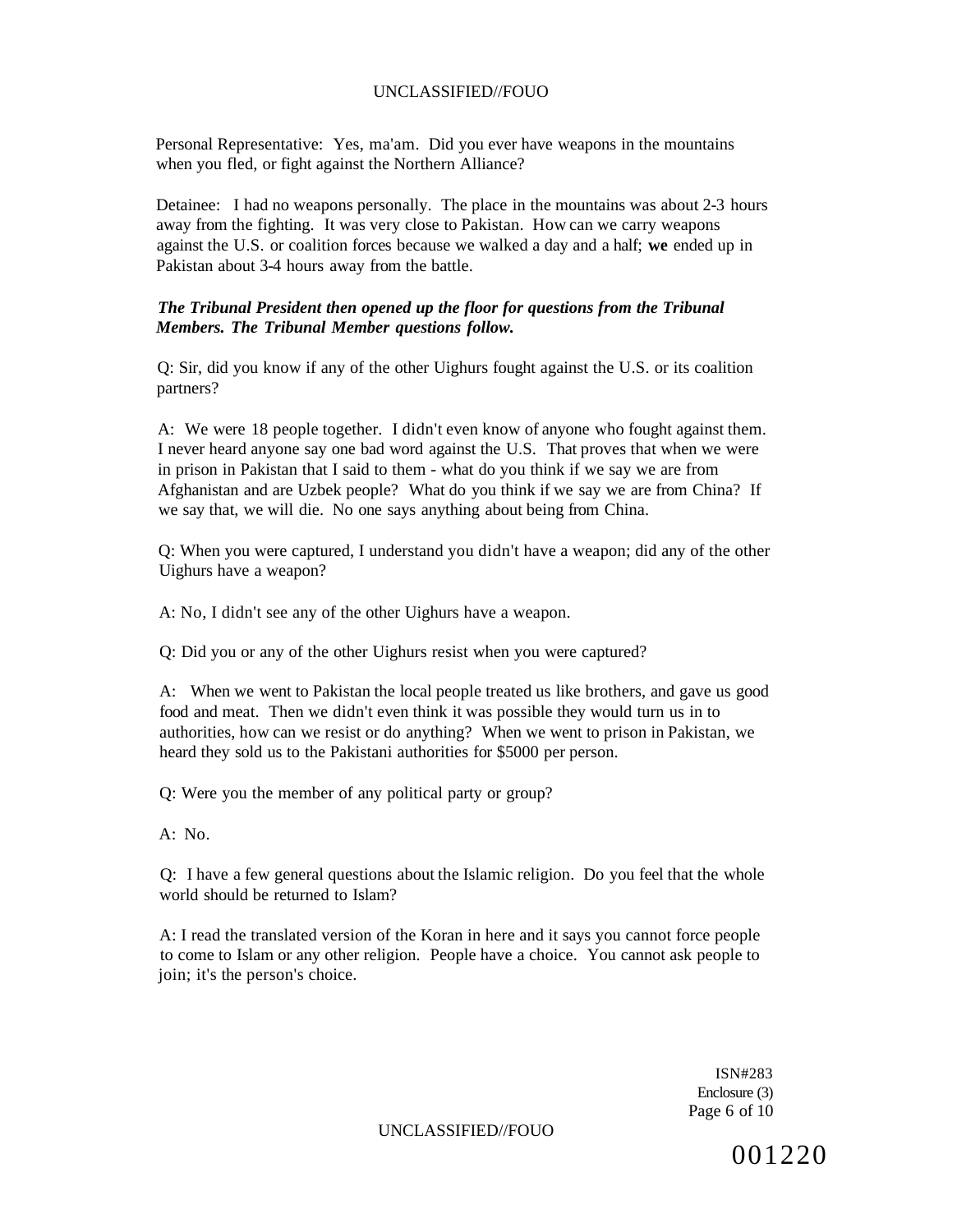Personal Representative: Yes, ma'am. Did you ever have weapons in the mountains when you fled, or fight against the Northern Alliance?

Detainee: I had no weapons personally. The place in the mountains was about 2-3 hours away from the fighting. It was very close to Pakistan. How can we carry weapons against the U.S. or coalition forces because we walked a day and a half; **we** ended up in Pakistan about 3-4 hours away from the battle.

***The Tribunal President then opened up the floor for questions from the Tribunal Members. The Tribunal Member questions follow.***

Q: Sir, did you know if any of the other Uighurs fought against the U.S. or its coalition partners?

A: We were 18 people together. I didn't even know of anyone who fought against them. I never heard anyone say one bad word against the U.S. That proves that when we were in prison in Pakistan that I said to them - what do you think if we say we are from Afghanistan and are Uzbek people? What do you think if we say we are from China? If we say that, we will die. No one says anything about being from China.

Q: When you were captured, I understand you didn't have a weapon; did any of the other Uighurs have a weapon?

A: No, I didn't see any of the other Uighurs have a weapon.

Q: Did you or any of the other Uighurs resist when you were captured?

A: When we went to Pakistan the local people treated us like brothers, and gave us good food and meat. Then we didn't even think it was possible they would turn us in to authorities, how can we resist or do anything? When we went to prison in Pakistan, we heard they sold us to the Pakistani authorities for $5000 per person.

Q: Were you the member of any political party or group?

A: No.

Q: I have a few general questions about the Islamic religion. Do you feel that the whole world should be returned to Islam?

A: I read the translated version of the Koran in here and it says you cannot force people to come to Islam or any other religion. People have a choice. You cannot ask people to join; it's the person's choice.

ISN#283
Enclosure (3)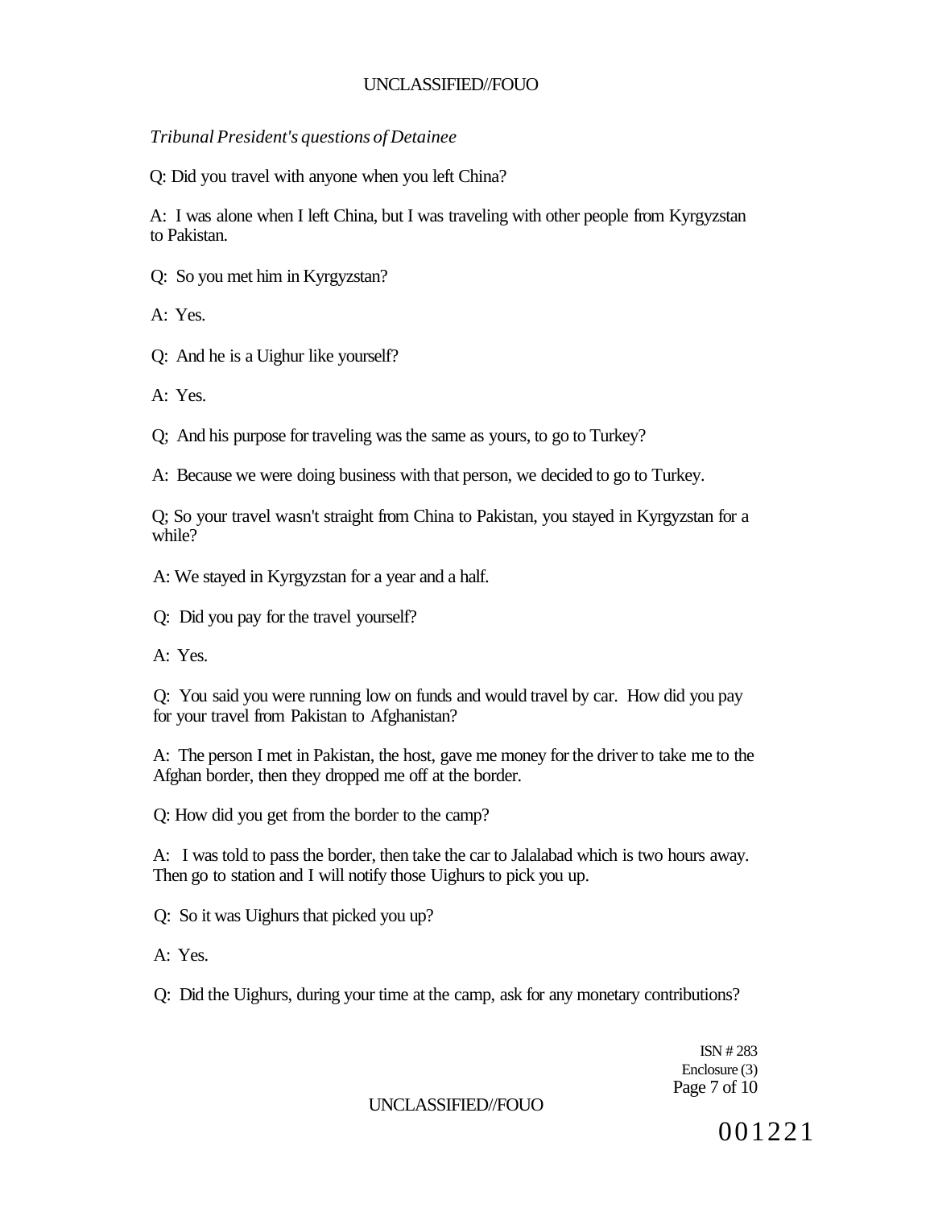*Tribunal President's questions of Detainee*

Q: Did you travel with anyone when you left China?

A: I was alone when I left China, but I was traveling with other people from Kyrgyzstan to Pakistan.

Q: So you met him in Kyrgyzstan?

A: Yes.

Q: And he is a Uighur like yourself?

A: Yes.

Q; And his purpose for traveling was the same as yours, to go to Turkey?

A: Because we were doing business with that person, we decided to go to Turkey.

Q; So your travel wasn't straight from China to Pakistan, you stayed in Kyrgyzstan for a while?

A: We stayed in Kyrgyzstan for a year and a half.

Q: Did you pay for the travel yourself?

A: Yes.

Q: You said you were running low on funds and would travel by car. How did you pay for your travel from Pakistan to Afghanistan?

A: The person I met in Pakistan, the host, gave me money for the driver to take me to the Afghan border, then they dropped me off at the border.

Q: How did you get from the border to the camp?

A: I was told to pass the border, then take the car to Jalalabad which is two hours away. Then go to station and I will notify those Uighurs to pick you up.

Q: So it was Uighurs that picked you up?

A: Yes.

Q: Did the Uighurs, during your time at the camp, ask for any monetary contributions?

ISN # 283
Enclosure (3)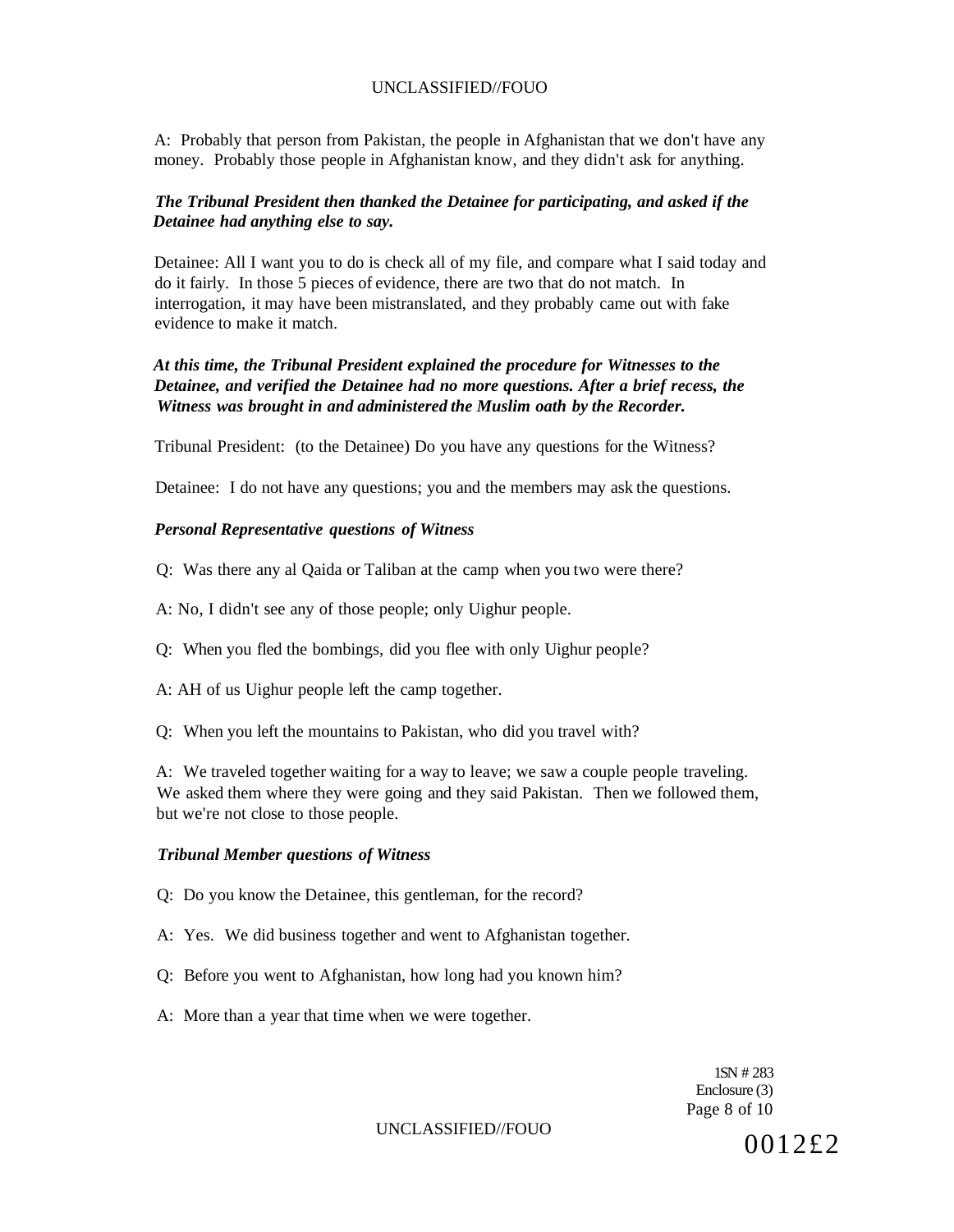A: Probably that person from Pakistan, the people in Afghanistan that we don't have any money. Probably those people in Afghanistan know, and they didn't ask for anything.

***The Tribunal President then thanked the Detainee for participating, and asked if the Detainee had anything else to say.***

Detainee: All I want you to do is check all of my file, and compare what I said today and do it fairly. In those 5 pieces of evidence, there are two that do not match. In interrogation, it may have been mistranslated, and they probably came out with fake evidence to make it match.

***At this time, the Tribunal President explained the procedure for Witnesses to the Detainee, and verified the Detainee had no more questions. After a brief recess, the Witness was brought in and administered the Muslim oath by the Recorder.***

Tribunal President: (to the Detainee) Do you have any questions for the Witness?

Detainee: I do not have any questions; you and the members may ask the questions.

***Personal Representative questions of Witness***

Q: Was there any al Qaida or Taliban at the camp when you two were there?

A: No, I didn't see any of those people; only Uighur people.

Q: When you fled the bombings, did you flee with only Uighur people?

A: AH of us Uighur people left the camp together.

Q: When you left the mountains to Pakistan, who did you travel with?

A: We traveled together waiting for a way to leave; we saw a couple people traveling. We asked them where they were going and they said Pakistan. Then we followed them, but we're not close to those people.

***Tribunal Member questions of Witness***

Q: Do you know the Detainee, this gentleman, for the record?

A: Yes. We did business together and went to Afghanistan together.

Q: Before you went to Afghanistan, how long had you known him?

A: More than a year that time when we were together.

1SN # 283
Enclosure (3)

0012£2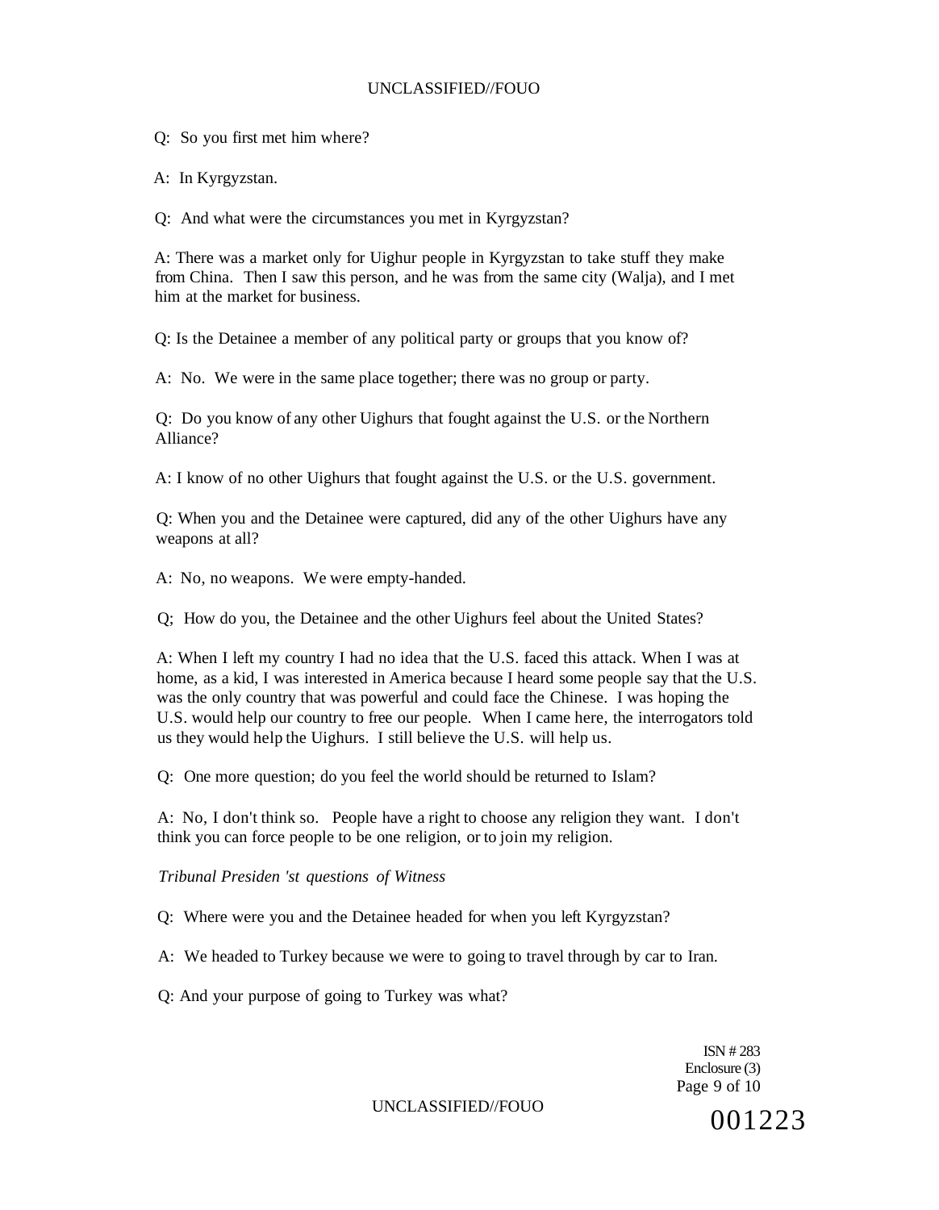Q: So you first met him where?

A: In Kyrgyzstan.

Q: And what were the circumstances you met in Kyrgyzstan?

A: There was a market only for Uighur people in Kyrgyzstan to take stuff they make from China. Then I saw this person, and he was from the same city (Walja), and I met him at the market for business.

Q: Is the Detainee a member of any political party or groups that you know of?

A: No. We were in the same place together; there was no group or party.

Q: Do you know of any other Uighurs that fought against the U.S. or the Northern Alliance?

A: I know of no other Uighurs that fought against the U.S. or the U.S. government.

Q: When you and the Detainee were captured, did any of the other Uighurs have any weapons at all?

A: No, no weapons. We were empty-handed.

Q; How do you, the Detainee and the other Uighurs feel about the United States?

A: When I left my country I had no idea that the U.S. faced this attack. When I was at home, as a kid, I was interested in America because I heard some people say that the U.S. was the only country that was powerful and could face the Chinese. I was hoping the U.S. would help our country to free our people. When I came here, the interrogators told us they would help the Uighurs. I still believe the U.S. will help us.

Q: One more question; do you feel the world should be returned to Islam?

A: No, I don't think so. People have a right to choose any religion they want. I don't think you can force people to be one religion, or to join my religion.

*Tribunal Presiden 'st questions of Witness*

Q: Where were you and the Detainee headed for when you left Kyrgyzstan?

A: We headed to Turkey because we were to going to travel through by car to Iran.

Q: And your purpose of going to Turkey was what?

ISN # 283
Enclosure (3)

001223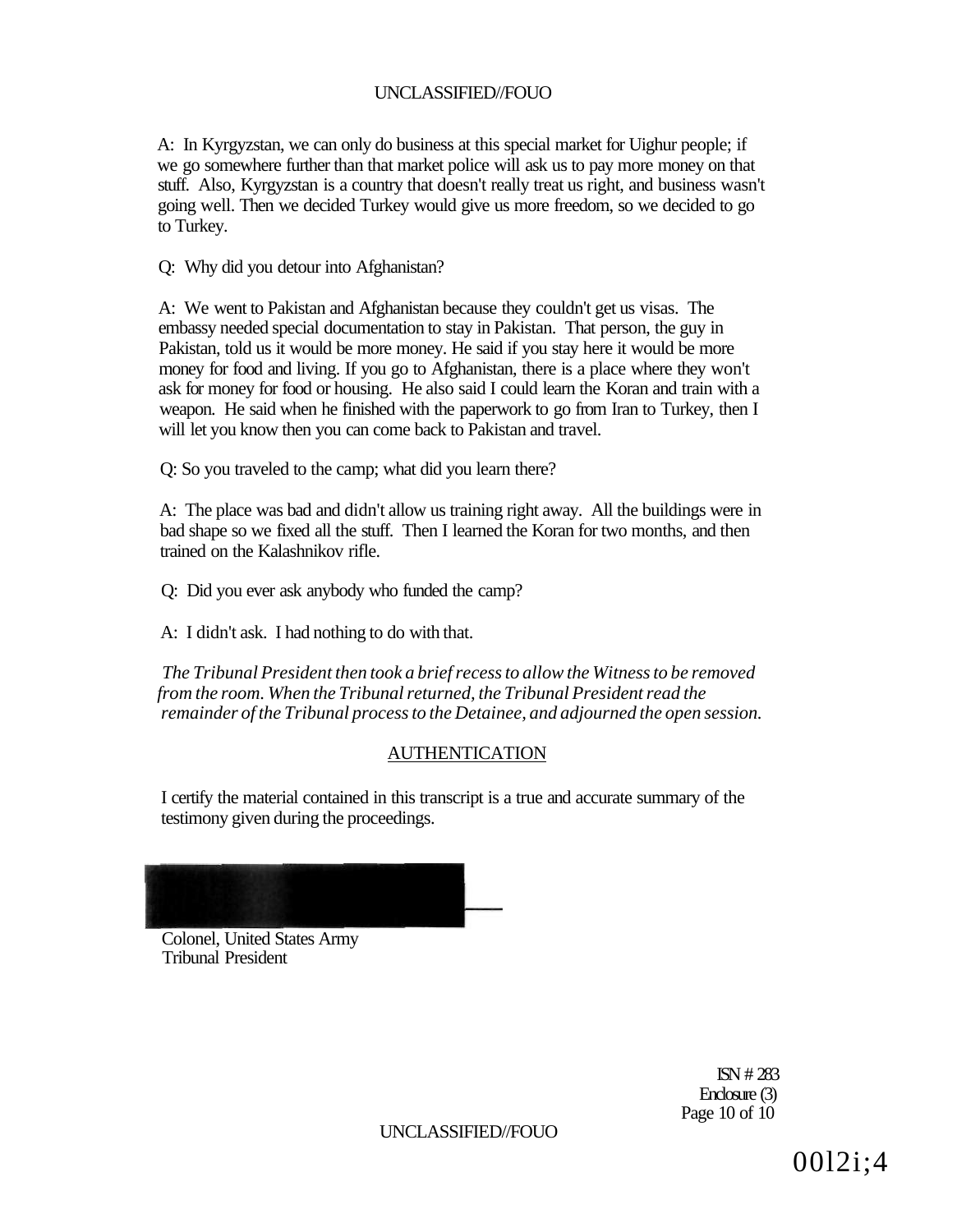A: In Kyrgyzstan, we can only do business at this special market for Uighur people; if we go somewhere further than that market police will ask us to pay more money on that stuff. Also, Kyrgyzstan is a country that doesn't really treat us right, and business wasn't going well. Then we decided Turkey would give us more freedom, so we decided to go to Turkey.

Q: Why did you detour into Afghanistan?

A: We went to Pakistan and Afghanistan because they couldn't get us visas. The embassy needed special documentation to stay in Pakistan. That person, the guy in Pakistan, told us it would be more money. He said if you stay here it would be more money for food and living. If you go to Afghanistan, there is a place where they won't ask for money for food or housing. He also said I could learn the Koran and train with a weapon. He said when he finished with the paperwork to go from Iran to Turkey, then I will let you know then you can come back to Pakistan and travel.

Q: So you traveled to the camp; what did you learn there?

A: The place was bad and didn't allow us training right away. All the buildings were in bad shape so we fixed all the stuff. Then I learned the Koran for two months, and then trained on the Kalashnikov rifle.

Q: Did you ever ask anybody who funded the camp?

A: I didn't ask. I had nothing to do with that.

*The Tribunal President then took a brief recess to allow the Witness to be removed from the room. When the Tribunal returned, the Tribunal President read the remainder of the Tribunal process to the Detainee, and adjourned the open session.*

## AUTHENTICATION

I certify the material contained in this transcript is a true and accurate summary of the testimony given during the proceedings.

Colonel, United States Army
Tribunal President

ISN # 283
Enclosure (3)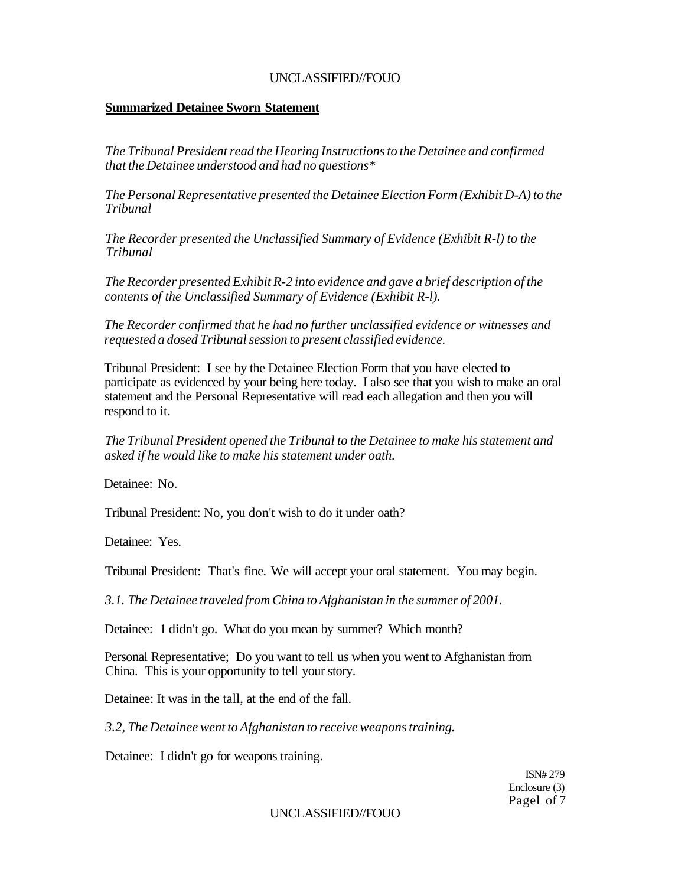**Summarized Detainee Sworn Statement**

*The Tribunal President read the Hearing Instructions to the Detainee and confirmed that the Detainee understood and had no questions**

*The Personal Representative presented the Detainee Election Form (Exhibit D-A) to the Tribunal*

*The Recorder presented the Unclassified Summary of Evidence (Exhibit R-l) to the Tribunal*

*The Recorder presented Exhibit R-2 into evidence and gave a brief description of the contents of the Unclassified Summary of Evidence (Exhibit R-l).*

*The Recorder confirmed that he had no further unclassified evidence or witnesses and requested a dosed Tribunal session to present classified evidence.*

Tribunal President: I see by the Detainee Election Form that you have elected to participate as evidenced by your being here today. I also see that you wish to make an oral statement and the Personal Representative will read each allegation and then you will respond to it.

*The Tribunal President opened the Tribunal to the Detainee to make his statement and asked if he would like to make his statement under oath.*

Detainee: No.

Tribunal President: No, you don't wish to do it under oath?

Detainee: Yes.

Tribunal President: That's fine. We will accept your oral statement. You may begin.

*3.1. The Detainee traveled from China to Afghanistan in the summer of 2001.*

Detainee: 1 didn't go. What do you mean by summer? Which month?

Personal Representative; Do you want to tell us when you went to Afghanistan from China. This is your opportunity to tell your story.

Detainee: It was in the tall, at the end of the fall.

*3.2, The Detainee went to Afghanistan to receive weapons training.*

Detainee: I didn't go for weapons training.

ISN# 279
Enclosure (3)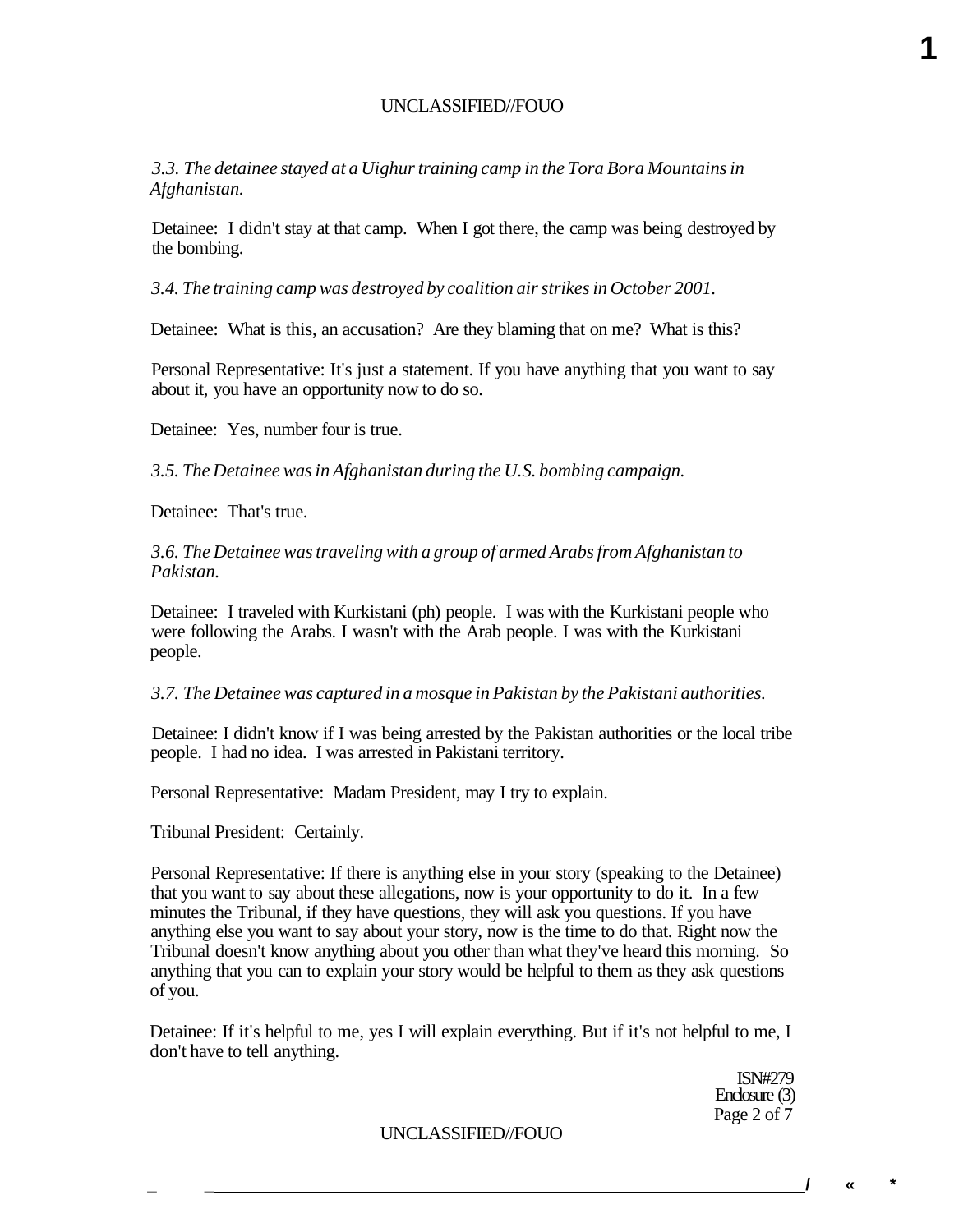*3.3. The detainee stayed at a Uighur training camp in the Tora Bora Mountains in Afghanistan.*

Detainee: I didn't stay at that camp. When I got there, the camp was being destroyed by the bombing.

*3.4. The training camp was destroyed by coalition air strikes in October 2001.*

Detainee: What is this, an accusation? Are they blaming that on me? What is this?

Personal Representative: It's just a statement. If you have anything that you want to say about it, you have an opportunity now to do so.

Detainee: Yes, number four is true.

*3.5. The Detainee was in Afghanistan during the U.S. bombing campaign.*

Detainee: That's true.

*3.6. The Detainee was traveling with a group of armed Arabs from Afghanistan to Pakistan.*

Detainee: I traveled with Kurkistani (ph) people. I was with the Kurkistani people who were following the Arabs. I wasn't with the Arab people. I was with the Kurkistani people.

*3.7. The Detainee was captured in a mosque in Pakistan by the Pakistani authorities.*

Detainee: I didn't know if I was being arrested by the Pakistan authorities or the local tribe people. I had no idea. I was arrested in Pakistani territory.

Personal Representative: Madam President, may I try to explain.

Tribunal President: Certainly.

Personal Representative: If there is anything else in your story (speaking to the Detainee) that you want to say about these allegations, now is your opportunity to do it. In a few minutes the Tribunal, if they have questions, they will ask you questions. If you have anything else you want to say about your story, now is the time to do that. Right now the Tribunal doesn't know anything about you other than what they've heard this morning. So anything that you can to explain your story would be helpful to them as they ask questions of you.

Detainee: If it's helpful to me, yes I will explain everything. But if it's not helpful to me, I don't have to tell anything.

ISN#279
Enclosure (3)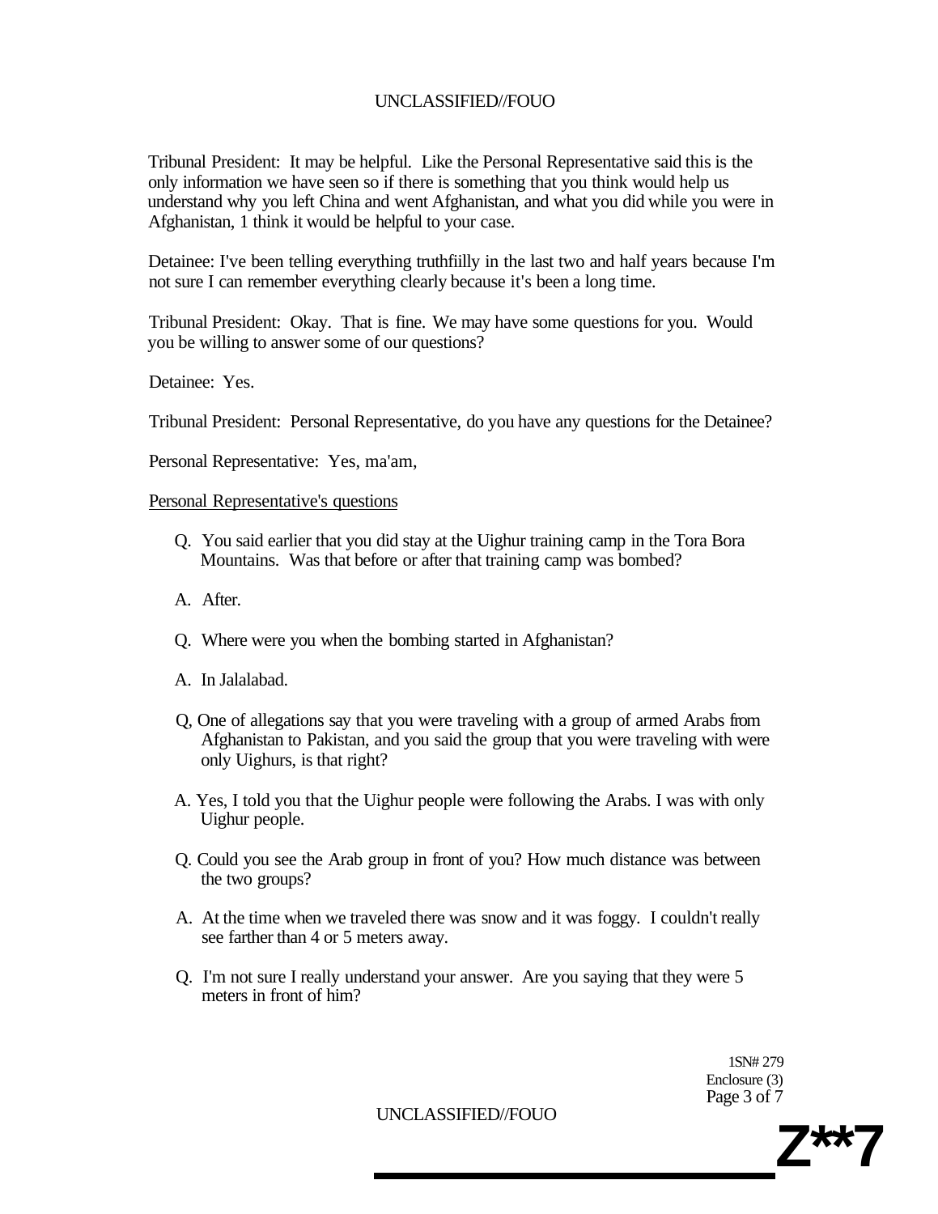Tribunal President: It may be helpful. Like the Personal Representative said this is the only information we have seen so if there is something that you think would help us understand why you left China and went Afghanistan, and what you did while you were in Afghanistan, 1 think it would be helpful to your case.

Detainee: I've been telling everything truthfiilly in the last two and half years because I'm not sure I can remember everything clearly because it's been a long time.

Tribunal President: Okay. That is fine. We may have some questions for you. Would you be willing to answer some of our questions?

Detainee: Yes.

Tribunal President: Personal Representative, do you have any questions for the Detainee?

Personal Representative: Yes, ma'am,

Personal Representative's questions

Q. You said earlier that you did stay at the Uighur training camp in the Tora Bora Mountains. Was that before or after that training camp was bombed?

A. After.

Q. Where were you when the bombing started in Afghanistan?

A. In Jalalabad.

Q, One of allegations say that you were traveling with a group of armed Arabs from Afghanistan to Pakistan, and you said the group that you were traveling with were only Uighurs, is that right?

A. Yes, I told you that the Uighur people were following the Arabs. I was with only Uighur people.

Q. Could you see the Arab group in front of you? How much distance was between the two groups?

A. At the time when we traveled there was snow and it was foggy. I couldn't really see farther than 4 or 5 meters away.

Q. I'm not sure I really understand your answer. Are you saying that they were 5 meters in front of him?

1SN# 279
Enclosure (3)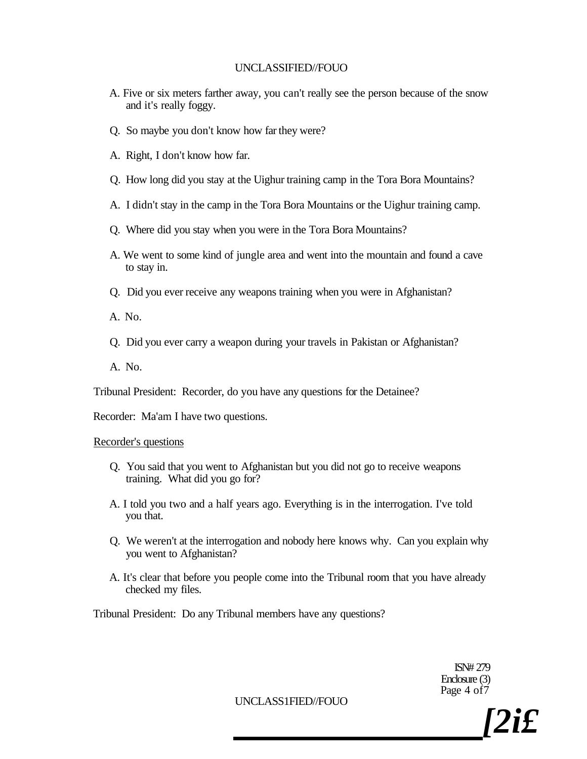A. Five or six meters farther away, you can't really see the person because of the snow and it's really foggy.

Q. So maybe you don't know how far they were?

A. Right, I don't know how far.

Q. How long did you stay at the Uighur training camp in the Tora Bora Mountains?

A. I didn't stay in the camp in the Tora Bora Mountains or the Uighur training camp.

Q. Where did you stay when you were in the Tora Bora Mountains?

A. We went to some kind of jungle area and went into the mountain and found a cave to stay in.

Q. Did you ever receive any weapons training when you were in Afghanistan?

A. No.

Q. Did you ever carry a weapon during your travels in Pakistan or Afghanistan?

A. No.

Tribunal President: Recorder, do you have any questions for the Detainee?

Recorder: Ma'am I have two questions.

Recorder's questions

Q. You said that you went to Afghanistan but you did not go to receive weapons training. What did you go for?

A. I told you two and a half years ago. Everything is in the interrogation. I've told you that.

Q. We weren't at the interrogation and nobody here knows why. Can you explain why you went to Afghanistan?

A. It's clear that before you people come into the Tribunal room that you have already checked my files.

Tribunal President: Do any Tribunal members have any questions?

ISN# 279
Enclosure (3)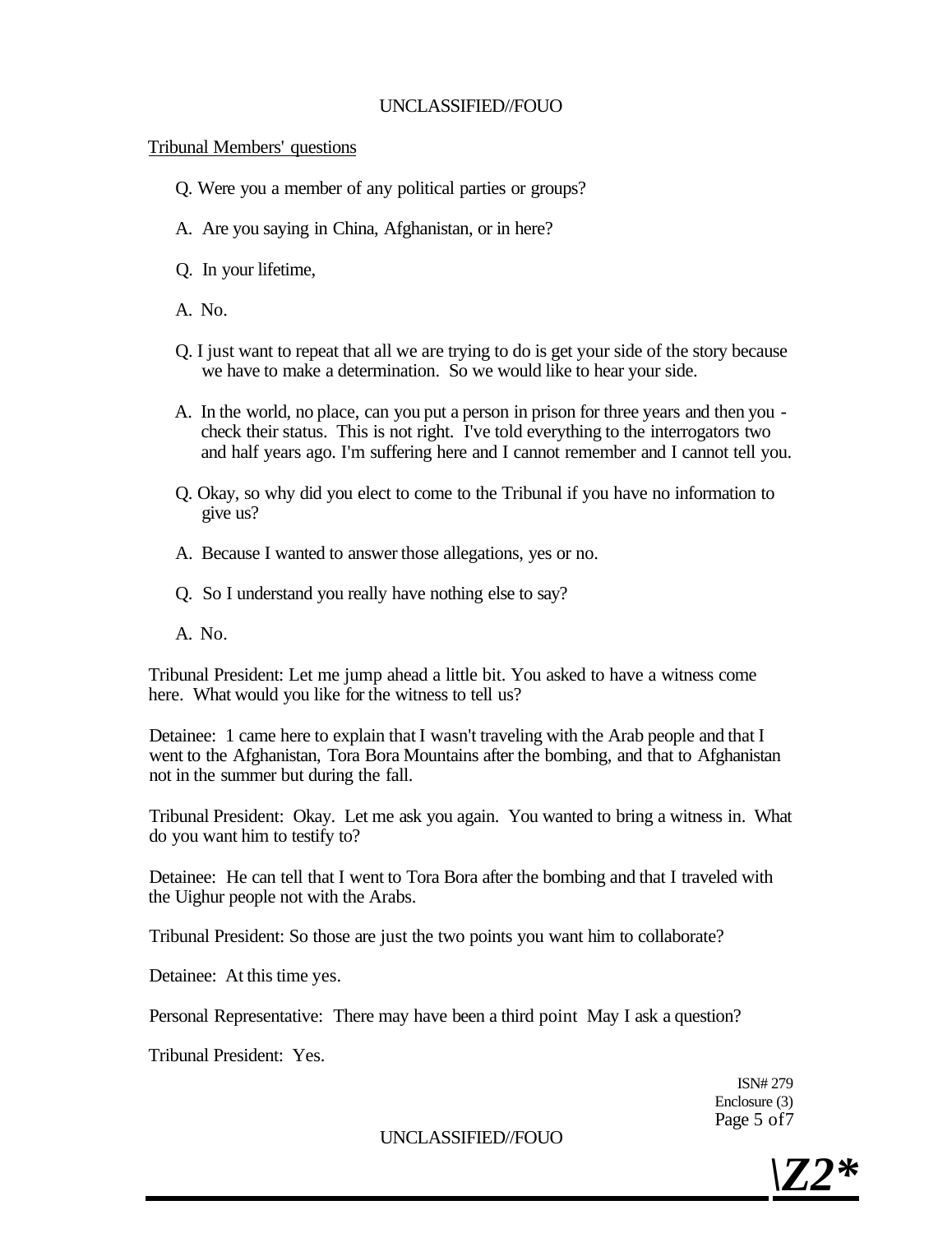Tribunal Members' questions

Q. Were you a member of any political parties or groups?

A. Are you saying in China, Afghanistan, or in here?

Q. In your lifetime,

A. No.

Q. I just want to repeat that all we are trying to do is get your side of the story because we have to make a determination. So we would like to hear your side.

A. In the world, no place, can you put a person in prison for three years and then you - check their status. This is not right. I've told everything to the interrogators two and half years ago. I'm suffering here and I cannot remember and I cannot tell you.

Q. Okay, so why did you elect to come to the Tribunal if you have no information to give us?

A. Because I wanted to answer those allegations, yes or no.

Q. So I understand you really have nothing else to say?

A. No.

Tribunal President: Let me jump ahead a little bit. You asked to have a witness come here. What would you like for the witness to tell us?

Detainee: 1 came here to explain that I wasn't traveling with the Arab people and that I went to the Afghanistan, Tora Bora Mountains after the bombing, and that to Afghanistan not in the summer but during the fall.

Tribunal President: Okay. Let me ask you again. You wanted to bring a witness in. What do you want him to testify to?

Detainee: He can tell that I went to Tora Bora after the bombing and that I traveled with the Uighur people not with the Arabs.

Tribunal President: So those are just the two points you want him to collaborate?

Detainee: At this time yes.

Personal Representative: There may have been a third point May I ask a question?

Tribunal President: Yes.

ISN# 279
Enclosure (3)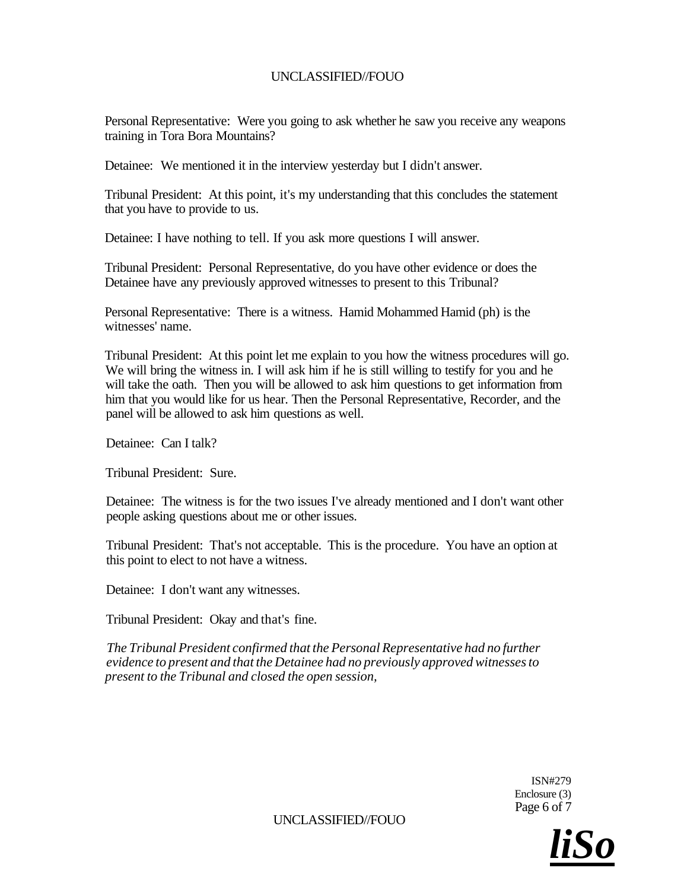Personal Representative: Were you going to ask whether he saw you receive any weapons training in Tora Bora Mountains?

Detainee: We mentioned it in the interview yesterday but I didn't answer.

Tribunal President: At this point, it's my understanding that this concludes the statement that you have to provide to us.

Detainee: I have nothing to tell. If you ask more questions I will answer.

Tribunal President: Personal Representative, do you have other evidence or does the Detainee have any previously approved witnesses to present to this Tribunal?

Personal Representative: There is a witness. Hamid Mohammed Hamid (ph) is the witnesses' name.

Tribunal President: At this point let me explain to you how the witness procedures will go. We will bring the witness in. I will ask him if he is still willing to testify for you and he will take the oath. Then you will be allowed to ask him questions to get information from him that you would like for us hear. Then the Personal Representative, Recorder, and the panel will be allowed to ask him questions as well.

Detainee: Can I talk?

Tribunal President: Sure.

Detainee: The witness is for the two issues I've already mentioned and I don't want other people asking questions about me or other issues.

Tribunal President: That's not acceptable. This is the procedure. You have an option at this point to elect to not have a witness.

Detainee: I don't want any witnesses.

Tribunal President: Okay and that's fine.

*The Tribunal President confirmed that the Personal Representative had no further evidence to present and that the Detainee had no previously approved witnesses to present to the Tribunal and closed the open session,*

ISN#279
Enclosure (3)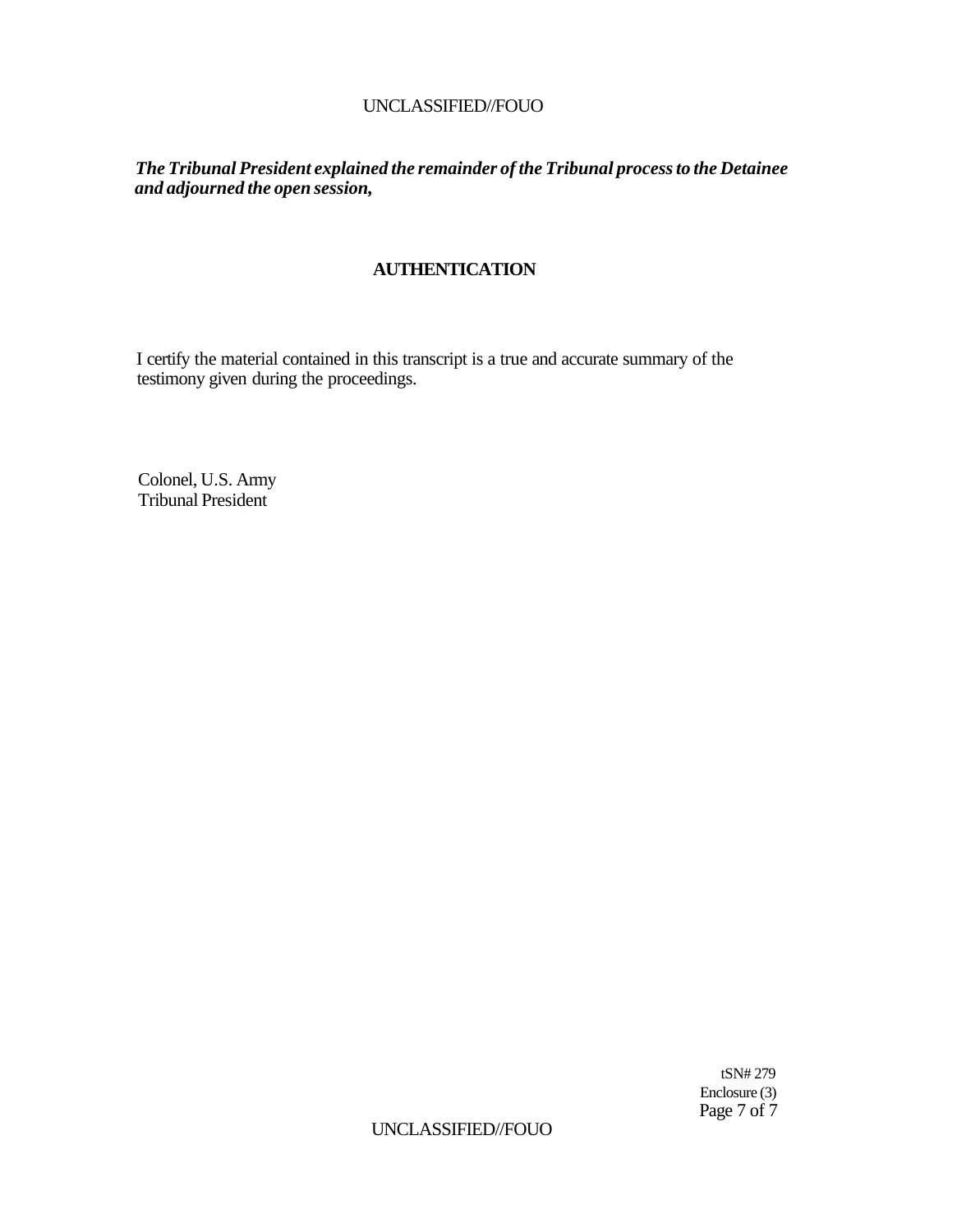*The Tribunal President explained the remainder of the Tribunal process to the Detainee and adjourned the open session,*

**AUTHENTICATION**

I certify the material contained in this transcript is a true and accurate summary of the testimony given during the proceedings.

Colonel, U.S. Army
Tribunal President

tSN# 279
Enclosure (3)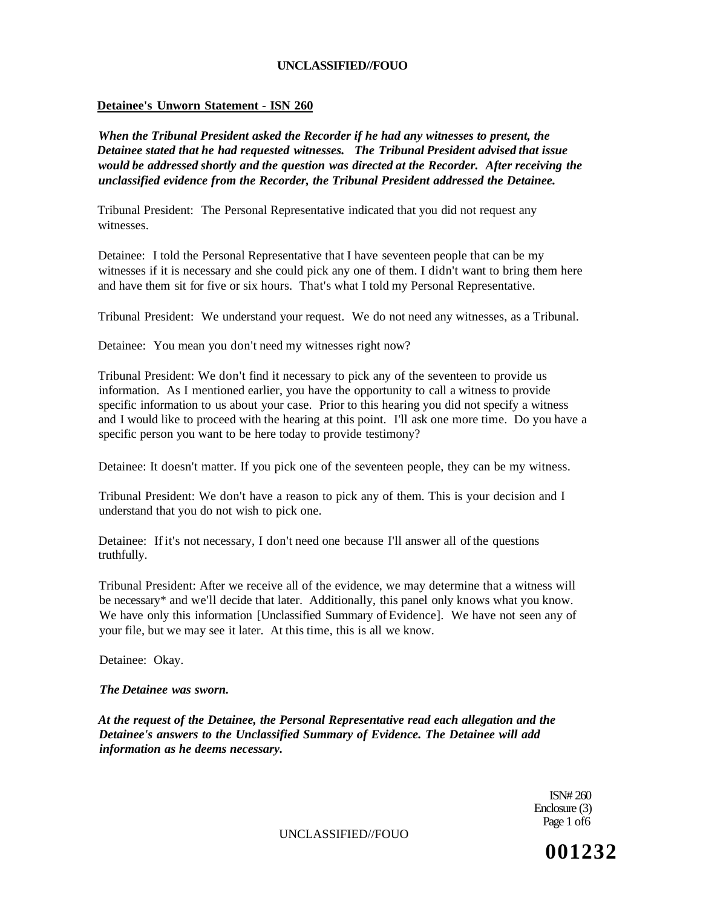**Detainee's Unworn Statement - ISN 260**

***When the Tribunal President asked the Recorder if he had any witnesses to present, the Detainee stated that he had requested witnesses. The Tribunal President advised that issue would be addressed shortly and the question was directed at the Recorder. After receiving the unclassified evidence from the Recorder, the Tribunal President addressed the Detainee.***

Tribunal President: The Personal Representative indicated that you did not request any witnesses.

Detainee: I told the Personal Representative that I have seventeen people that can be my witnesses if it is necessary and she could pick any one of them. I didn't want to bring them here and have them sit for five or six hours. That's what I told my Personal Representative.

Tribunal President: We understand your request. We do not need any witnesses, as a Tribunal.

Detainee: You mean you don't need my witnesses right now?

Tribunal President: We don't find it necessary to pick any of the seventeen to provide us information. As I mentioned earlier, you have the opportunity to call a witness to provide specific information to us about your case. Prior to this hearing you did not specify a witness and I would like to proceed with the hearing at this point. I'll ask one more time. Do you have a specific person you want to be here today to provide testimony?

Detainee: It doesn't matter. If you pick one of the seventeen people, they can be my witness.

Tribunal President: We don't have a reason to pick any of them. This is your decision and I understand that you do not wish to pick one.

Detainee: If it's not necessary, I don't need one because I'll answer all of the questions truthfully.

Tribunal President: After we receive all of the evidence, we may determine that a witness will be necessary* and we'll decide that later. Additionally, this panel only knows what you know. We have only this information [Unclassified Summary of Evidence]. We have not seen any of your file, but we may see it later. At this time, this is all we know.

Detainee: Okay.

***The Detainee was sworn.***

***At the request of the Detainee, the Personal Representative read each allegation and the Detainee's answers to the Unclassified Summary of Evidence. The Detainee will add information as he deems necessary.***

ISN# 260
Enclosure (3)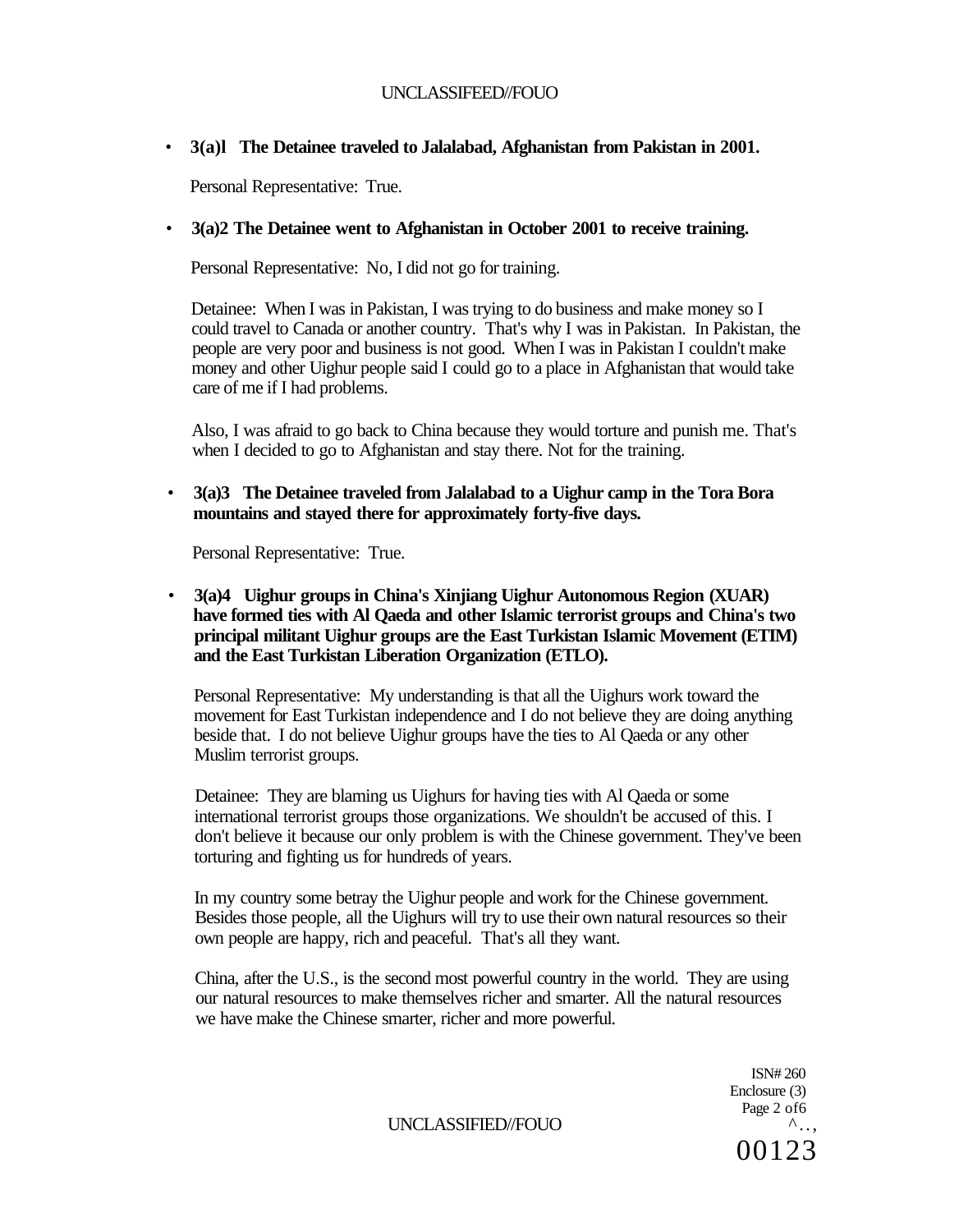- **3(a)l The Detainee traveled to Jalalabad, Afghanistan from Pakistan in 2001.**

  Personal Representative: True.

- **3(a)2 The Detainee went to Afghanistan in October 2001 to receive training.**

  Personal Representative: No, I did not go for training.

  Detainee: When I was in Pakistan, I was trying to do business and make money so I could travel to Canada or another country. That's why I was in Pakistan. In Pakistan, the people are very poor and business is not good. When I was in Pakistan I couldn't make money and other Uighur people said I could go to a place in Afghanistan that would take care of me if I had problems.

  Also, I was afraid to go back to China because they would torture and punish me. That's when I decided to go to Afghanistan and stay there. Not for the training.

- **3(a)3 The Detainee traveled from Jalalabad to a Uighur camp in the Tora Bora mountains and stayed there for approximately forty-five days.**

  Personal Representative: True.

- **3(a)4 Uighur groups in China's Xinjiang Uighur Autonomous Region (XUAR) have formed ties with Al Qaeda and other Islamic terrorist groups and China's two principal militant Uighur groups are the East Turkistan Islamic Movement (ETIM) and the East Turkistan Liberation Organization (ETLO).**

  Personal Representative: My understanding is that all the Uighurs work toward the movement for East Turkistan independence and I do not believe they are doing anything beside that. I do not believe Uighur groups have the ties to Al Qaeda or any other Muslim terrorist groups.

  Detainee: They are blaming us Uighurs for having ties with Al Qaeda or some international terrorist groups those organizations. We shouldn't be accused of this. I don't believe it because our only problem is with the Chinese government. They've been torturing and fighting us for hundreds of years.

  In my country some betray the Uighur people and work for the Chinese government. Besides those people, all the Uighurs will try to use their own natural resources so their own people are happy, rich and peaceful. That's all they want.

  China, after the U.S., is the second most powerful country in the world. They are using our natural resources to make themselves richer and smarter. All the natural resources we have make the Chinese smarter, richer and more powerful.

ISN# 260
Enclosure (3)
Page 2 of 6

00123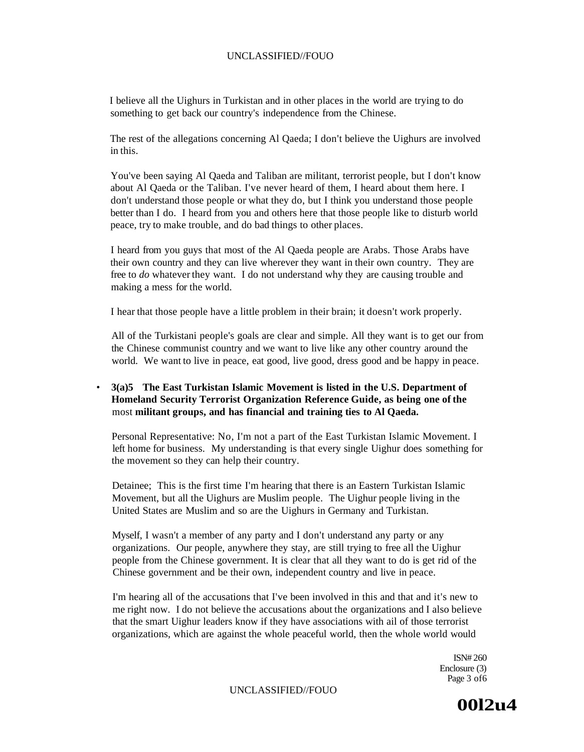I believe all the Uighurs in Turkistan and in other places in the world are trying to do something to get back our country's independence from the Chinese.

The rest of the allegations concerning Al Qaeda; I don't believe the Uighurs are involved in this.

You've been saying Al Qaeda and Taliban are militant, terrorist people, but I don't know about Al Qaeda or the Taliban. I've never heard of them, I heard about them here. I don't understand those people or what they do, but I think you understand those people better than I do. I heard from you and others here that those people like to disturb world peace, try to make trouble, and do bad things to other places.

I heard from you guys that most of the Al Qaeda people are Arabs. Those Arabs have their own country and they can live wherever they want in their own country. They are free to *do* whatever they want. I do not understand why they are causing trouble and making a mess for the world.

I hear that those people have a little problem in their brain; it doesn't work properly.

All of the Turkistani people's goals are clear and simple. All they want is to get our from the Chinese communist country and we want to live like any other country around the world. We want to live in peace, eat good, live good, dress good and be happy in peace.

- **3(a)5 The East Turkistan Islamic Movement is listed in the U.S. Department of Homeland Security Terrorist Organization Reference Guide, as being one of the** most **militant groups, and has financial and training ties to Al Qaeda.**

Personal Representative: No, I'm not a part of the East Turkistan Islamic Movement. I left home for business. My understanding is that every single Uighur does something for the movement so they can help their country.

Detainee; This is the first time I'm hearing that there is an Eastern Turkistan Islamic Movement, but all the Uighurs are Muslim people. The Uighur people living in the United States are Muslim and so are the Uighurs in Germany and Turkistan.

Myself, I wasn't a member of any party and I don't understand any party or any organizations. Our people, anywhere they stay, are still trying to free all the Uighur people from the Chinese government. It is clear that all they want to do is get rid of the Chinese government and be their own, independent country and live in peace.

I'm hearing all of the accusations that I've been involved in this and that and it's new to me right now. I do not believe the accusations about the organizations and I also believe that the smart Uighur leaders know if they have associations with ail of those terrorist organizations, which are against the whole peaceful world, then the whole world would

ISN# 260
Enclosure (3)

00l2u4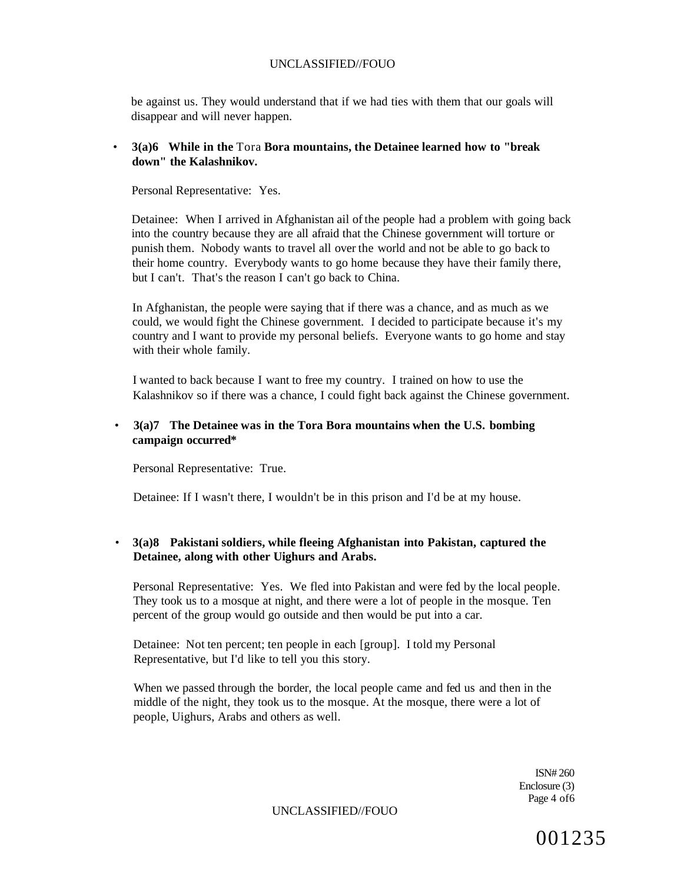be against us. They would understand that if we had ties with them that our goals will disappear and will never happen.

- **3(a)6 While in the Tora Bora mountains, the Detainee learned how to "break down" the Kalashnikov.**

  Personal Representative: Yes.

  Detainee: When I arrived in Afghanistan ail of the people had a problem with going back into the country because they are all afraid that the Chinese government will torture or punish them. Nobody wants to travel all over the world and not be able to go back to their home country. Everybody wants to go home because they have their family there, but I can't. That's the reason I can't go back to China.

  In Afghanistan, the people were saying that if there was a chance, and as much as we could, we would fight the Chinese government. I decided to participate because it's my country and I want to provide my personal beliefs. Everyone wants to go home and stay with their whole family.

  I wanted to back because I want to free my country. I trained on how to use the Kalashnikov so if there was a chance, I could fight back against the Chinese government.

- **3(a)7 The Detainee was in the Tora Bora mountains when the U.S. bombing campaign occurred***

  Personal Representative: True.

  Detainee: If I wasn't there, I wouldn't be in this prison and I'd be at my house.

- **3(a)8 Pakistani soldiers, while fleeing Afghanistan into Pakistan, captured the Detainee, along with other Uighurs and Arabs.**

  Personal Representative: Yes. We fled into Pakistan and were fed by the local people. They took us to a mosque at night, and there were a lot of people in the mosque. Ten percent of the group would go outside and then would be put into a car.

  Detainee: Not ten percent; ten people in each [group]. I told my Personal Representative, but I'd like to tell you this story.

  When we passed through the border, the local people came and fed us and then in the middle of the night, they took us to the mosque. At the mosque, there were a lot of people, Uighurs, Arabs and others as well.

ISN# 260
Enclosure (3)
Page 4 of6

001235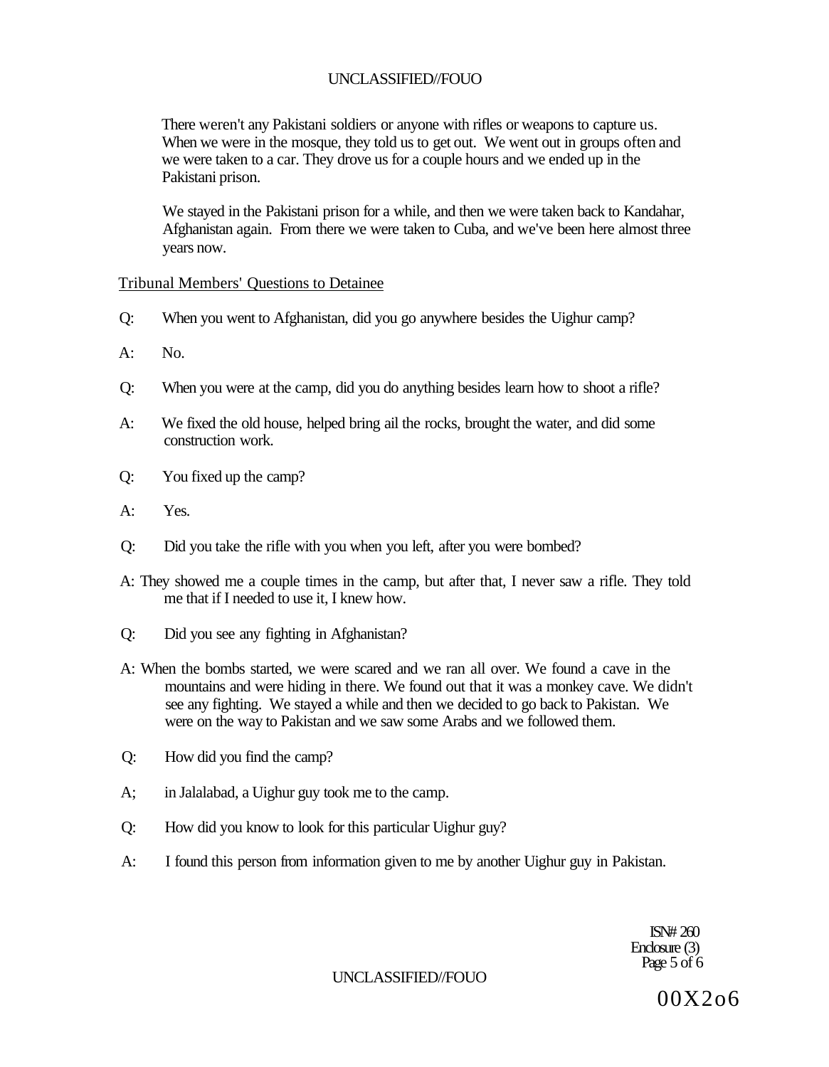There weren't any Pakistani soldiers or anyone with rifles or weapons to capture us. When we were in the mosque, they told us to get out. We went out in groups often and we were taken to a car. They drove us for a couple hours and we ended up in the Pakistani prison.

We stayed in the Pakistani prison for a while, and then we were taken back to Kandahar, Afghanistan again. From there we were taken to Cuba, and we've been here almost three years now.

Tribunal Members' Questions to Detainee

Q: When you went to Afghanistan, did you go anywhere besides the Uighur camp?

A: No.

Q: When you were at the camp, did you do anything besides learn how to shoot a rifle?

A: We fixed the old house, helped bring ail the rocks, brought the water, and did some construction work.

Q: You fixed up the camp?

A: Yes.

Q: Did you take the rifle with you when you left, after you were bombed?

A: They showed me a couple times in the camp, but after that, I never saw a rifle. They told me that if I needed to use it, I knew how.

Q: Did you see any fighting in Afghanistan?

A: When the bombs started, we were scared and we ran all over. We found a cave in the mountains and were hiding in there. We found out that it was a monkey cave. We didn't see any fighting. We stayed a while and then we decided to go back to Pakistan. We were on the way to Pakistan and we saw some Arabs and we followed them.

Q: How did you find the camp?

A; in Jalalabad, a Uighur guy took me to the camp.

Q: How did you know to look for this particular Uighur guy?

A: I found this person from information given to me by another Uighur guy in Pakistan.

ISN# 260
Enclosure (3)

00X2o6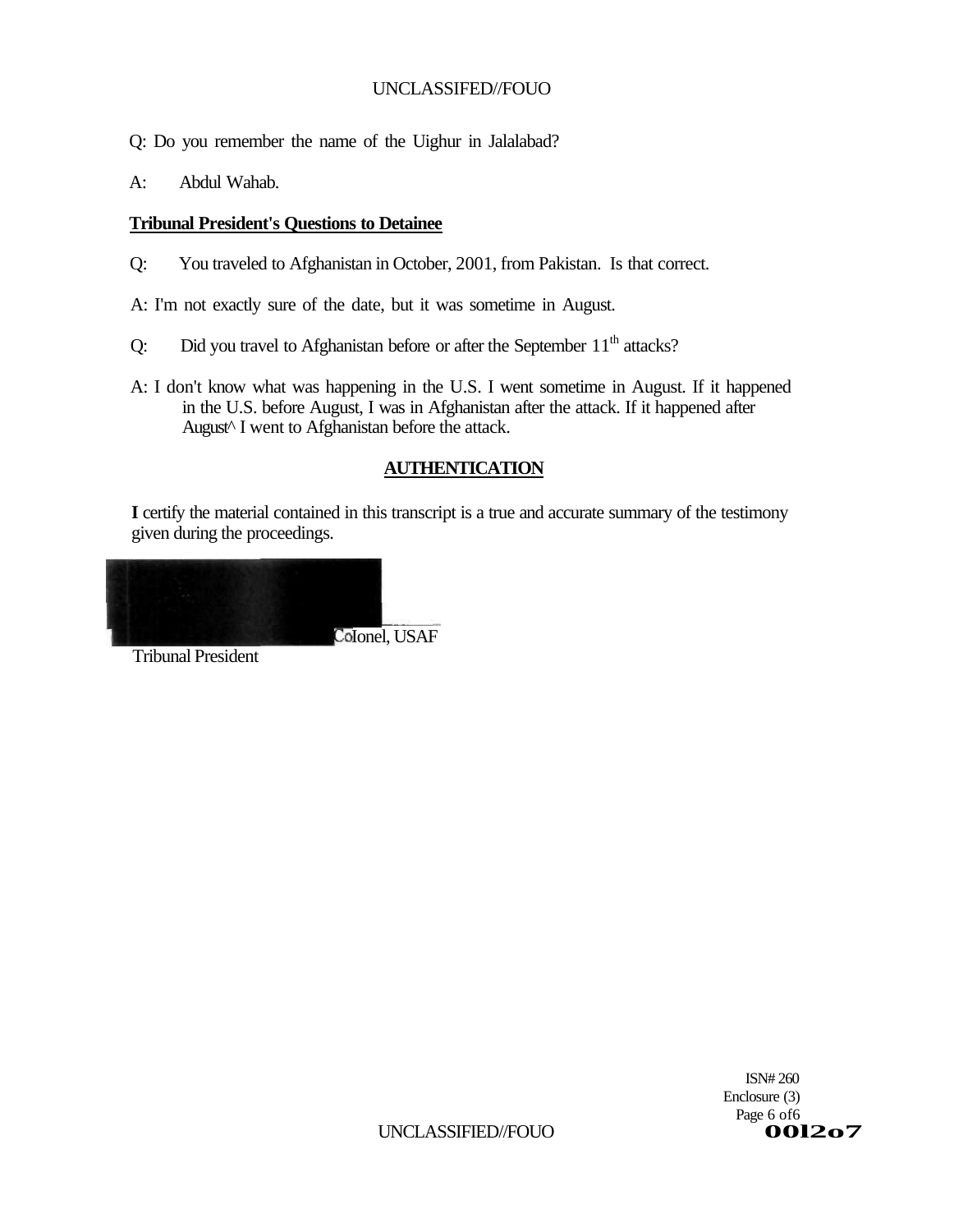Q: Do you remember the name of the Uighur in Jalalabad?

A: Abdul Wahab.

**Tribunal President's Questions to Detainee**

Q: You traveled to Afghanistan in October, 2001, from Pakistan. Is that correct.

A: I'm not exactly sure of the date, but it was sometime in August.

Q: Did you travel to Afghanistan before or after the September 11th attacks?

A: I don't know what was happening in the U.S. I went sometime in August. If it happened in the U.S. before August, I was in Afghanistan after the attack. If it happened after August^ I went to Afghanistan before the attack.

## AUTHENTICATION

I certify the material contained in this transcript is a true and accurate summary of the testimony given during the proceedings.

Colonel, USAF
Tribunal President

ISN# 260
Enclosure (3)
Page 6 of 6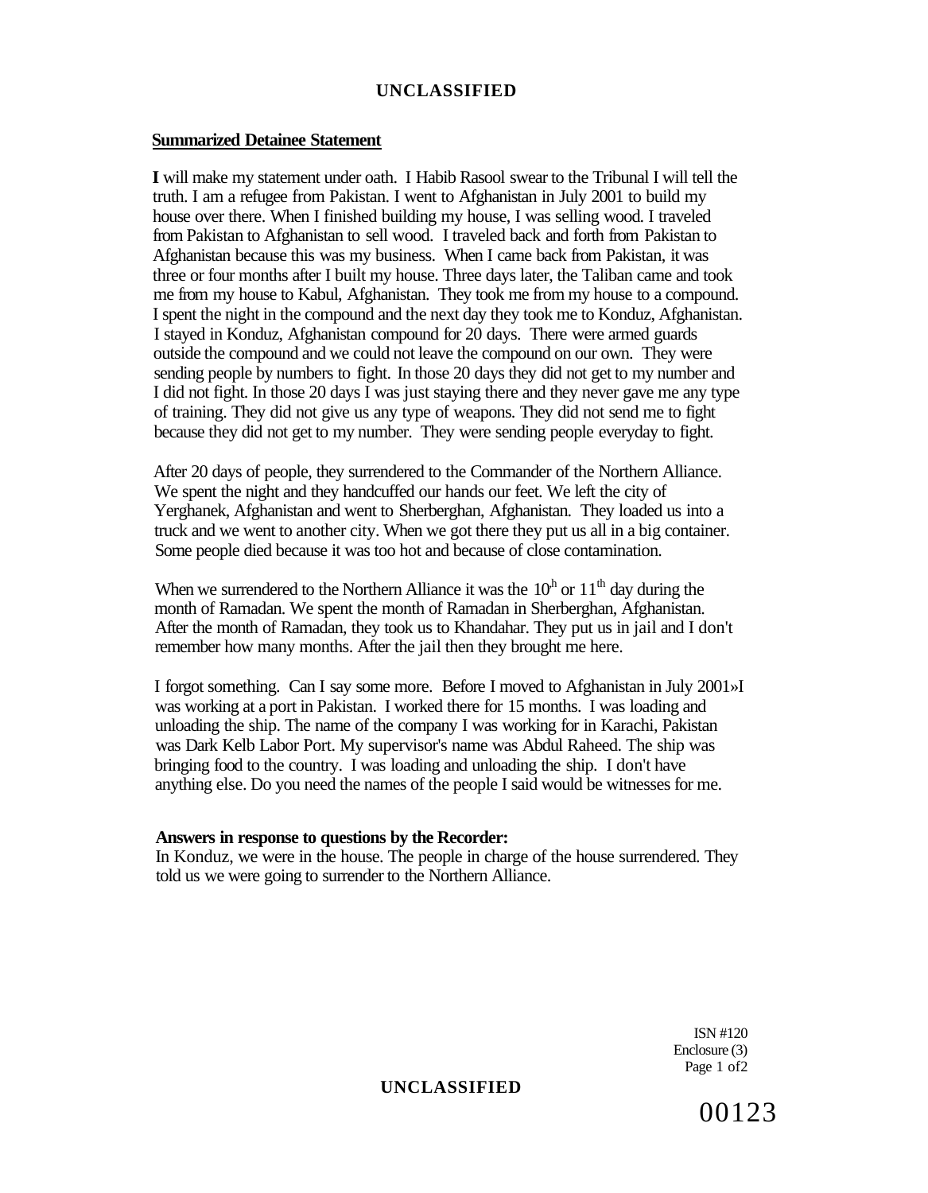**Summarized Detainee Statement**

**I** will make my statement under oath. I Habib Rasool swear to the Tribunal I will tell the truth. I am a refugee from Pakistan. I went to Afghanistan in July 2001 to build my house over there. When I finished building my house, I was selling wood. I traveled from Pakistan to Afghanistan to sell wood. I traveled back and forth from Pakistan to Afghanistan because this was my business. When I came back from Pakistan, it was three or four months after I built my house. Three days later, the Taliban came and took me from my house to Kabul, Afghanistan. They took me from my house to a compound. I spent the night in the compound and the next day they took me to Konduz, Afghanistan. I stayed in Konduz, Afghanistan compound for 20 days. There were armed guards outside the compound and we could not leave the compound on our own. They were sending people by numbers to fight. In those 20 days they did not get to my number and I did not fight. In those 20 days I was just staying there and they never gave me any type of training. They did not give us any type of weapons. They did not send me to fight because they did not get to my number. They were sending people everyday to fight.

After 20 days of people, they surrendered to the Commander of the Northern Alliance. We spent the night and they handcuffed our hands our feet. We left the city of Yerghanek, Afghanistan and went to Sherberghan, Afghanistan. They loaded us into a truck and we went to another city. When we got there they put us all in a big container. Some people died because it was too hot and because of close contamination.

When we surrendered to the Northern Alliance it was the 10th or 11th day during the month of Ramadan. We spent the month of Ramadan in Sherberghan, Afghanistan. After the month of Ramadan, they took us to Khandahar. They put us in jail and I don't remember how many months. After the jail then they brought me here.

I forgot something. Can I say some more. Before I moved to Afghanistan in July 2001»I was working at a port in Pakistan. I worked there for 15 months. I was loading and unloading the ship. The name of the company I was working for in Karachi, Pakistan was Dark Kelb Labor Port. My supervisor's name was Abdul Raheed. The ship was bringing food to the country. I was loading and unloading the ship. I don't have anything else. Do you need the names of the people I said would be witnesses for me.

**Answers in response to questions by the Recorder:**
In Konduz, we were in the house. The people in charge of the house surrendered. They told us we were going to surrender to the Northern Alliance.

ISN #120
Enclosure (3)
Page 1 of2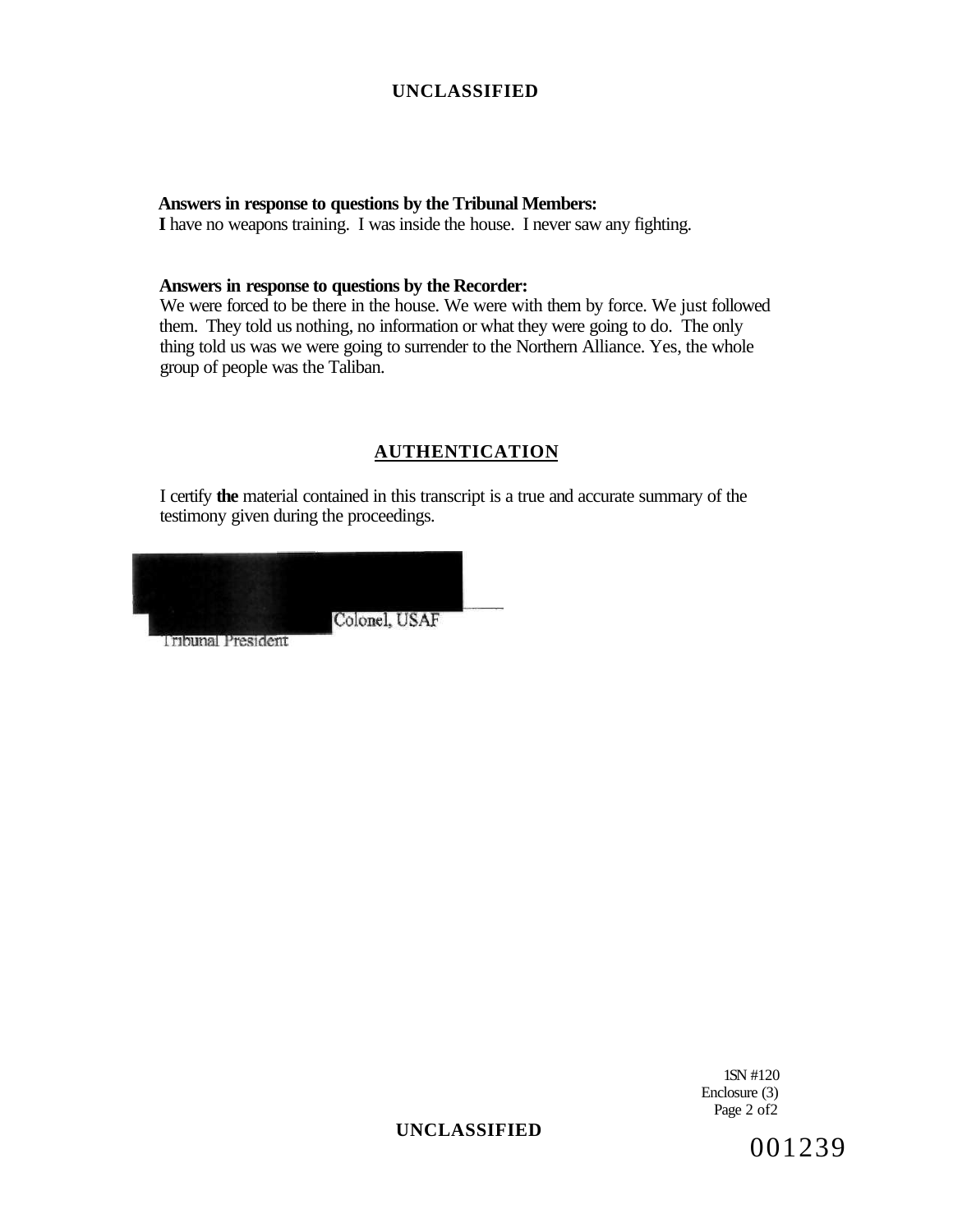**Answers in response to questions by the Tribunal Members:**
**I** have no weapons training. I was inside the house. I never saw any fighting.

**Answers in response to questions by the Recorder:**
We were forced to be there in the house. We were with them by force. We just followed them. They told us nothing, no information or what they were going to do. The only thing told us was we were going to surrender to the Northern Alliance. Yes, the whole group of people was the Taliban.

## AUTHENTICATION

I certify **the** material contained in this transcript is a true and accurate summary of the testimony given during the proceedings.

Colonel, USAF
Tribunal President

1SN #120
Enclosure (3)
Page 2 of2

001239